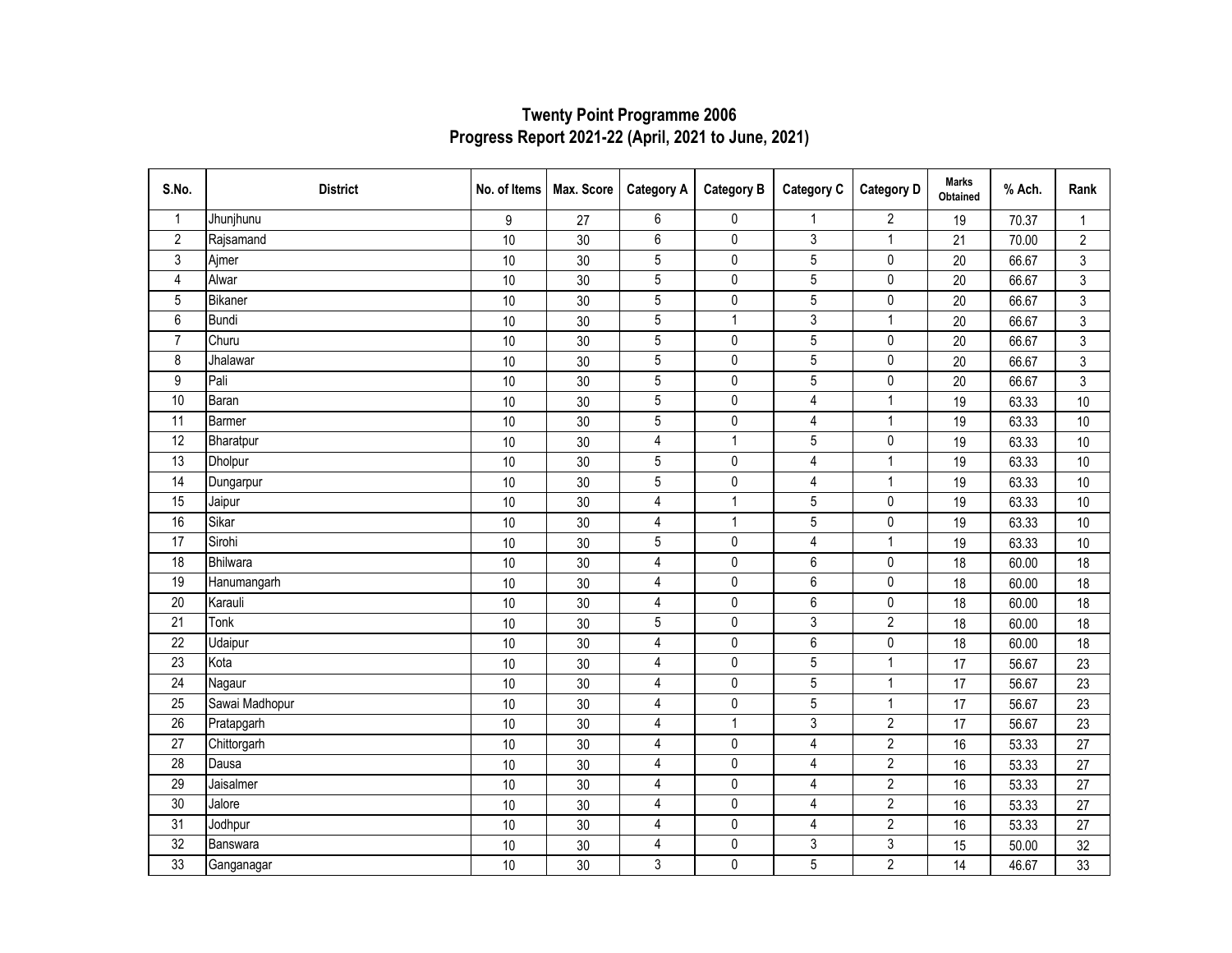# Twenty Point Programme 2006
## Progress Report 2021-22 (April, 2021 to June, 2021)

| S.No. | District | No. of Items | Max. Score | Category A | Category B | Category C | Category D | Marks Obtained | % Ach. | Rank |
|---|---|---|---|---|---|---|---|---|---|---|
| 1 | Jhunjhunu | 9 | 27 | 6 | 0 | 1 | 2 | 19 | 70.37 | 1 |
| 2 | Rajsamand | 10 | 30 | 6 | 0 | 3 | 1 | 21 | 70.00 | 2 |
| 3 | Ajmer | 10 | 30 | 5 | 0 | 5 | 0 | 20 | 66.67 | 3 |
| 4 | Alwar | 10 | 30 | 5 | 0 | 5 | 0 | 20 | 66.67 | 3 |
| 5 | Bikaner | 10 | 30 | 5 | 0 | 5 | 0 | 20 | 66.67 | 3 |
| 6 | Bundi | 10 | 30 | 5 | 1 | 3 | 1 | 20 | 66.67 | 3 |
| 7 | Churu | 10 | 30 | 5 | 0 | 5 | 0 | 20 | 66.67 | 3 |
| 8 | Jhalawar | 10 | 30 | 5 | 0 | 5 | 0 | 20 | 66.67 | 3 |
| 9 | Pali | 10 | 30 | 5 | 0 | 5 | 0 | 20 | 66.67 | 3 |
| 10 | Baran | 10 | 30 | 5 | 0 | 4 | 1 | 19 | 63.33 | 10 |
| 11 | Barmer | 10 | 30 | 5 | 0 | 4 | 1 | 19 | 63.33 | 10 |
| 12 | Bharatpur | 10 | 30 | 4 | 1 | 5 | 0 | 19 | 63.33 | 10 |
| 13 | Dholpur | 10 | 30 | 5 | 0 | 4 | 1 | 19 | 63.33 | 10 |
| 14 | Dungarpur | 10 | 30 | 5 | 0 | 4 | 1 | 19 | 63.33 | 10 |
| 15 | Jaipur | 10 | 30 | 4 | 1 | 5 | 0 | 19 | 63.33 | 10 |
| 16 | Sikar | 10 | 30 | 4 | 1 | 5 | 0 | 19 | 63.33 | 10 |
| 17 | Sirohi | 10 | 30 | 5 | 0 | 4 | 1 | 19 | 63.33 | 10 |
| 18 | Bhilwara | 10 | 30 | 4 | 0 | 6 | 0 | 18 | 60.00 | 18 |
| 19 | Hanumangarh | 10 | 30 | 4 | 0 | 6 | 0 | 18 | 60.00 | 18 |
| 20 | Karauli | 10 | 30 | 4 | 0 | 6 | 0 | 18 | 60.00 | 18 |
| 21 | Tonk | 10 | 30 | 5 | 0 | 3 | 2 | 18 | 60.00 | 18 |
| 22 | Udaipur | 10 | 30 | 4 | 0 | 6 | 0 | 18 | 60.00 | 18 |
| 23 | Kota | 10 | 30 | 4 | 0 | 5 | 1 | 17 | 56.67 | 23 |
| 24 | Nagaur | 10 | 30 | 4 | 0 | 5 | 1 | 17 | 56.67 | 23 |
| 25 | Sawai Madhopur | 10 | 30 | 4 | 0 | 5 | 1 | 17 | 56.67 | 23 |
| 26 | Pratapgarh | 10 | 30 | 4 | 1 | 3 | 2 | 17 | 56.67 | 23 |
| 27 | Chittorgarh | 10 | 30 | 4 | 0 | 4 | 2 | 16 | 53.33 | 27 |
| 28 | Dausa | 10 | 30 | 4 | 0 | 4 | 2 | 16 | 53.33 | 27 |
| 29 | Jaisalmer | 10 | 30 | 4 | 0 | 4 | 2 | 16 | 53.33 | 27 |
| 30 | Jalore | 10 | 30 | 4 | 0 | 4 | 2 | 16 | 53.33 | 27 |
| 31 | Jodhpur | 10 | 30 | 4 | 0 | 4 | 2 | 16 | 53.33 | 27 |
| 32 | Banswara | 10 | 30 | 4 | 0 | 3 | 3 | 15 | 50.00 | 32 |
| 33 | Ganganagar | 10 | 30 | 3 | 0 | 5 | 2 | 14 | 46.67 | 33 |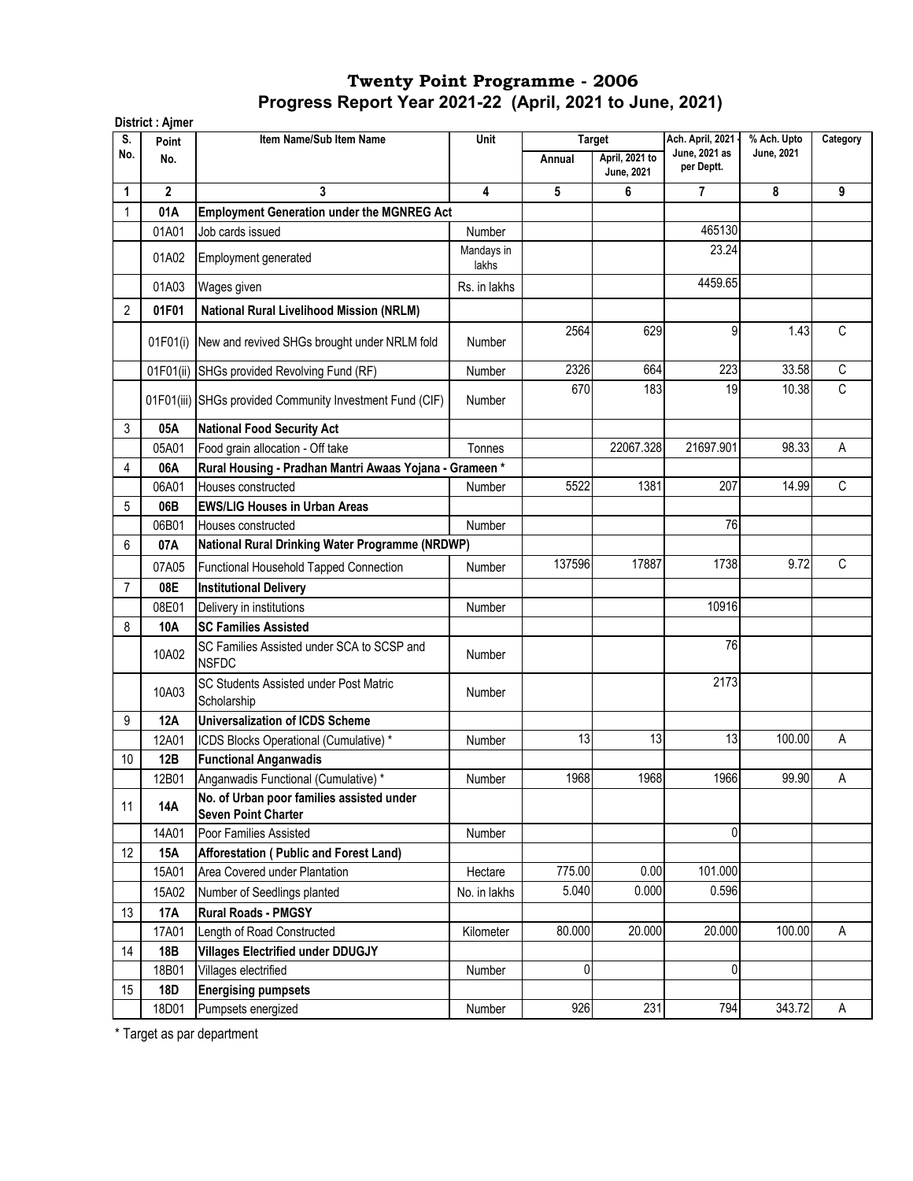# Twenty Point Programme - 2006

## Progress Report Year 2021-22 (April, 2021 to June, 2021)

**District : Ajmer**

| S. No. | Point No. | Item Name/Sub Item Name | Unit | Target | | Ach. April, 2021 - June, 2021 as per Deptt. | % Ach. Upto June, 2021 | Category |
|---|---|---|---|---|---|---|---|---|
| | | | | Annual | April, 2021 to June, 2021 | | | |
| 1 | 2 | 3 | 4 | 5 | 6 | 7 | 8 | 9 |
| 1 | **01A** | **Employment Generation under the MGNREG Act** | | | | | | |
| | 01A01 | Job cards issued | Number | | | 465130 | | |
| | 01A02 | Employment generated | Mandays in lakhs | | | 23.24 | | |
| | 01A03 | Wages given | Rs. in lakhs | | | 4459.65 | | |
| 2 | **01F01** | **National Rural Livelihood Mission (NRLM)** | | | | | | |
| | 01F01(i) | New and revived SHGs brought under NRLM fold | Number | 2564 | 629 | 9 | 1.43 | C |
| | 01F01(ii) | SHGs provided Revolving Fund (RF) | Number | 2326 | 664 | 223 | 33.58 | C |
| | 01F01(iii) | SHGs provided Community Investment Fund (CIF) | Number | 670 | 183 | 19 | 10.38 | C |
| 3 | **05A** | **National Food Security Act** | | | | | | |
| | 05A01 | Food grain allocation - Off take | Tonnes | | 22067.328 | 21697.901 | 98.33 | A |
| 4 | **06A** | **Rural Housing - Pradhan Mantri Awaas Yojana - Grameen *** | | | | | | |
| | 06A01 | Houses constructed | Number | 5522 | 1381 | 207 | 14.99 | C |
| 5 | **06B** | **EWS/LIG Houses in Urban Areas** | | | | | | |
| | 06B01 | Houses constructed | Number | | | 76 | | |
| 6 | **07A** | **National Rural Drinking Water Programme (NRDWP)** | | | | | | |
| | 07A05 | Functional Household Tapped Connection | Number | 137596 | 17887 | 1738 | 9.72 | C |
| 7 | **08E** | **Institutional Delivery** | | | | | | |
| | 08E01 | Delivery in institutions | Number | | | 10916 | | |
| 8 | **10A** | **SC Families Assisted** | | | | | | |
| | 10A02 | SC Families Assisted under SCA to SCSP and NSFDC | Number | | | 76 | | |
| | 10A03 | SC Students Assisted under Post Matric Scholarship | Number | | | 2173 | | |
| 9 | **12A** | **Universalization of ICDS Scheme** | | | | | | |
| | 12A01 | ICDS Blocks Operational (Cumulative) * | Number | 13 | 13 | 13 | 100.00 | A |
| 10 | **12B** | **Functional Anganwadis** | | | | | | |
| | 12B01 | Anganwadis Functional (Cumulative) * | Number | 1968 | 1968 | 1966 | 99.90 | A |
| 11 | **14A** | **No. of Urban poor families assisted under Seven Point Charter** | | | | | | |
| | 14A01 | Poor Families Assisted | Number | | | 0 | | |
| 12 | **15A** | **Afforestation ( Public and Forest Land)** | | | | | | |
| | 15A01 | Area Covered under Plantation | Hectare | 775.00 | 0.00 | 101.000 | | |
| | 15A02 | Number of Seedlings planted | No. in lakhs | 5.040 | 0.000 | 0.596 | | |
| 13 | **17A** | **Rural Roads - PMGSY** | | | | | | |
| | 17A01 | Length of Road Constructed | Kilometer | 80.000 | 20.000 | 20.000 | 100.00 | A |
| 14 | **18B** | **Villages Electrified under DDUGJY** | | | | | | |
| | 18B01 | Villages electrified | Number | 0 | | 0 | | |
| 15 | **18D** | **Energising pumpsets** | | | | | | |
| | 18D01 | Pumpsets energized | Number | 926 | 231 | 794 | 343.72 | A |

\* Target as par department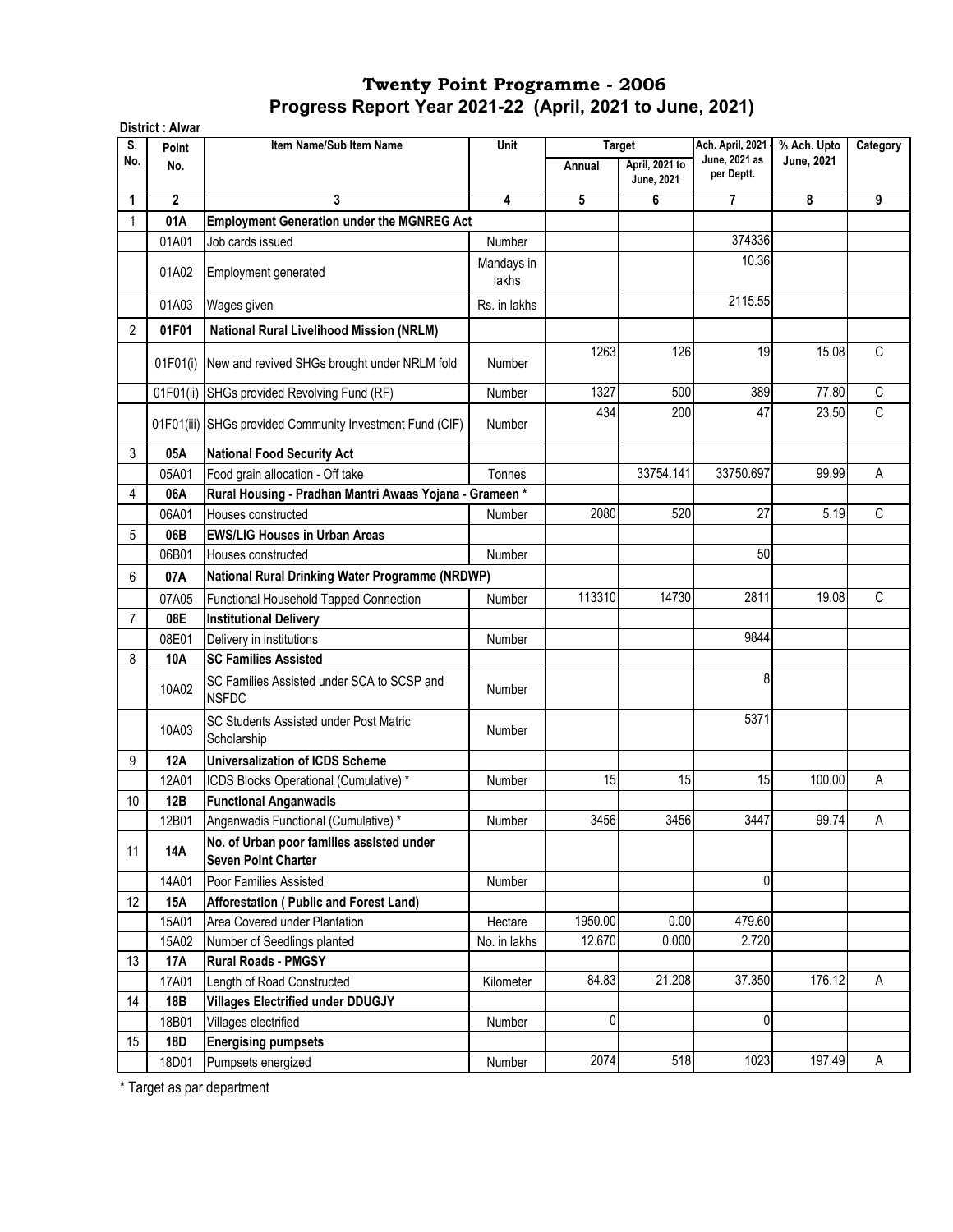# Twenty Point Programme - 2006

## Progress Report Year 2021-22 (April, 2021 to June, 2021)

**District : Alwar**

| S. No. | Point No. | Item Name/Sub Item Name | Unit | Target | | Ach. April, 2021 - June, 2021 as per Deptt. | % Ach. Upto June, 2021 | Category |
|---|---|---|---|---|---|---|---|---|
| | | | | Annual | April, 2021 to June, 2021 | | | |
| 1 | 2 | 3 | 4 | 5 | 6 | 7 | 8 | 9 |
| 1 | **01A** | **Employment Generation under the MGNREG Act** | | | | | | |
| | 01A01 | Job cards issued | Number | | | 374336 | | |
| | 01A02 | Employment generated | Mandays in lakhs | | | 10.36 | | |
| | 01A03 | Wages given | Rs. in lakhs | | | 2115.55 | | |
| 2 | **01F01** | **National Rural Livelihood Mission (NRLM)** | | | | | | |
| | 01F01(i) | New and revived SHGs brought under NRLM fold | Number | 1263 | 126 | 19 | 15.08 | C |
| | 01F01(ii) | SHGs provided Revolving Fund (RF) | Number | 1327 | 500 | 389 | 77.80 | C |
| | 01F01(iii) | SHGs provided Community Investment Fund (CIF) | Number | 434 | 200 | 47 | 23.50 | C |
| 3 | **05A** | **National Food Security Act** | | | | | | |
| | 05A01 | Food grain allocation - Off take | Tonnes | | 33754.141 | 33750.697 | 99.99 | A |
| 4 | **06A** | **Rural Housing - Pradhan Mantri Awaas Yojana - Grameen *** | | | | | | |
| | 06A01 | Houses constructed | Number | 2080 | 520 | 27 | 5.19 | C |
| 5 | **06B** | **EWS/LIG Houses in Urban Areas** | | | | | | |
| | 06B01 | Houses constructed | Number | | | 50 | | |
| 6 | **07A** | **National Rural Drinking Water Programme (NRDWP)** | | | | | | |
| | 07A05 | Functional Household Tapped Connection | Number | 113310 | 14730 | 2811 | 19.08 | C |
| 7 | **08E** | **Institutional Delivery** | | | | | | |
| | 08E01 | Delivery in institutions | Number | | | 9844 | | |
| 8 | **10A** | **SC Families Assisted** | | | | | | |
| | 10A02 | SC Families Assisted under SCA to SCSP and NSFDC | Number | | | 8 | | |
| | 10A03 | SC Students Assisted under Post Matric Scholarship | Number | | | 5371 | | |
| 9 | **12A** | **Universalization of ICDS Scheme** | | | | | | |
| | 12A01 | ICDS Blocks Operational (Cumulative) * | Number | 15 | 15 | 15 | 100.00 | A |
| 10 | **12B** | **Functional Anganwadis** | | | | | | |
| | 12B01 | Anganwadis Functional (Cumulative) * | Number | 3456 | 3456 | 3447 | 99.74 | A |
| 11 | **14A** | **No. of Urban poor families assisted under Seven Point Charter** | | | | | | |
| | 14A01 | Poor Families Assisted | Number | | | 0 | | |
| 12 | **15A** | **Afforestation ( Public and Forest Land)** | | | | | | |
| | 15A01 | Area Covered under Plantation | Hectare | 1950.00 | 0.00 | 479.60 | | |
| | 15A02 | Number of Seedlings planted | No. in lakhs | 12.670 | 0.000 | 2.720 | | |
| 13 | **17A** | **Rural Roads - PMGSY** | | | | | | |
| | 17A01 | Length of Road Constructed | Kilometer | 84.83 | 21.208 | 37.350 | 176.12 | A |
| 14 | **18B** | **Villages Electrified under DDUGJY** | | | | | | |
| | 18B01 | Villages electrified | Number | 0 | | 0 | | |
| 15 | **18D** | **Energising pumpsets** | | | | | | |
| | 18D01 | Pumpsets energized | Number | 2074 | 518 | 1023 | 197.49 | A |

* Target as par department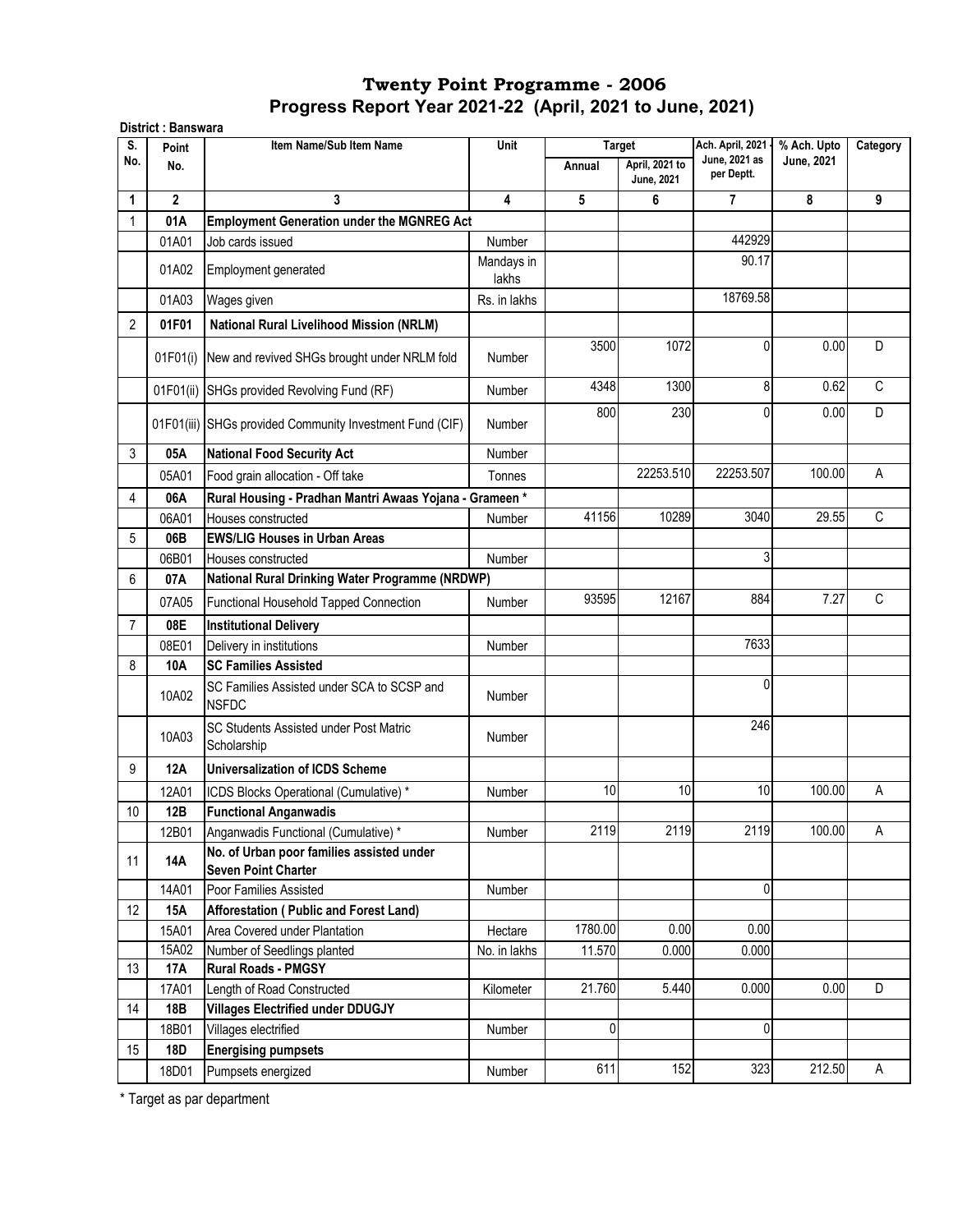# Twenty Point Programme - 2006

## Progress Report Year 2021-22 (April, 2021 to June, 2021)

**District : Banswara**

| S. No. | Point No. | Item Name/Sub Item Name | Unit | Target Annual | Target April, 2021 to June, 2021 | Ach. April, 2021 - June, 2021 as per Deptt. | % Ach. Upto June, 2021 | Category |
|---|---|---|---|---|---|---|---|---|
| 1 | 2 | 3 | 4 | 5 | 6 | 7 | 8 | 9 |
| 1 | **01A** | **Employment Generation under the MGNREG Act** | | | | | | |
| | 01A01 | Job cards issued | Number | | | 442929 | | |
| | 01A02 | Employment generated | Mandays in lakhs | | | 90.17 | | |
| | 01A03 | Wages given | Rs. in lakhs | | | 18769.58 | | |
| 2 | **01F01** | **National Rural Livelihood Mission (NRLM)** | | | | | | |
| | 01F01(i) | New and revived SHGs brought under NRLM fold | Number | 3500 | 1072 | 0 | 0.00 | D |
| | 01F01(ii) | SHGs provided Revolving Fund (RF) | Number | 4348 | 1300 | 8 | 0.62 | C |
| | 01F01(iii) | SHGs provided Community Investment Fund (CIF) | Number | 800 | 230 | 0 | 0.00 | D |
| 3 | **05A** | **National Food Security Act** | Number | | | | | |
| | 05A01 | Food grain allocation - Off take | Tonnes | | 22253.510 | 22253.507 | 100.00 | A |
| 4 | **06A** | **Rural Housing - Pradhan Mantri Awaas Yojana - Grameen *** | | | | | | |
| | 06A01 | Houses constructed | Number | 41156 | 10289 | 3040 | 29.55 | C |
| 5 | **06B** | **EWS/LIG Houses in Urban Areas** | | | | | | |
| | 06B01 | Houses constructed | Number | | | 3 | | |
| 6 | **07A** | **National Rural Drinking Water Programme (NRDWP)** | | | | | | |
| | 07A05 | Functional Household Tapped Connection | Number | 93595 | 12167 | 884 | 7.27 | C |
| 7 | **08E** | **Institutional Delivery** | | | | | | |
| | 08E01 | Delivery in institutions | Number | | | 7633 | | |
| 8 | **10A** | **SC Families Assisted** | | | | | | |
| | 10A02 | SC Families Assisted under SCA to SCSP and NSFDC | Number | | | 0 | | |
| | 10A03 | SC Students Assisted under Post Matric Scholarship | Number | | | 246 | | |
| 9 | **12A** | **Universalization of ICDS Scheme** | | | | | | |
| | 12A01 | ICDS Blocks Operational (Cumulative) * | Number | 10 | 10 | 10 | 100.00 | A |
| 10 | **12B** | **Functional Anganwadis** | | | | | | |
| | 12B01 | Anganwadis Functional (Cumulative) * | Number | 2119 | 2119 | 2119 | 100.00 | A |
| 11 | **14A** | **No. of Urban poor families assisted under Seven Point Charter** | | | | | | |
| | 14A01 | Poor Families Assisted | Number | | | 0 | | |
| 12 | **15A** | **Afforestation ( Public and Forest Land)** | | | | | | |
| | 15A01 | Area Covered under Plantation | Hectare | 1780.00 | 0.00 | 0.00 | | |
| | 15A02 | Number of Seedlings planted | No. in lakhs | 11.570 | 0.000 | 0.000 | | |
| 13 | **17A** | **Rural Roads - PMGSY** | | | | | | |
| | 17A01 | Length of Road Constructed | Kilometer | 21.760 | 5.440 | 0.000 | 0.00 | D |
| 14 | **18B** | **Villages Electrified under DDUGJY** | | | | | | |
| | 18B01 | Villages electrified | Number | 0 | | 0 | | |
| 15 | **18D** | **Energising pumpsets** | | | | | | |
| | 18D01 | Pumpsets energized | Number | 611 | 152 | 323 | 212.50 | A |

\* Target as par department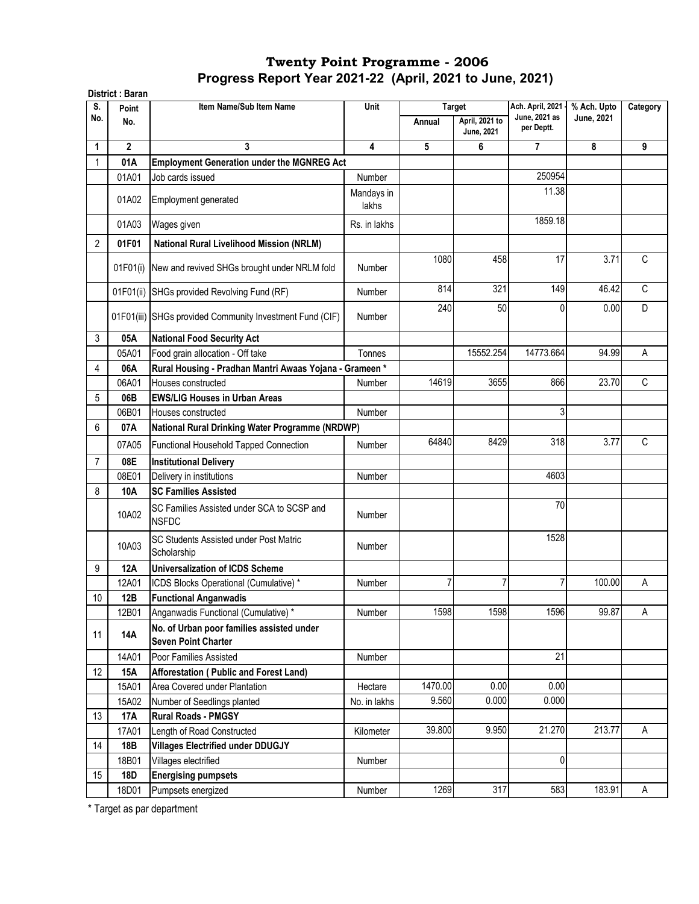# Twenty Point Programme - 2006

## Progress Report Year 2021-22 (April, 2021 to June, 2021)

**District : Baran**

| S. No. | Point No. | Item Name/Sub Item Name | Unit | Target | | Ach. April, 2021 - June, 2021 as per Deptt. | % Ach. Upto June, 2021 | Category |
|---|---|---|---|---|---|---|---|---|
| | | | | Annual | April, 2021 to June, 2021 | | | |
| 1 | 2 | 3 | 4 | 5 | 6 | 7 | 8 | 9 |
| 1 | **01A** | **Employment Generation under the MGNREG Act** | | | | | | |
| | 01A01 | Job cards issued | Number | | | 250954 | | |
| | 01A02 | Employment generated | Mandays in lakhs | | | 11.38 | | |
| | 01A03 | Wages given | Rs. in lakhs | | | 1859.18 | | |
| 2 | **01F01** | **National Rural Livelihood Mission (NRLM)** | | | | | | |
| | 01F01(i) | New and revived SHGs brought under NRLM fold | Number | 1080 | 458 | 17 | 3.71 | C |
| | 01F01(ii) | SHGs provided Revolving Fund (RF) | Number | 814 | 321 | 149 | 46.42 | C |
| | 01F01(iii) | SHGs provided Community Investment Fund (CIF) | Number | 240 | 50 | 0 | 0.00 | D |
| 3 | **05A** | **National Food Security Act** | | | | | | |
| | 05A01 | Food grain allocation - Off take | Tonnes | | 15552.254 | 14773.664 | 94.99 | A |
| 4 | **06A** | **Rural Housing - Pradhan Mantri Awaas Yojana - Grameen *** | | | | | | |
| | 06A01 | Houses constructed | Number | 14619 | 3655 | 866 | 23.70 | C |
| 5 | **06B** | **EWS/LIG Houses in Urban Areas** | | | | | | |
| | 06B01 | Houses constructed | Number | | | 3 | | |
| 6 | **07A** | **National Rural Drinking Water Programme (NRDWP)** | | | | | | |
| | 07A05 | Functional Household Tapped Connection | Number | 64840 | 8429 | 318 | 3.77 | C |
| 7 | **08E** | **Institutional Delivery** | | | | | | |
| | 08E01 | Delivery in institutions | Number | | | 4603 | | |
| 8 | **10A** | **SC Families Assisted** | | | | | | |
| | 10A02 | SC Families Assisted under SCA to SCSP and NSFDC | Number | | | 70 | | |
| | 10A03 | SC Students Assisted under Post Matric Scholarship | Number | | | 1528 | | |
| 9 | **12A** | **Universalization of ICDS Scheme** | | | | | | |
| | 12A01 | ICDS Blocks Operational (Cumulative) * | Number | 7 | 7 | 7 | 100.00 | A |
| 10 | **12B** | **Functional Anganwadis** | | | | | | |
| | 12B01 | Anganwadis Functional (Cumulative) * | Number | 1598 | 1598 | 1596 | 99.87 | A |
| 11 | **14A** | **No. of Urban poor families assisted under Seven Point Charter** | | | | | | |
| | 14A01 | Poor Families Assisted | Number | | | 21 | | |
| 12 | **15A** | **Afforestation ( Public and Forest Land)** | | | | | | |
| | 15A01 | Area Covered under Plantation | Hectare | 1470.00 | 0.00 | 0.00 | | |
| | 15A02 | Number of Seedlings planted | No. in lakhs | 9.560 | 0.000 | 0.000 | | |
| 13 | **17A** | **Rural Roads - PMGSY** | | | | | | |
| | 17A01 | Length of Road Constructed | Kilometer | 39.800 | 9.950 | 21.270 | 213.77 | A |
| 14 | **18B** | **Villages Electrified under DDUGJY** | | | | | | |
| | 18B01 | Villages electrified | Number | | | 0 | | |
| 15 | **18D** | **Energising pumpsets** | | | | | | |
| | 18D01 | Pumpsets energized | Number | 1269 | 317 | 583 | 183.91 | A |

* Target as par department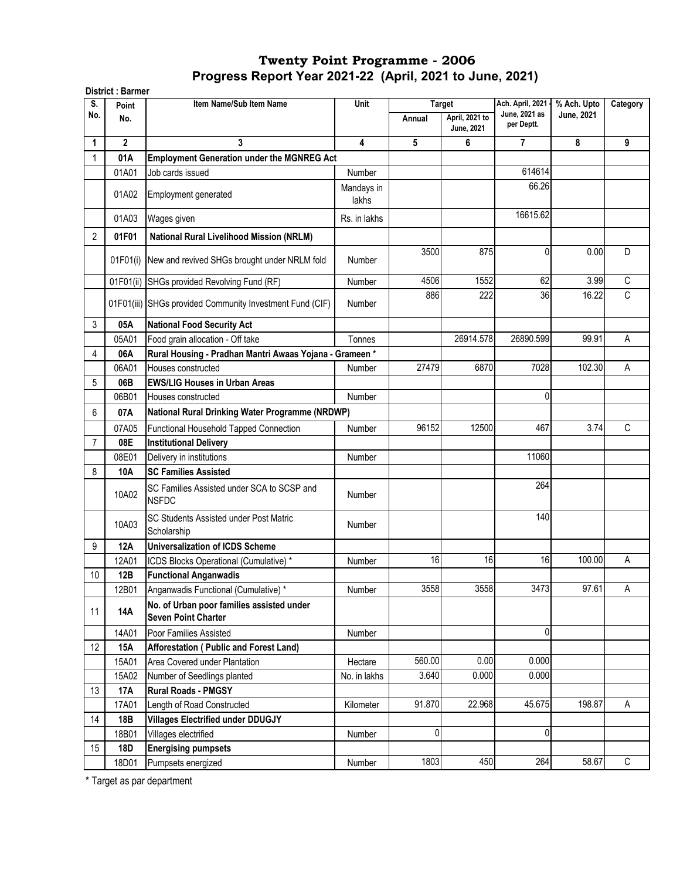# Twenty Point Programme - 2006

## Progress Report Year 2021-22 (April, 2021 to June, 2021)

**District : Barmer**

| S. No. | Point No. | Item Name/Sub Item Name | Unit | Target | | Ach. April, 2021 - June, 2021 as per Deptt. | % Ach. Upto June, 2021 | Category |
|---|---|---|---|---|---|---|---|---|
| | | | | Annual | April, 2021 to June, 2021 | | | |
| 1 | 2 | 3 | 4 | 5 | 6 | 7 | 8 | 9 |
| 1 | **01A** | **Employment Generation under the MGNREG Act** | | | | | | |
| | 01A01 | Job cards issued | Number | | | 614614 | | |
| | 01A02 | Employment generated | Mandays in lakhs | | | 66.26 | | |
| | 01A03 | Wages given | Rs. in lakhs | | | 16615.62 | | |
| 2 | **01F01** | **National Rural Livelihood Mission (NRLM)** | | | | | | |
| | 01F01(i) | New and revived SHGs brought under NRLM fold | Number | 3500 | 875 | 0 | 0.00 | D |
| | 01F01(ii) | SHGs provided Revolving Fund (RF) | Number | 4506 | 1552 | 62 | 3.99 | C |
| | 01F01(iii) | SHGs provided Community Investment Fund (CIF) | Number | 886 | 222 | 36 | 16.22 | C |
| 3 | **05A** | **National Food Security Act** | | | | | | |
| | 05A01 | Food grain allocation - Off take | Tonnes | | 26914.578 | 26890.599 | 99.91 | A |
| 4 | **06A** | **Rural Housing - Pradhan Mantri Awaas Yojana - Grameen *** | | | | | | |
| | 06A01 | Houses constructed | Number | 27479 | 6870 | 7028 | 102.30 | A |
| 5 | **06B** | **EWS/LIG Houses in Urban Areas** | | | | | | |
| | 06B01 | Houses constructed | Number | | | 0 | | |
| 6 | **07A** | **National Rural Drinking Water Programme (NRDWP)** | | | | | | |
| | 07A05 | Functional Household Tapped Connection | Number | 96152 | 12500 | 467 | 3.74 | C |
| 7 | **08E** | **Institutional Delivery** | | | | | | |
| | 08E01 | Delivery in institutions | Number | | | 11060 | | |
| 8 | **10A** | **SC Families Assisted** | | | | | | |
| | 10A02 | SC Families Assisted under SCA to SCSP and NSFDC | Number | | | 264 | | |
| | 10A03 | SC Students Assisted under Post Matric Scholarship | Number | | | 140 | | |
| 9 | **12A** | **Universalization of ICDS Scheme** | | | | | | |
| | 12A01 | ICDS Blocks Operational (Cumulative) * | Number | 16 | 16 | 16 | 100.00 | A |
| 10 | **12B** | **Functional Anganwadis** | | | | | | |
| | 12B01 | Anganwadis Functional (Cumulative) * | Number | 3558 | 3558 | 3473 | 97.61 | A |
| 11 | **14A** | **No. of Urban poor families assisted under Seven Point Charter** | | | | | | |
| | 14A01 | Poor Families Assisted | Number | | | 0 | | |
| 12 | **15A** | **Afforestation ( Public and Forest Land)** | | | | | | |
| | 15A01 | Area Covered under Plantation | Hectare | 560.00 | 0.00 | 0.000 | | |
| | 15A02 | Number of Seedlings planted | No. in lakhs | 3.640 | 0.000 | 0.000 | | |
| 13 | **17A** | **Rural Roads - PMGSY** | | | | | | |
| | 17A01 | Length of Road Constructed | Kilometer | 91.870 | 22.968 | 45.675 | 198.87 | A |
| 14 | **18B** | **Villages Electrified under DDUGJY** | | | | | | |
| | 18B01 | Villages electrified | Number | 0 | | 0 | | |
| 15 | **18D** | **Energising pumpsets** | | | | | | |
| | 18D01 | Pumpsets energized | Number | 1803 | 450 | 264 | 58.67 | C |

* Target as par department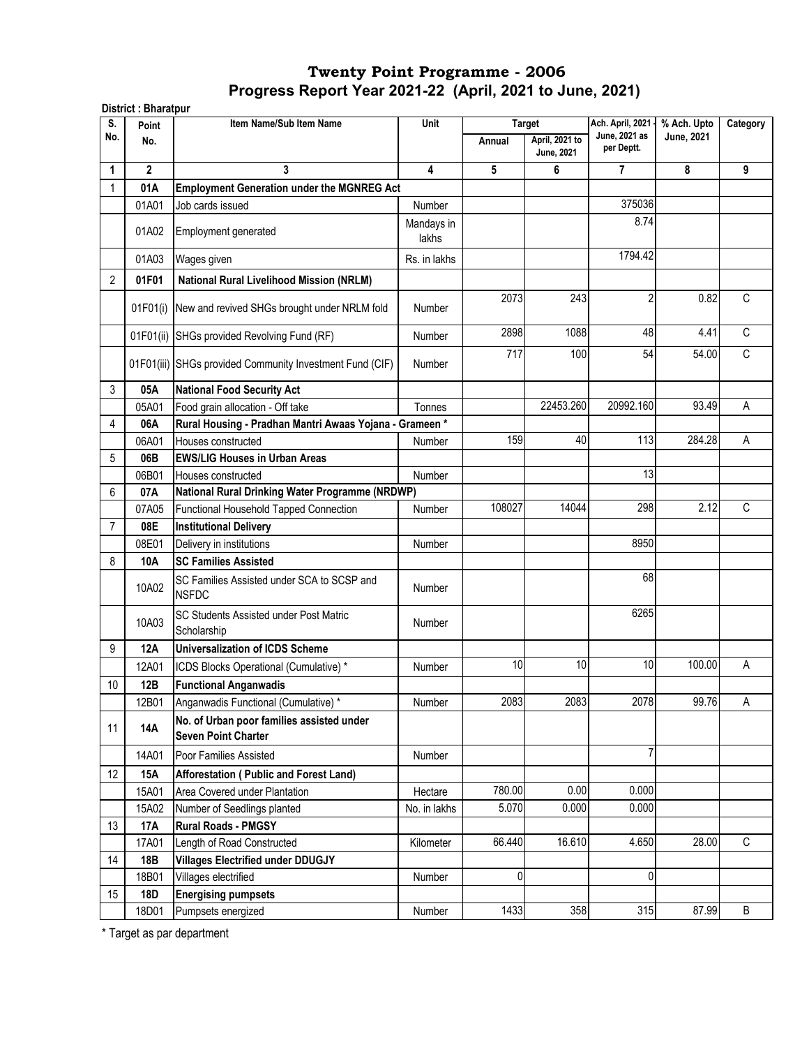# Twenty Point Programme - 2006

## Progress Report Year 2021-22 (April, 2021 to June, 2021)

**District : Bharatpur**

| S. No. | Point No. | Item Name/Sub Item Name | Unit | Target Annual | Target April, 2021 to June, 2021 | Ach. April, 2021 - June, 2021 as per Deptt. | % Ach. Upto June, 2021 | Category |
|---|---|---|---|---|---|---|---|---|
| 1 | 2 | 3 | 4 | 5 | 6 | 7 | 8 | 9 |
| 1 | **01A** | **Employment Generation under the MGNREG Act** | | | | | | |
| | 01A01 | Job cards issued | Number | | | 375036 | | |
| | 01A02 | Employment generated | Mandays in lakhs | | | 8.74 | | |
| | 01A03 | Wages given | Rs. in lakhs | | | 1794.42 | | |
| 2 | **01F01** | **National Rural Livelihood Mission (NRLM)** | | | | | | |
| | 01F01(i) | New and revived SHGs brought under NRLM fold | Number | 2073 | 243 | 2 | 0.82 | C |
| | 01F01(ii) | SHGs provided Revolving Fund (RF) | Number | 2898 | 1088 | 48 | 4.41 | C |
| | 01F01(iii) | SHGs provided Community Investment Fund (CIF) | Number | 717 | 100 | 54 | 54.00 | C |
| 3 | **05A** | **National Food Security Act** | | | | | | |
| | 05A01 | Food grain allocation - Off take | Tonnes | | 22453.260 | 20992.160 | 93.49 | A |
| 4 | **06A** | **Rural Housing - Pradhan Mantri Awaas Yojana - Grameen *** | | | | | | |
| | 06A01 | Houses constructed | Number | 159 | 40 | 113 | 284.28 | A |
| 5 | **06B** | **EWS/LIG Houses in Urban Areas** | | | | | | |
| | 06B01 | Houses constructed | Number | | | 13 | | |
| 6 | **07A** | **National Rural Drinking Water Programme (NRDWP)** | | | | | | |
| | 07A05 | Functional Household Tapped Connection | Number | 108027 | 14044 | 298 | 2.12 | C |
| 7 | **08E** | **Institutional Delivery** | | | | | | |
| | 08E01 | Delivery in institutions | Number | | | 8950 | | |
| 8 | **10A** | **SC Families Assisted** | | | | | | |
| | 10A02 | SC Families Assisted under SCA to SCSP and NSFDC | Number | | | 68 | | |
| | 10A03 | SC Students Assisted under Post Matric Scholarship | Number | | | 6265 | | |
| 9 | **12A** | **Universalization of ICDS Scheme** | | | | | | |
| | 12A01 | ICDS Blocks Operational (Cumulative) * | Number | 10 | 10 | 10 | 100.00 | A |
| 10 | **12B** | **Functional Anganwadis** | | | | | | |
| | 12B01 | Anganwadis Functional (Cumulative) * | Number | 2083 | 2083 | 2078 | 99.76 | A |
| 11 | **14A** | **No. of Urban poor families assisted under Seven Point Charter** | | | | | | |
| | 14A01 | Poor Families Assisted | Number | | | 7 | | |
| 12 | **15A** | **Afforestation ( Public and Forest Land)** | | | | | | |
| | 15A01 | Area Covered under Plantation | Hectare | 780.00 | 0.00 | 0.000 | | |
| | 15A02 | Number of Seedlings planted | No. in lakhs | 5.070 | 0.000 | 0.000 | | |
| 13 | **17A** | **Rural Roads - PMGSY** | | | | | | |
| | 17A01 | Length of Road Constructed | Kilometer | 66.440 | 16.610 | 4.650 | 28.00 | C |
| 14 | **18B** | **Villages Electrified under DDUGJY** | | | | | | |
| | 18B01 | Villages electrified | Number | 0 | | 0 | | |
| 15 | **18D** | **Energising pumpsets** | | | | | | |
| | 18D01 | Pumpsets energized | Number | 1433 | 358 | 315 | 87.99 | B |

* Target as par department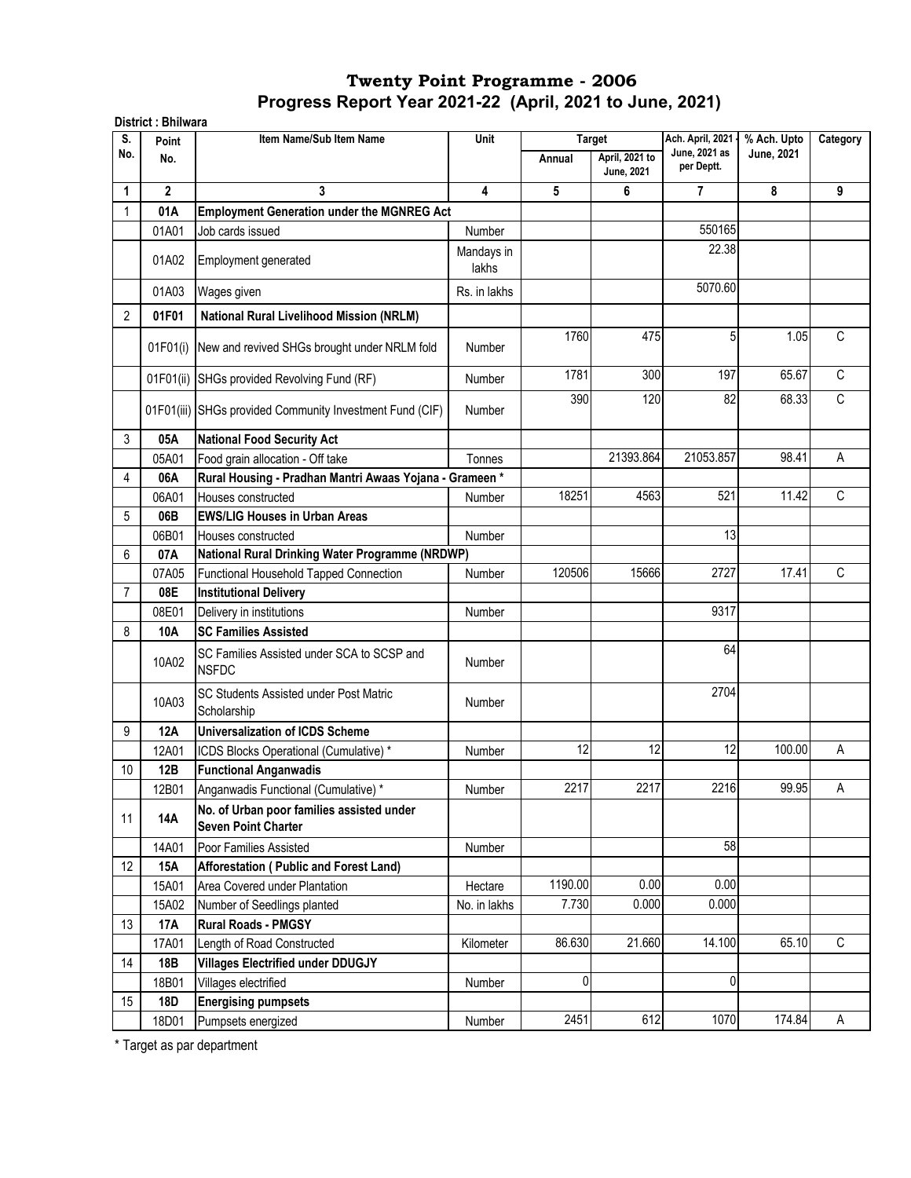# Twenty Point Programme - 2006

## Progress Report Year 2021-22 (April, 2021 to June, 2021)

**District : Bhilwara**

| S. No. | Point No. | Item Name/Sub Item Name | Unit | Target | | Ach. April, 2021 - June, 2021 as per Deptt. | % Ach. Upto June, 2021 | Category |
|---|---|---|---|---|---|---|---|---|
| | | | | Annual | April, 2021 to June, 2021 | | | |
| 1 | 2 | 3 | 4 | 5 | 6 | 7 | 8 | 9 |
| 1 | **01A** | **Employment Generation under the MGNREG Act** | | | | | | |
| | 01A01 | Job cards issued | Number | | | 550165 | | |
| | 01A02 | Employment generated | Mandays in lakhs | | | 22.38 | | |
| | 01A03 | Wages given | Rs. in lakhs | | | 5070.60 | | |
| 2 | **01F01** | **National Rural Livelihood Mission (NRLM)** | | | | | | |
| | 01F01(i) | New and revived SHGs brought under NRLM fold | Number | 1760 | 475 | 5 | 1.05 | C |
| | 01F01(ii) | SHGs provided Revolving Fund (RF) | Number | 1781 | 300 | 197 | 65.67 | C |
| | 01F01(iii) | SHGs provided Community Investment Fund (CIF) | Number | 390 | 120 | 82 | 68.33 | C |
| 3 | **05A** | **National Food Security Act** | | | | | | |
| | 05A01 | Food grain allocation - Off take | Tonnes | | 21393.864 | 21053.857 | 98.41 | A |
| 4 | **06A** | **Rural Housing - Pradhan Mantri Awaas Yojana - Grameen *** | | | | | | |
| | 06A01 | Houses constructed | Number | 18251 | 4563 | 521 | 11.42 | C |
| 5 | **06B** | **EWS/LIG Houses in Urban Areas** | | | | | | |
| | 06B01 | Houses constructed | Number | | | 13 | | |
| 6 | **07A** | **National Rural Drinking Water Programme (NRDWP)** | | | | | | |
| | 07A05 | Functional Household Tapped Connection | Number | 120506 | 15666 | 2727 | 17.41 | C |
| 7 | **08E** | **Institutional Delivery** | | | | | | |
| | 08E01 | Delivery in institutions | Number | | | 9317 | | |
| 8 | **10A** | **SC Families Assisted** | | | | | | |
| | 10A02 | SC Families Assisted under SCA to SCSP and NSFDC | Number | | | 64 | | |
| | 10A03 | SC Students Assisted under Post Matric Scholarship | Number | | | 2704 | | |
| 9 | **12A** | **Universalization of ICDS Scheme** | | | | | | |
| | 12A01 | ICDS Blocks Operational (Cumulative) * | Number | 12 | 12 | 12 | 100.00 | A |
| 10 | **12B** | **Functional Anganwadis** | | | | | | |
| | 12B01 | Anganwadis Functional (Cumulative) * | Number | 2217 | 2217 | 2216 | 99.95 | A |
| 11 | **14A** | **No. of Urban poor families assisted under Seven Point Charter** | | | | | | |
| | 14A01 | Poor Families Assisted | Number | | | 58 | | |
| 12 | **15A** | **Afforestation ( Public and Forest Land)** | | | | | | |
| | 15A01 | Area Covered under Plantation | Hectare | 1190.00 | 0.00 | 0.00 | | |
| | 15A02 | Number of Seedlings planted | No. in lakhs | 7.730 | 0.000 | 0.000 | | |
| 13 | **17A** | **Rural Roads - PMGSY** | | | | | | |
| | 17A01 | Length of Road Constructed | Kilometer | 86.630 | 21.660 | 14.100 | 65.10 | C |
| 14 | **18B** | **Villages Electrified under DDUGJY** | | | | | | |
| | 18B01 | Villages electrified | Number | 0 | | 0 | | |
| 15 | **18D** | **Energising pumpsets** | | | | | | |
| | 18D01 | Pumpsets energized | Number | 2451 | 612 | 1070 | 174.84 | A |

* Target as par department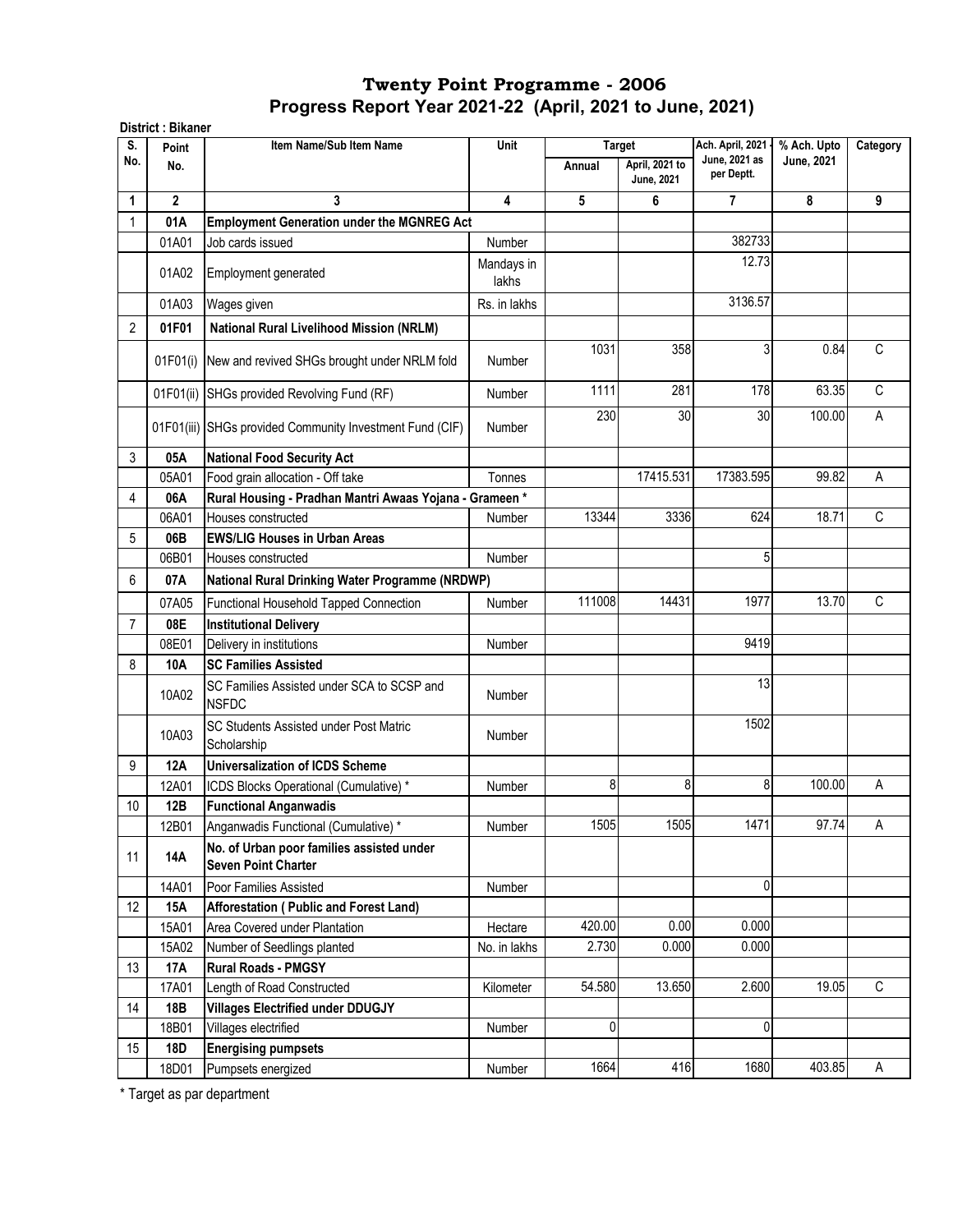# Twenty Point Programme - 2006

## Progress Report Year 2021-22 (April, 2021 to June, 2021)

**District : Bikaner**

| S. No. | Point No. | Item Name/Sub Item Name | Unit | Target Annual | Target April, 2021 to June, 2021 | Ach. April, 2021 - June, 2021 as per Deptt. | % Ach. Upto June, 2021 | Category |
|---|---|---|---|---|---|---|---|---|
| 1 | 2 | 3 | 4 | 5 | 6 | 7 | 8 | 9 |
| 1 | **01A** | **Employment Generation under the MGNREG Act** | | | | | | |
| | 01A01 | Job cards issued | Number | | | 382733 | | |
| | 01A02 | Employment generated | Mandays in lakhs | | | 12.73 | | |
| | 01A03 | Wages given | Rs. in lakhs | | | 3136.57 | | |
| 2 | **01F01** | **National Rural Livelihood Mission (NRLM)** | | | | | | |
| | 01F01(i) | New and revived SHGs brought under NRLM fold | Number | 1031 | 358 | 3 | 0.84 | C |
| | 01F01(ii) | SHGs provided Revolving Fund (RF) | Number | 1111 | 281 | 178 | 63.35 | C |
| | 01F01(iii) | SHGs provided Community Investment Fund (CIF) | Number | 230 | 30 | 30 | 100.00 | A |
| 3 | **05A** | **National Food Security Act** | | | | | | |
| | 05A01 | Food grain allocation - Off take | Tonnes | | 17415.531 | 17383.595 | 99.82 | A |
| 4 | **06A** | **Rural Housing - Pradhan Mantri Awaas Yojana - Grameen *** | | | | | | |
| | 06A01 | Houses constructed | Number | 13344 | 3336 | 624 | 18.71 | C |
| 5 | **06B** | **EWS/LIG Houses in Urban Areas** | | | | | | |
| | 06B01 | Houses constructed | Number | | | 5 | | |
| 6 | **07A** | **National Rural Drinking Water Programme (NRDWP)** | | | | | | |
| | 07A05 | Functional Household Tapped Connection | Number | 111008 | 14431 | 1977 | 13.70 | C |
| 7 | **08E** | **Institutional Delivery** | | | | | | |
| | 08E01 | Delivery in institutions | Number | | | 9419 | | |
| 8 | **10A** | **SC Families Assisted** | | | | | | |
| | 10A02 | SC Families Assisted under SCA to SCSP and NSFDC | Number | | | 13 | | |
| | 10A03 | SC Students Assisted under Post Matric Scholarship | Number | | | 1502 | | |
| 9 | **12A** | **Universalization of ICDS Scheme** | | | | | | |
| | 12A01 | ICDS Blocks Operational (Cumulative) * | Number | 8 | 8 | 8 | 100.00 | A |
| 10 | **12B** | **Functional Anganwadis** | | | | | | |
| | 12B01 | Anganwadis Functional (Cumulative) * | Number | 1505 | 1505 | 1471 | 97.74 | A |
| 11 | **14A** | **No. of Urban poor families assisted under Seven Point Charter** | | | | | | |
| | 14A01 | Poor Families Assisted | Number | | | 0 | | |
| 12 | **15A** | **Afforestation ( Public and Forest Land)** | | | | | | |
| | 15A01 | Area Covered under Plantation | Hectare | 420.00 | 0.00 | 0.000 | | |
| | 15A02 | Number of Seedlings planted | No. in lakhs | 2.730 | 0.000 | 0.000 | | |
| 13 | **17A** | **Rural Roads - PMGSY** | | | | | | |
| | 17A01 | Length of Road Constructed | Kilometer | 54.580 | 13.650 | 2.600 | 19.05 | C |
| 14 | **18B** | **Villages Electrified under DDUGJY** | | | | | | |
| | 18B01 | Villages electrified | Number | 0 | | 0 | | |
| 15 | **18D** | **Energising pumpsets** | | | | | | |
| | 18D01 | Pumpsets energized | Number | 1664 | 416 | 1680 | 403.85 | A |

\* Target as par department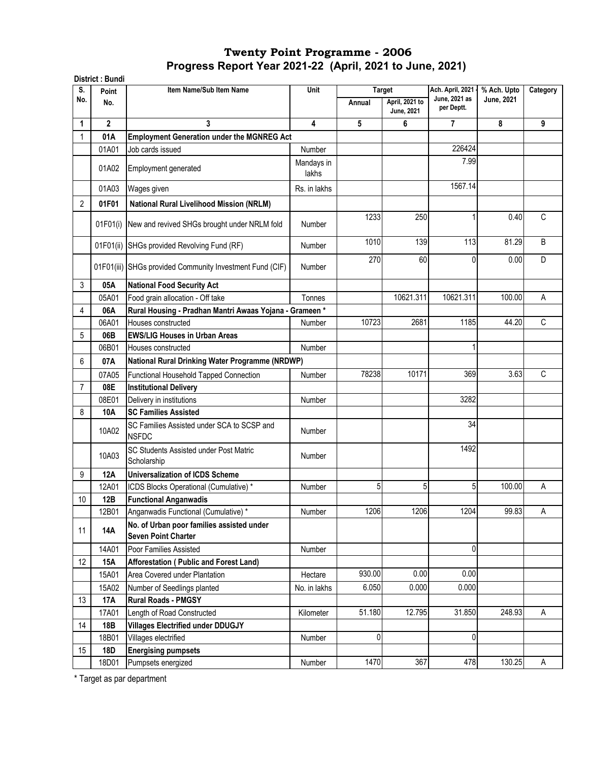# Twenty Point Programme - 2006
## Progress Report Year 2021-22 (April, 2021 to June, 2021)

**District : Bundi**

| S. No. | Point No. | Item Name/Sub Item Name | Unit | Target | | Ach. April, 2021 - June, 2021 as per Deptt. | % Ach. Upto June, 2021 | Category |
|---|---|---|---|---|---|---|---|---|
| | | | | Annual | April, 2021 to June, 2021 | | | |
| 1 | 2 | 3 | 4 | 5 | 6 | 7 | 8 | 9 |
| 1 | **01A** | **Employment Generation under the MGNREG Act** | | | | | | |
| | 01A01 | Job cards issued | Number | | | 226424 | | |
| | 01A02 | Employment generated | Mandays in lakhs | | | 7.99 | | |
| | 01A03 | Wages given | Rs. in lakhs | | | 1567.14 | | |
| 2 | **01F01** | **National Rural Livelihood Mission (NRLM)** | | | | | | |
| | 01F01(i) | New and revived SHGs brought under NRLM fold | Number | 1233 | 250 | 1 | 0.40 | C |
| | 01F01(ii) | SHGs provided Revolving Fund (RF) | Number | 1010 | 139 | 113 | 81.29 | B |
| | 01F01(iii) | SHGs provided Community Investment Fund (CIF) | Number | 270 | 60 | 0 | 0.00 | D |
| 3 | **05A** | **National Food Security Act** | | | | | | |
| | 05A01 | Food grain allocation - Off take | Tonnes | | 10621.311 | 10621.311 | 100.00 | A |
| 4 | **06A** | **Rural Housing - Pradhan Mantri Awaas Yojana - Grameen *** | | | | | | |
| | 06A01 | Houses constructed | Number | 10723 | 2681 | 1185 | 44.20 | C |
| 5 | **06B** | **EWS/LIG Houses in Urban Areas** | | | | | | |
| | 06B01 | Houses constructed | Number | | | 1 | | |
| 6 | **07A** | **National Rural Drinking Water Programme (NRDWP)** | | | | | | |
| | 07A05 | Functional Household Tapped Connection | Number | 78238 | 10171 | 369 | 3.63 | C |
| 7 | **08E** | **Institutional Delivery** | | | | | | |
| | 08E01 | Delivery in institutions | Number | | | 3282 | | |
| 8 | **10A** | **SC Families Assisted** | | | | | | |
| | 10A02 | SC Families Assisted under SCA to SCSP and NSFDC | Number | | | 34 | | |
| | 10A03 | SC Students Assisted under Post Matric Scholarship | Number | | | 1492 | | |
| 9 | **12A** | **Universalization of ICDS Scheme** | | | | | | |
| | 12A01 | ICDS Blocks Operational (Cumulative) * | Number | 5 | 5 | 5 | 100.00 | A |
| 10 | **12B** | **Functional Anganwadis** | | | | | | |
| | 12B01 | Anganwadis Functional (Cumulative) * | Number | 1206 | 1206 | 1204 | 99.83 | A |
| 11 | **14A** | **No. of Urban poor families assisted under Seven Point Charter** | | | | | | |
| | 14A01 | Poor Families Assisted | Number | | | 0 | | |
| 12 | **15A** | **Afforestation ( Public and Forest Land)** | | | | | | |
| | 15A01 | Area Covered under Plantation | Hectare | 930.00 | 0.00 | 0.00 | | |
| | 15A02 | Number of Seedlings planted | No. in lakhs | 6.050 | 0.000 | 0.000 | | |
| 13 | **17A** | **Rural Roads - PMGSY** | | | | | | |
| | 17A01 | Length of Road Constructed | Kilometer | 51.180 | 12.795 | 31.850 | 248.93 | A |
| 14 | **18B** | **Villages Electrified under DDUGJY** | | | | | | |
| | 18B01 | Villages electrified | Number | 0 | | 0 | | |
| 15 | **18D** | **Energising pumpsets** | | | | | | |
| | 18D01 | Pumpsets energized | Number | 1470 | 367 | 478 | 130.25 | A |

* Target as par department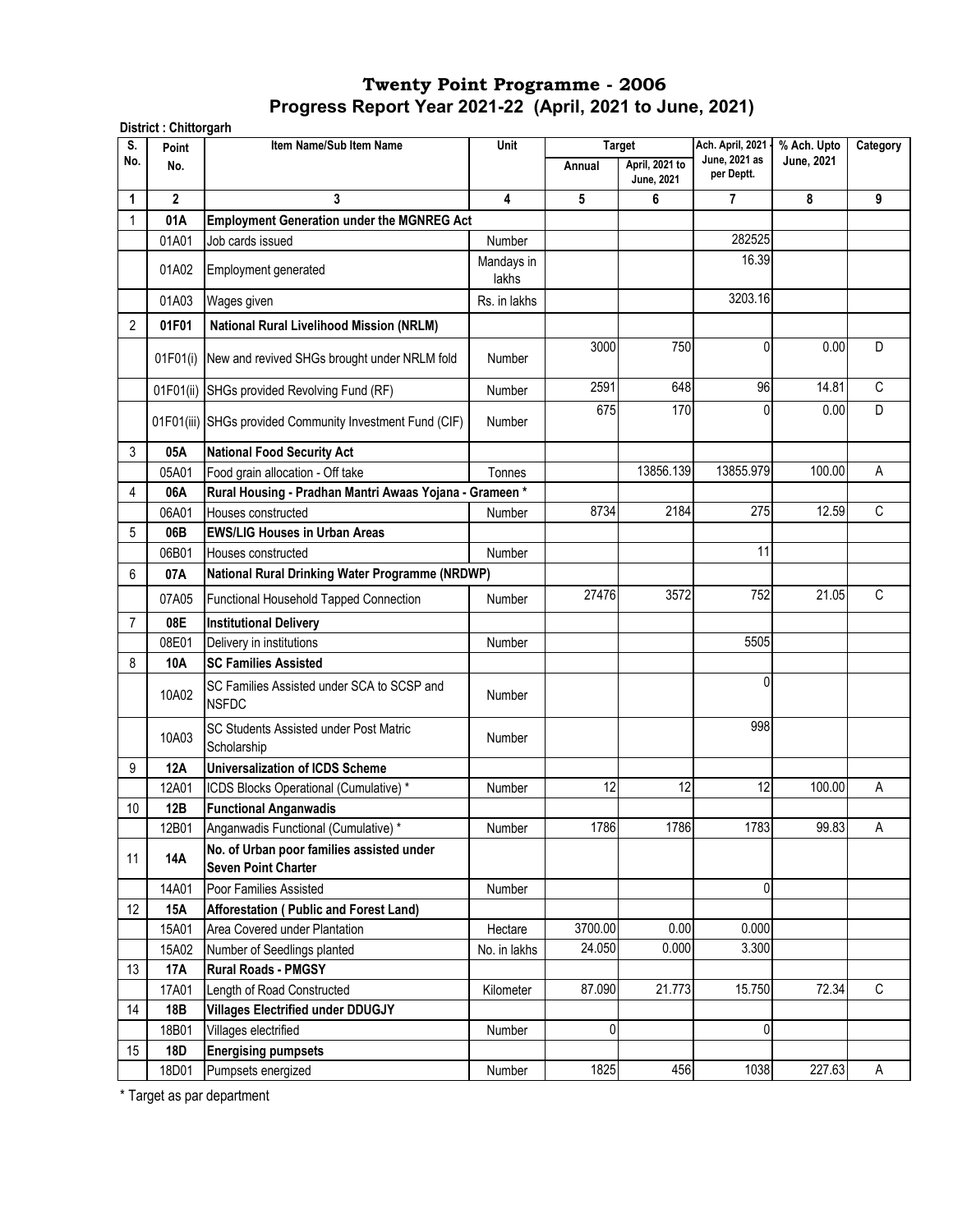# Twenty Point Programme - 2006

## Progress Report Year 2021-22 (April, 2021 to June, 2021)

**District : Chittorgarh**

| S. No. | Point No. | Item Name/Sub Item Name | Unit | Target | | Ach. April, 2021 - June, 2021 as per Deptt. | % Ach. Upto June, 2021 | Category |
|---|---|---|---|---|---|---|---|---|
| | | | | Annual | April, 2021 to June, 2021 | | | |
| 1 | 2 | 3 | 4 | 5 | 6 | 7 | 8 | 9 |
| 1 | **01A** | **Employment Generation under the MGNREG Act** | | | | | | |
| | 01A01 | Job cards issued | Number | | | 282525 | | |
| | 01A02 | Employment generated | Mandays in lakhs | | | 16.39 | | |
| | 01A03 | Wages given | Rs. in lakhs | | | 3203.16 | | |
| 2 | **01F01** | **National Rural Livelihood Mission (NRLM)** | | | | | | |
| | 01F01(i) | New and revived SHGs brought under NRLM fold | Number | 3000 | 750 | 0 | 0.00 | D |
| | 01F01(ii) | SHGs provided Revolving Fund (RF) | Number | 2591 | 648 | 96 | 14.81 | C |
| | 01F01(iii) | SHGs provided Community Investment Fund (CIF) | Number | 675 | 170 | 0 | 0.00 | D |
| 3 | **05A** | **National Food Security Act** | | | | | | |
| | 05A01 | Food grain allocation - Off take | Tonnes | | 13856.139 | 13855.979 | 100.00 | A |
| 4 | **06A** | **Rural Housing - Pradhan Mantri Awaas Yojana - Grameen *** | | | | | | |
| | 06A01 | Houses constructed | Number | 8734 | 2184 | 275 | 12.59 | C |
| 5 | **06B** | **EWS/LIG Houses in Urban Areas** | | | | | | |
| | 06B01 | Houses constructed | Number | | | 11 | | |
| 6 | **07A** | **National Rural Drinking Water Programme (NRDWP)** | | | | | | |
| | 07A05 | Functional Household Tapped Connection | Number | 27476 | 3572 | 752 | 21.05 | C |
| 7 | **08E** | **Institutional Delivery** | | | | | | |
| | 08E01 | Delivery in institutions | Number | | | 5505 | | |
| 8 | **10A** | **SC Families Assisted** | | | | | | |
| | 10A02 | SC Families Assisted under SCA to SCSP and NSFDC | Number | | | 0 | | |
| | 10A03 | SC Students Assisted under Post Matric Scholarship | Number | | | 998 | | |
| 9 | **12A** | **Universalization of ICDS Scheme** | | | | | | |
| | 12A01 | ICDS Blocks Operational (Cumulative) * | Number | 12 | 12 | 12 | 100.00 | A |
| 10 | **12B** | **Functional Anganwadis** | | | | | | |
| | 12B01 | Anganwadis Functional (Cumulative) * | Number | 1786 | 1786 | 1783 | 99.83 | A |
| 11 | **14A** | **No. of Urban poor families assisted under Seven Point Charter** | | | | | | |
| | 14A01 | Poor Families Assisted | Number | | | 0 | | |
| 12 | **15A** | **Afforestation ( Public and Forest Land)** | | | | | | |
| | 15A01 | Area Covered under Plantation | Hectare | 3700.00 | 0.00 | 0.000 | | |
| | 15A02 | Number of Seedlings planted | No. in lakhs | 24.050 | 0.000 | 3.300 | | |
| 13 | **17A** | **Rural Roads - PMGSY** | | | | | | |
| | 17A01 | Length of Road Constructed | Kilometer | 87.090 | 21.773 | 15.750 | 72.34 | C |
| 14 | **18B** | **Villages Electrified under DDUGJY** | | | | | | |
| | 18B01 | Villages electrified | Number | 0 | | 0 | | |
| 15 | **18D** | **Energising pumpsets** | | | | | | |
| | 18D01 | Pumpsets energized | Number | 1825 | 456 | 1038 | 227.63 | A |

\* Target as par department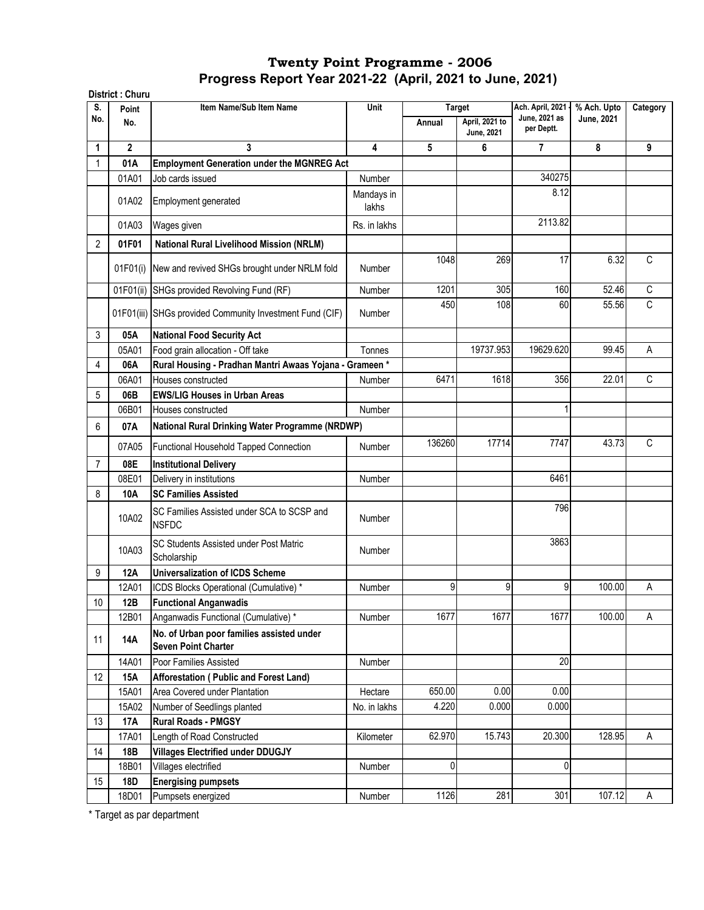# Twenty Point Programme - 2006

## Progress Report Year 2021-22 (April, 2021 to June, 2021)

**District : Churu**

| S. No. | Point No. | Item Name/Sub Item Name | Unit | Target | | Ach. April, 2021 - June, 2021 as per Deptt. | % Ach. Upto June, 2021 | Category |
|---|---|---|---|---|---|---|---|---|
| | | | | Annual | April, 2021 to June, 2021 | | | |
| 1 | 2 | 3 | 4 | 5 | 6 | 7 | 8 | 9 |
| 1 | 01A | **Employment Generation under the MGNREG Act** | | | | | | |
| | 01A01 | Job cards issued | Number | | | 340275 | | |
| | 01A02 | Employment generated | Mandays in lakhs | | | 8.12 | | |
| | 01A03 | Wages given | Rs. in lakhs | | | 2113.82 | | |
| 2 | 01F01 | **National Rural Livelihood Mission (NRLM)** | | | | | | |
| | 01F01(i) | New and revived SHGs brought under NRLM fold | Number | 1048 | 269 | 17 | 6.32 | C |
| | 01F01(ii) | SHGs provided Revolving Fund (RF) | Number | 1201 | 305 | 160 | 52.46 | C |
| | 01F01(iii) | SHGs provided Community Investment Fund (CIF) | Number | 450 | 108 | 60 | 55.56 | C |
| 3 | 05A | **National Food Security Act** | | | | | | |
| | 05A01 | Food grain allocation - Off take | Tonnes | | 19737.953 | 19629.620 | 99.45 | A |
| 4 | 06A | **Rural Housing - Pradhan Mantri Awaas Yojana - Grameen \*** | | | | | | |
| | 06A01 | Houses constructed | Number | 6471 | 1618 | 356 | 22.01 | C |
| 5 | 06B | **EWS/LIG Houses in Urban Areas** | | | | | | |
| | 06B01 | Houses constructed | Number | | | 1 | | |
| 6 | 07A | **National Rural Drinking Water Programme (NRDWP)** | | | | | | |
| | 07A05 | Functional Household Tapped Connection | Number | 136260 | 17714 | 7747 | 43.73 | C |
| 7 | 08E | **Institutional Delivery** | | | | | | |
| | 08E01 | Delivery in institutions | Number | | | 6461 | | |
| 8 | 10A | **SC Families Assisted** | | | | | | |
| | 10A02 | SC Families Assisted under SCA to SCSP and NSFDC | Number | | | 796 | | |
| | 10A03 | SC Students Assisted under Post Matric Scholarship | Number | | | 3863 | | |
| 9 | 12A | **Universalization of ICDS Scheme** | | | | | | |
| | 12A01 | ICDS Blocks Operational (Cumulative) * | Number | 9 | 9 | 9 | 100.00 | A |
| 10 | 12B | **Functional Anganwadis** | | | | | | |
| | 12B01 | Anganwadis Functional (Cumulative) * | Number | 1677 | 1677 | 1677 | 100.00 | A |
| 11 | 14A | **No. of Urban poor families assisted under Seven Point Charter** | | | | | | |
| | 14A01 | Poor Families Assisted | Number | | | 20 | | |
| 12 | 15A | **Afforestation ( Public and Forest Land)** | | | | | | |
| | 15A01 | Area Covered under Plantation | Hectare | 650.00 | 0.00 | 0.00 | | |
| | 15A02 | Number of Seedlings planted | No. in lakhs | 4.220 | 0.000 | 0.000 | | |
| 13 | 17A | **Rural Roads - PMGSY** | | | | | | |
| | 17A01 | Length of Road Constructed | Kilometer | 62.970 | 15.743 | 20.300 | 128.95 | A |
| 14 | 18B | **Villages Electrified under DDUGJY** | | | | | | |
| | 18B01 | Villages electrified | Number | 0 | | 0 | | |
| 15 | 18D | **Energising pumpsets** | | | | | | |
| | 18D01 | Pumpsets energized | Number | 1126 | 281 | 301 | 107.12 | A |

\* Target as par department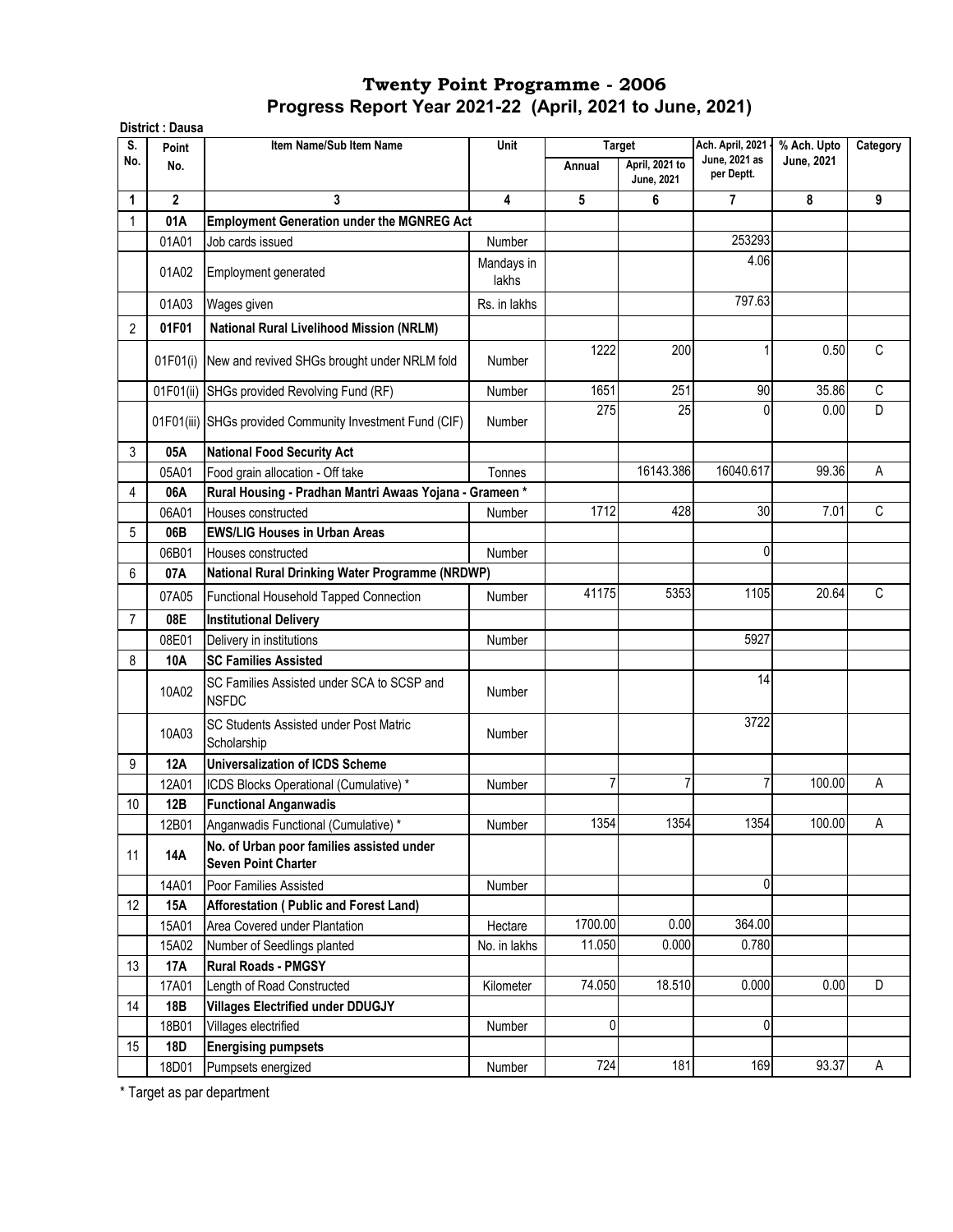# Twenty Point Programme - 2006
## Progress Report Year 2021-22 (April, 2021 to June, 2021)

**District : Dausa**

| S. No. | Point No. | Item Name/Sub Item Name | Unit | Target | | Ach. April, 2021 - June, 2021 as per Deptt. | % Ach. Upto June, 2021 | Category |
|---|---|---|---|---|---|---|---|---|
| | | | | Annual | April, 2021 to June, 2021 | | | |
| 1 | 2 | 3 | 4 | 5 | 6 | 7 | 8 | 9 |
| 1 | **01A** | **Employment Generation under the MGNREG Act** | | | | | | |
| | 01A01 | Job cards issued | Number | | | 253293 | | |
| | 01A02 | Employment generated | Mandays in lakhs | | | 4.06 | | |
| | 01A03 | Wages given | Rs. in lakhs | | | 797.63 | | |
| 2 | **01F01** | **National Rural Livelihood Mission (NRLM)** | | | | | | |
| | 01F01(i) | New and revived SHGs brought under NRLM fold | Number | 1222 | 200 | 1 | 0.50 | C |
| | 01F01(ii) | SHGs provided Revolving Fund (RF) | Number | 1651 | 251 | 90 | 35.86 | C |
| | 01F01(iii) | SHGs provided Community Investment Fund (CIF) | Number | 275 | 25 | 0 | 0.00 | D |
| 3 | **05A** | **National Food Security Act** | | | | | | |
| | 05A01 | Food grain allocation - Off take | Tonnes | | 16143.386 | 16040.617 | 99.36 | A |
| 4 | **06A** | **Rural Housing - Pradhan Mantri Awaas Yojana - Grameen *** | | | | | | |
| | 06A01 | Houses constructed | Number | 1712 | 428 | 30 | 7.01 | C |
| 5 | **06B** | **EWS/LIG Houses in Urban Areas** | | | | | | |
| | 06B01 | Houses constructed | Number | | | 0 | | |
| 6 | **07A** | **National Rural Drinking Water Programme (NRDWP)** | | | | | | |
| | 07A05 | Functional Household Tapped Connection | Number | 41175 | 5353 | 1105 | 20.64 | C |
| 7 | **08E** | **Institutional Delivery** | | | | | | |
| | 08E01 | Delivery in institutions | Number | | | 5927 | | |
| 8 | **10A** | **SC Families Assisted** | | | | | | |
| | 10A02 | SC Families Assisted under SCA to SCSP and NSFDC | Number | | | 14 | | |
| | 10A03 | SC Students Assisted under Post Matric Scholarship | Number | | | 3722 | | |
| 9 | **12A** | **Universalization of ICDS Scheme** | | | | | | |
| | 12A01 | ICDS Blocks Operational (Cumulative) * | Number | 7 | 7 | 7 | 100.00 | A |
| 10 | **12B** | **Functional Anganwadis** | | | | | | |
| | 12B01 | Anganwadis Functional (Cumulative) * | Number | 1354 | 1354 | 1354 | 100.00 | A |
| 11 | **14A** | **No. of Urban poor families assisted under Seven Point Charter** | | | | | | |
| | 14A01 | Poor Families Assisted | Number | | | 0 | | |
| 12 | **15A** | **Afforestation ( Public and Forest Land)** | | | | | | |
| | 15A01 | Area Covered under Plantation | Hectare | 1700.00 | 0.00 | 364.00 | | |
| | 15A02 | Number of Seedlings planted | No. in lakhs | 11.050 | 0.000 | 0.780 | | |
| 13 | **17A** | **Rural Roads - PMGSY** | | | | | | |
| | 17A01 | Length of Road Constructed | Kilometer | 74.050 | 18.510 | 0.000 | 0.00 | D |
| 14 | **18B** | **Villages Electrified under DDUGJY** | | | | | | |
| | 18B01 | Villages electrified | Number | 0 | | 0 | | |
| 15 | **18D** | **Energising pumpsets** | | | | | | |
| | 18D01 | Pumpsets energized | Number | 724 | 181 | 169 | 93.37 | A |

\* Target as par department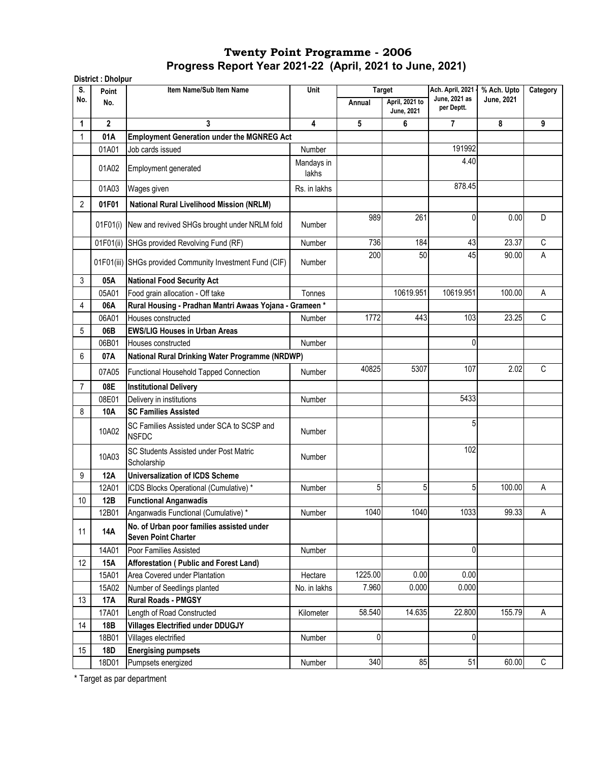# Twenty Point Programme - 2006

## Progress Report Year 2021-22 (April, 2021 to June, 2021)

**District : Dholpur**

| S. No. | Point No. | Item Name/Sub Item Name | Unit | Target | | Ach. April, 2021 - June, 2021 as per Deptt. | % Ach. Upto June, 2021 | Category |
|---|---|---|---|---|---|---|---|---|
| | | | | Annual | April, 2021 to June, 2021 | | | |
| 1 | 2 | 3 | 4 | 5 | 6 | 7 | 8 | 9 |
| 1 | **01A** | **Employment Generation under the MGNREG Act** | | | | | | |
| | 01A01 | Job cards issued | Number | | | 191992 | | |
| | 01A02 | Employment generated | Mandays in lakhs | | | 4.40 | | |
| | 01A03 | Wages given | Rs. in lakhs | | | 878.45 | | |
| 2 | **01F01** | **National Rural Livelihood Mission (NRLM)** | | | | | | |
| | 01F01(i) | New and revived SHGs brought under NRLM fold | Number | 989 | 261 | 0 | 0.00 | D |
| | 01F01(ii) | SHGs provided Revolving Fund (RF) | Number | 736 | 184 | 43 | 23.37 | C |
| | 01F01(iii) | SHGs provided Community Investment Fund (CIF) | Number | 200 | 50 | 45 | 90.00 | A |
| 3 | **05A** | **National Food Security Act** | | | | | | |
| | 05A01 | Food grain allocation - Off take | Tonnes | | 10619.951 | 10619.951 | 100.00 | A |
| 4 | **06A** | **Rural Housing - Pradhan Mantri Awaas Yojana - Grameen *** | | | | | | |
| | 06A01 | Houses constructed | Number | 1772 | 443 | 103 | 23.25 | C |
| 5 | **06B** | **EWS/LIG Houses in Urban Areas** | | | | | | |
| | 06B01 | Houses constructed | Number | | | 0 | | |
| 6 | **07A** | **National Rural Drinking Water Programme (NRDWP)** | | | | | | |
| | 07A05 | Functional Household Tapped Connection | Number | 40825 | 5307 | 107 | 2.02 | C |
| 7 | **08E** | **Institutional Delivery** | | | | | | |
| | 08E01 | Delivery in institutions | Number | | | 5433 | | |
| 8 | **10A** | **SC Families Assisted** | | | | | | |
| | 10A02 | SC Families Assisted under SCA to SCSP and NSFDC | Number | | | 5 | | |
| | 10A03 | SC Students Assisted under Post Matric Scholarship | Number | | | 102 | | |
| 9 | **12A** | **Universalization of ICDS Scheme** | | | | | | |
| | 12A01 | ICDS Blocks Operational (Cumulative) * | Number | 5 | 5 | 5 | 100.00 | A |
| 10 | **12B** | **Functional Anganwadis** | | | | | | |
| | 12B01 | Anganwadis Functional (Cumulative) * | Number | 1040 | 1040 | 1033 | 99.33 | A |
| 11 | **14A** | **No. of Urban poor families assisted under Seven Point Charter** | | | | | | |
| | 14A01 | Poor Families Assisted | Number | | | 0 | | |
| 12 | **15A** | **Afforestation ( Public and Forest Land)** | | | | | | |
| | 15A01 | Area Covered under Plantation | Hectare | 1225.00 | 0.00 | 0.00 | | |
| | 15A02 | Number of Seedlings planted | No. in lakhs | 7.960 | 0.000 | 0.000 | | |
| 13 | **17A** | **Rural Roads - PMGSY** | | | | | | |
| | 17A01 | Length of Road Constructed | Kilometer | 58.540 | 14.635 | 22.800 | 155.79 | A |
| 14 | **18B** | **Villages Electrified under DDUGJY** | | | | | | |
| | 18B01 | Villages electrified | Number | 0 | | 0 | | |
| 15 | **18D** | **Energising pumpsets** | | | | | | |
| | 18D01 | Pumpsets energized | Number | 340 | 85 | 51 | 60.00 | C |

\* Target as par department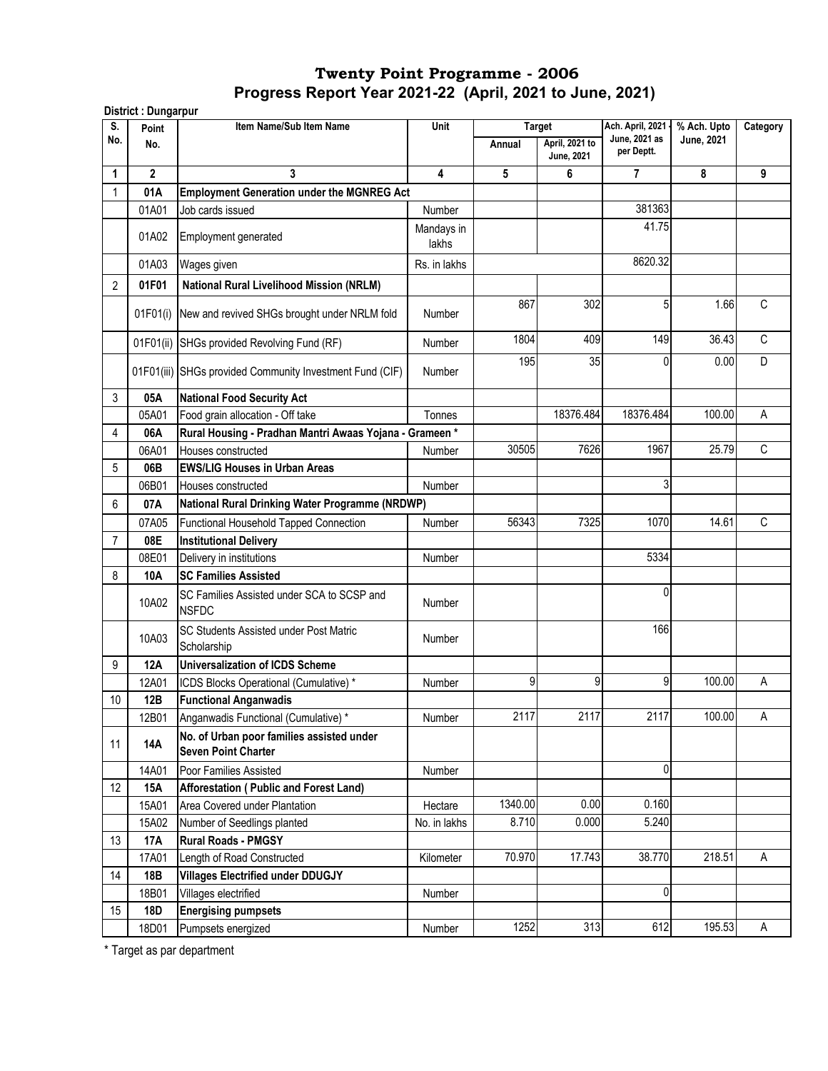# Twenty Point Programme - 2006

## Progress Report Year 2021-22 (April, 2021 to June, 2021)

**District : Dungarpur**

| S. No. | Point No. | Item Name/Sub Item Name | Unit | Target | | Ach. April, 2021 - June, 2021 as per Deptt. | % Ach. Upto June, 2021 | Category |
|---|---|---|---|---|---|---|---|---|
| | | | | Annual | April, 2021 to June, 2021 | | | |
| 1 | 2 | 3 | 4 | 5 | 6 | 7 | 8 | 9 |
| 1 | **01A** | **Employment Generation under the MGNREG Act** | | | | | | |
| | 01A01 | Job cards issued | Number | | | 381363 | | |
| | 01A02 | Employment generated | Mandays in lakhs | | | 41.75 | | |
| | 01A03 | Wages given | Rs. in lakhs | | | 8620.32 | | |
| 2 | **01F01** | **National Rural Livelihood Mission (NRLM)** | | | | | | |
| | 01F01(i) | New and revived SHGs brought under NRLM fold | Number | 867 | 302 | 5 | 1.66 | C |
| | 01F01(ii) | SHGs provided Revolving Fund (RF) | Number | 1804 | 409 | 149 | 36.43 | C |
| | 01F01(iii) | SHGs provided Community Investment Fund (CIF) | Number | 195 | 35 | 0 | 0.00 | D |
| 3 | **05A** | **National Food Security Act** | | | | | | |
| | 05A01 | Food grain allocation - Off take | Tonnes | | 18376.484 | 18376.484 | 100.00 | A |
| 4 | **06A** | **Rural Housing - Pradhan Mantri Awaas Yojana - Grameen *** | | | | | | |
| | 06A01 | Houses constructed | Number | 30505 | 7626 | 1967 | 25.79 | C |
| 5 | **06B** | **EWS/LIG Houses in Urban Areas** | | | | | | |
| | 06B01 | Houses constructed | Number | | | 3 | | |
| 6 | **07A** | **National Rural Drinking Water Programme (NRDWP)** | | | | | | |
| | 07A05 | Functional Household Tapped Connection | Number | 56343 | 7325 | 1070 | 14.61 | C |
| 7 | **08E** | **Institutional Delivery** | | | | | | |
| | 08E01 | Delivery in institutions | Number | | | 5334 | | |
| 8 | **10A** | **SC Families Assisted** | | | | | | |
| | 10A02 | SC Families Assisted under SCA to SCSP and NSFDC | Number | | | 0 | | |
| | 10A03 | SC Students Assisted under Post Matric Scholarship | Number | | | 166 | | |
| 9 | **12A** | **Universalization of ICDS Scheme** | | | | | | |
| | 12A01 | ICDS Blocks Operational (Cumulative) * | Number | 9 | 9 | 9 | 100.00 | A |
| 10 | **12B** | **Functional Anganwadis** | | | | | | |
| | 12B01 | Anganwadis Functional (Cumulative) * | Number | 2117 | 2117 | 2117 | 100.00 | A |
| 11 | **14A** | **No. of Urban poor families assisted under Seven Point Charter** | | | | | | |
| | 14A01 | Poor Families Assisted | Number | | | 0 | | |
| 12 | **15A** | **Afforestation ( Public and Forest Land)** | | | | | | |
| | 15A01 | Area Covered under Plantation | Hectare | 1340.00 | 0.00 | 0.160 | | |
| | 15A02 | Number of Seedlings planted | No. in lakhs | 8.710 | 0.000 | 5.240 | | |
| 13 | **17A** | **Rural Roads - PMGSY** | | | | | | |
| | 17A01 | Length of Road Constructed | Kilometer | 70.970 | 17.743 | 38.770 | 218.51 | A |
| 14 | **18B** | **Villages Electrified under DDUGJY** | | | | | | |
| | 18B01 | Villages electrified | Number | | | 0 | | |
| 15 | **18D** | **Energising pumpsets** | | | | | | |
| | 18D01 | Pumpsets energized | Number | 1252 | 313 | 612 | 195.53 | A |

\* Target as par department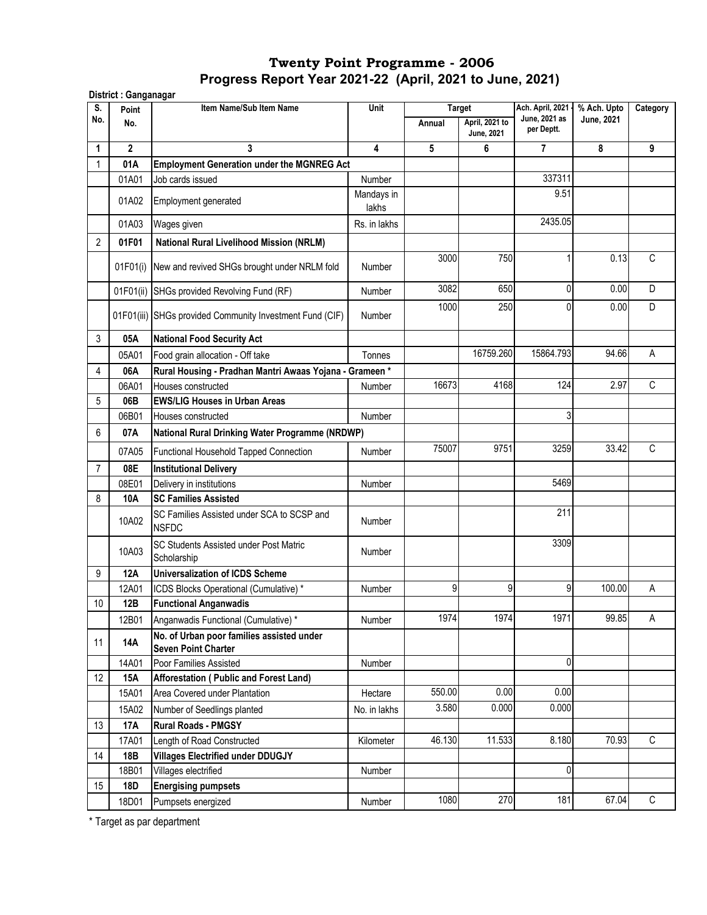# Twenty Point Programme - 2006

## Progress Report Year 2021-22 (April, 2021 to June, 2021)

**District : Ganganagar**

| S. No. | Point No. | Item Name/Sub Item Name | Unit | Target | | Ach. April, 2021 - June, 2021 as per Deptt. | % Ach. Upto June, 2021 | Category |
|---|---|---|---|---|---|---|---|---|
| | | | | Annual | April, 2021 to June, 2021 | | | |
| 1 | 2 | 3 | 4 | 5 | 6 | 7 | 8 | 9 |
| 1 | **01A** | **Employment Generation under the MGNREG Act** | | | | | | |
| | 01A01 | Job cards issued | Number | | | 337311 | | |
| | 01A02 | Employment generated | Mandays in lakhs | | | 9.51 | | |
| | 01A03 | Wages given | Rs. in lakhs | | | 2435.05 | | |
| 2 | **01F01** | **National Rural Livelihood Mission (NRLM)** | | | | | | |
| | 01F01(i) | New and revived SHGs brought under NRLM fold | Number | 3000 | 750 | 1 | 0.13 | C |
| | 01F01(ii) | SHGs provided Revolving Fund (RF) | Number | 3082 | 650 | 0 | 0.00 | D |
| | 01F01(iii) | SHGs provided Community Investment Fund (CIF) | Number | 1000 | 250 | 0 | 0.00 | D |
| 3 | **05A** | **National Food Security Act** | | | | | | |
| | 05A01 | Food grain allocation - Off take | Tonnes | | 16759.260 | 15864.793 | 94.66 | A |
| 4 | **06A** | **Rural Housing - Pradhan Mantri Awaas Yojana - Grameen *** | | | | | | |
| | 06A01 | Houses constructed | Number | 16673 | 4168 | 124 | 2.97 | C |
| 5 | **06B** | **EWS/LIG Houses in Urban Areas** | | | | | | |
| | 06B01 | Houses constructed | Number | | | 3 | | |
| 6 | **07A** | **National Rural Drinking Water Programme (NRDWP)** | | | | | | |
| | 07A05 | Functional Household Tapped Connection | Number | 75007 | 9751 | 3259 | 33.42 | C |
| 7 | **08E** | **Institutional Delivery** | | | | | | |
| | 08E01 | Delivery in institutions | Number | | | 5469 | | |
| 8 | **10A** | **SC Families Assisted** | | | | | | |
| | 10A02 | SC Families Assisted under SCA to SCSP and NSFDC | Number | | | 211 | | |
| | 10A03 | SC Students Assisted under Post Matric Scholarship | Number | | | 3309 | | |
| 9 | **12A** | **Universalization of ICDS Scheme** | | | | | | |
| | 12A01 | ICDS Blocks Operational (Cumulative) * | Number | 9 | 9 | 9 | 100.00 | A |
| 10 | **12B** | **Functional Anganwadis** | | | | | | |
| | 12B01 | Anganwadis Functional (Cumulative) * | Number | 1974 | 1974 | 1971 | 99.85 | A |
| 11 | **14A** | **No. of Urban poor families assisted under Seven Point Charter** | | | | | | |
| | 14A01 | Poor Families Assisted | Number | | | 0 | | |
| 12 | **15A** | **Afforestation ( Public and Forest Land)** | | | | | | |
| | 15A01 | Area Covered under Plantation | Hectare | 550.00 | 0.00 | 0.00 | | |
| | 15A02 | Number of Seedlings planted | No. in lakhs | 3.580 | 0.000 | 0.000 | | |
| 13 | **17A** | **Rural Roads - PMGSY** | | | | | | |
| | 17A01 | Length of Road Constructed | Kilometer | 46.130 | 11.533 | 8.180 | 70.93 | C |
| 14 | **18B** | **Villages Electrified under DDUGJY** | | | | | | |
| | 18B01 | Villages electrified | Number | | | 0 | | |
| 15 | **18D** | **Energising pumpsets** | | | | | | |
| | 18D01 | Pumpsets energized | Number | 1080 | 270 | 181 | 67.04 | C |

* Target as par department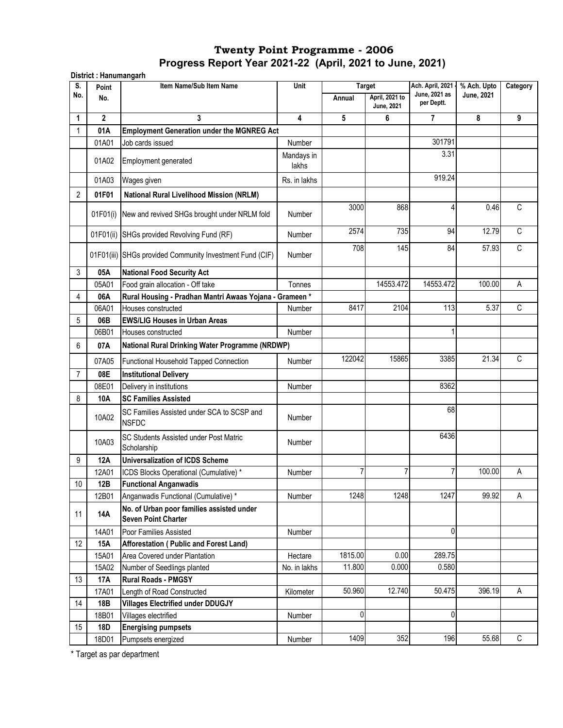# Twenty Point Programme - 2006

## Progress Report Year 2021-22 (April, 2021 to June, 2021)

**District : Hanumangarh**

| S. No. | Point No. | Item Name/Sub Item Name | Unit | Target | | Ach. April, 2021 - June, 2021 as per Deptt. | % Ach. Upto June, 2021 | Category |
|---|---|---|---|---|---|---|---|---|
| | | | | Annual | April, 2021 to June, 2021 | | | |
| 1 | 2 | 3 | 4 | 5 | 6 | 7 | 8 | 9 |
| 1 | **01A** | **Employment Generation under the MGNREG Act** | | | | | | |
| | 01A01 | Job cards issued | Number | | | 301791 | | |
| | 01A02 | Employment generated | Mandays in lakhs | | | 3.31 | | |
| | 01A03 | Wages given | Rs. in lakhs | | | 919.24 | | |
| 2 | **01F01** | **National Rural Livelihood Mission (NRLM)** | | | | | | |
| | 01F01(i) | New and revived SHGs brought under NRLM fold | Number | 3000 | 868 | 4 | 0.46 | C |
| | 01F01(ii) | SHGs provided Revolving Fund (RF) | Number | 2574 | 735 | 94 | 12.79 | C |
| | 01F01(iii) | SHGs provided Community Investment Fund (CIF) | Number | 708 | 145 | 84 | 57.93 | C |
| 3 | **05A** | **National Food Security Act** | | | | | | |
| | 05A01 | Food grain allocation - Off take | Tonnes | | 14553.472 | 14553.472 | 100.00 | A |
| 4 | **06A** | **Rural Housing - Pradhan Mantri Awaas Yojana - Grameen \*** | | | | | | |
| | 06A01 | Houses constructed | Number | 8417 | 2104 | 113 | 5.37 | C |
| 5 | **06B** | **EWS/LIG Houses in Urban Areas** | | | | | | |
| | 06B01 | Houses constructed | Number | | | 1 | | |
| 6 | **07A** | **National Rural Drinking Water Programme (NRDWP)** | | | | | | |
| | 07A05 | Functional Household Tapped Connection | Number | 122042 | 15865 | 3385 | 21.34 | C |
| 7 | **08E** | **Institutional Delivery** | | | | | | |
| | 08E01 | Delivery in institutions | Number | | | 8362 | | |
| 8 | **10A** | **SC Families Assisted** | | | | | | |
| | 10A02 | SC Families Assisted under SCA to SCSP and NSFDC | Number | | | 68 | | |
| | 10A03 | SC Students Assisted under Post Matric Scholarship | Number | | | 6436 | | |
| 9 | **12A** | **Universalization of ICDS Scheme** | | | | | | |
| | 12A01 | ICDS Blocks Operational (Cumulative) \* | Number | 7 | 7 | 7 | 100.00 | A |
| 10 | **12B** | **Functional Anganwadis** | | | | | | |
| | 12B01 | Anganwadis Functional (Cumulative) \* | Number | 1248 | 1248 | 1247 | 99.92 | A |
| 11 | **14A** | **No. of Urban poor families assisted under Seven Point Charter** | | | | | | |
| | 14A01 | Poor Families Assisted | Number | | | 0 | | |
| 12 | **15A** | **Afforestation ( Public and Forest Land)** | | | | | | |
| | 15A01 | Area Covered under Plantation | Hectare | 1815.00 | 0.00 | 289.75 | | |
| | 15A02 | Number of Seedlings planted | No. in lakhs | 11.800 | 0.000 | 0.580 | | |
| 13 | **17A** | **Rural Roads - PMGSY** | | | | | | |
| | 17A01 | Length of Road Constructed | Kilometer | 50.960 | 12.740 | 50.475 | 396.19 | A |
| 14 | **18B** | **Villages Electrified under DDUGJY** | | | | | | |
| | 18B01 | Villages electrified | Number | 0 | | 0 | | |
| 15 | **18D** | **Energising pumpsets** | | | | | | |
| | 18D01 | Pumpsets energized | Number | 1409 | 352 | 196 | 55.68 | C |

\* Target as par department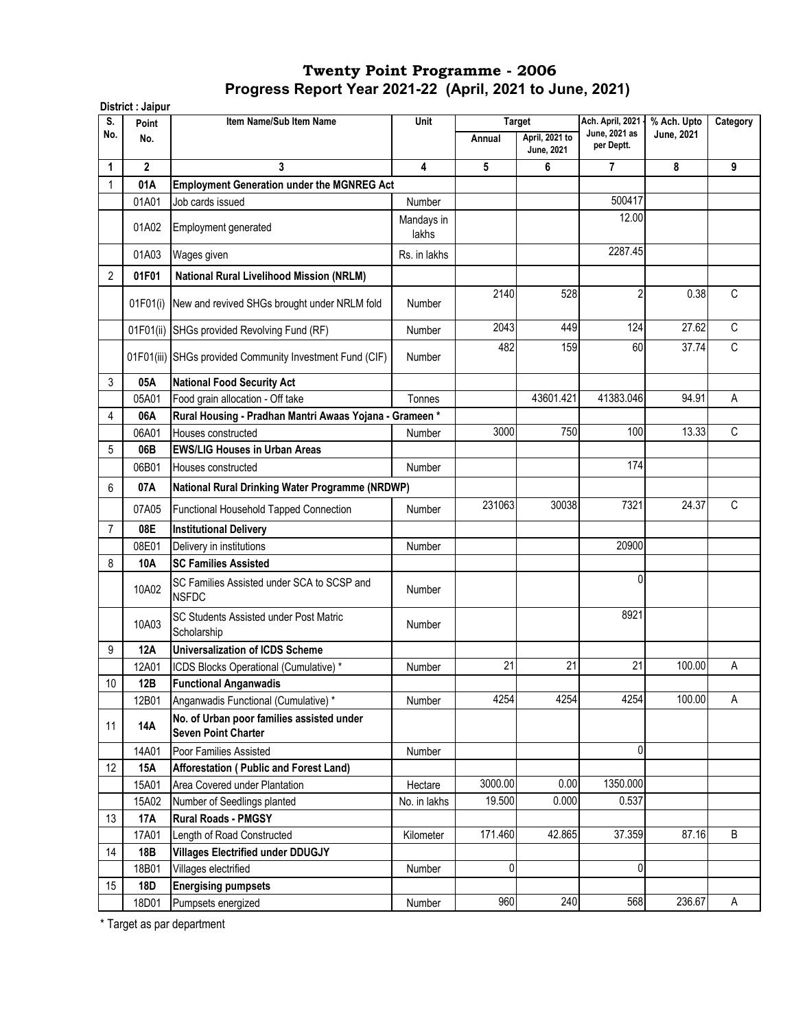# Twenty Point Programme - 2006

## Progress Report Year 2021-22 (April, 2021 to June, 2021)

**District : Jaipur**

| S. No. | Point No. | Item Name/Sub Item Name | Unit | Target | | Ach. April, 2021 - June, 2021 as per Deptt. | % Ach. Upto June, 2021 | Category |
|---|---|---|---|---|---|---|---|---|
| | | | | Annual | April, 2021 to June, 2021 | | | |
| 1 | 2 | 3 | 4 | 5 | 6 | 7 | 8 | 9 |
| 1 | **01A** | **Employment Generation under the MGNREG Act** | | | | | | |
| | 01A01 | Job cards issued | Number | | | 500417 | | |
| | 01A02 | Employment generated | Mandays in lakhs | | | 12.00 | | |
| | 01A03 | Wages given | Rs. in lakhs | | | 2287.45 | | |
| 2 | **01F01** | **National Rural Livelihood Mission (NRLM)** | | | | | | |
| | 01F01(i) | New and revived SHGs brought under NRLM fold | Number | 2140 | 528 | 2 | 0.38 | C |
| | 01F01(ii) | SHGs provided Revolving Fund (RF) | Number | 2043 | 449 | 124 | 27.62 | C |
| | 01F01(iii) | SHGs provided Community Investment Fund (CIF) | Number | 482 | 159 | 60 | 37.74 | C |
| 3 | **05A** | **National Food Security Act** | | | | | | |
| | 05A01 | Food grain allocation - Off take | Tonnes | | 43601.421 | 41383.046 | 94.91 | A |
| 4 | **06A** | **Rural Housing - Pradhan Mantri Awaas Yojana - Grameen *** | | | | | | |
| | 06A01 | Houses constructed | Number | 3000 | 750 | 100 | 13.33 | C |
| 5 | **06B** | **EWS/LIG Houses in Urban Areas** | | | | | | |
| | 06B01 | Houses constructed | Number | | | 174 | | |
| 6 | **07A** | **National Rural Drinking Water Programme (NRDWP)** | | | | | | |
| | 07A05 | Functional Household Tapped Connection | Number | 231063 | 30038 | 7321 | 24.37 | C |
| 7 | **08E** | **Institutional Delivery** | | | | | | |
| | 08E01 | Delivery in institutions | Number | | | 20900 | | |
| 8 | **10A** | **SC Families Assisted** | | | | | | |
| | 10A02 | SC Families Assisted under SCA to SCSP and NSFDC | Number | | | 0 | | |
| | 10A03 | SC Students Assisted under Post Matric Scholarship | Number | | | 8921 | | |
| 9 | **12A** | **Universalization of ICDS Scheme** | | | | | | |
| | 12A01 | ICDS Blocks Operational (Cumulative) * | Number | 21 | 21 | 21 | 100.00 | A |
| 10 | **12B** | **Functional Anganwadis** | | | | | | |
| | 12B01 | Anganwadis Functional (Cumulative) * | Number | 4254 | 4254 | 4254 | 100.00 | A |
| 11 | **14A** | **No. of Urban poor families assisted under Seven Point Charter** | | | | | | |
| | 14A01 | Poor Families Assisted | Number | | | 0 | | |
| 12 | **15A** | **Afforestation ( Public and Forest Land)** | | | | | | |
| | 15A01 | Area Covered under Plantation | Hectare | 3000.00 | 0.00 | 1350.000 | | |
| | 15A02 | Number of Seedlings planted | No. in lakhs | 19.500 | 0.000 | 0.537 | | |
| 13 | **17A** | **Rural Roads - PMGSY** | | | | | | |
| | 17A01 | Length of Road Constructed | Kilometer | 171.460 | 42.865 | 37.359 | 87.16 | B |
| 14 | **18B** | **Villages Electrified under DDUGJY** | | | | | | |
| | 18B01 | Villages electrified | Number | 0 | | 0 | | |
| 15 | **18D** | **Energising pumpsets** | | | | | | |
| | 18D01 | Pumpsets energized | Number | 960 | 240 | 568 | 236.67 | A |

* Target as par department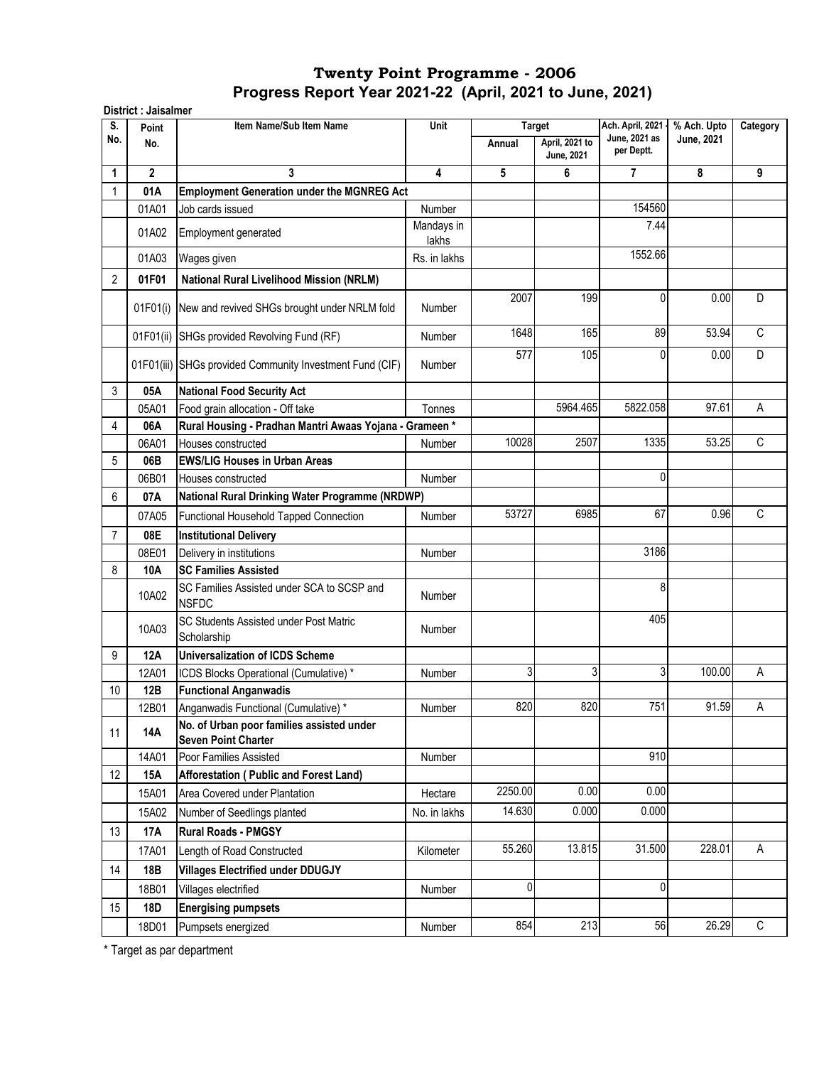# Twenty Point Programme - 2006

## Progress Report Year 2021-22 (April, 2021 to June, 2021)

**District : Jaisalmer**

| S. No. | Point No. | Item Name/Sub Item Name | Unit | Target | | Ach. April, 2021 - June, 2021 as per Deptt. | % Ach. Upto June, 2021 | Category |
|---|---|---|---|---|---|---|---|---|
| | | | | Annual | April, 2021 to June, 2021 | | | |
| 1 | 2 | 3 | 4 | 5 | 6 | 7 | 8 | 9 |
| 1 | 01A | **Employment Generation under the MGNREG Act** | | | | | | |
| | 01A01 | Job cards issued | Number | | | 154560 | | |
| | 01A02 | Employment generated | Mandays in lakhs | | | 7.44 | | |
| | 01A03 | Wages given | Rs. in lakhs | | | 1552.66 | | |
| 2 | 01F01 | **National Rural Livelihood Mission (NRLM)** | | | | | | |
| | 01F01(i) | New and revived SHGs brought under NRLM fold | Number | 2007 | 199 | 0 | 0.00 | D |
| | 01F01(ii) | SHGs provided Revolving Fund (RF) | Number | 1648 | 165 | 89 | 53.94 | C |
| | 01F01(iii) | SHGs provided Community Investment Fund (CIF) | Number | 577 | 105 | 0 | 0.00 | D |
| 3 | 05A | **National Food Security Act** | | | | | | |
| | 05A01 | Food grain allocation - Off take | Tonnes | | 5964.465 | 5822.058 | 97.61 | A |
| 4 | 06A | **Rural Housing - Pradhan Mantri Awaas Yojana - Grameen *** | | | | | | |
| | 06A01 | Houses constructed | Number | 10028 | 2507 | 1335 | 53.25 | C |
| 5 | 06B | **EWS/LIG Houses in Urban Areas** | | | | | | |
| | 06B01 | Houses constructed | Number | | | 0 | | |
| 6 | 07A | **National Rural Drinking Water Programme (NRDWP)** | | | | | | |
| | 07A05 | Functional Household Tapped Connection | Number | 53727 | 6985 | 67 | 0.96 | C |
| 7 | 08E | **Institutional Delivery** | | | | | | |
| | 08E01 | Delivery in institutions | Number | | | 3186 | | |
| 8 | 10A | **SC Families Assisted** | | | | | | |
| | 10A02 | SC Families Assisted under SCA to SCSP and NSFDC | Number | | | 8 | | |
| | 10A03 | SC Students Assisted under Post Matric Scholarship | Number | | | 405 | | |
| 9 | 12A | **Universalization of ICDS Scheme** | | | | | | |
| | 12A01 | ICDS Blocks Operational (Cumulative) * | Number | 3 | 3 | 3 | 100.00 | A |
| 10 | 12B | **Functional Anganwadis** | | | | | | |
| | 12B01 | Anganwadis Functional (Cumulative) * | Number | 820 | 820 | 751 | 91.59 | A |
| 11 | 14A | **No. of Urban poor families assisted under Seven Point Charter** | | | | | | |
| | 14A01 | Poor Families Assisted | Number | | | 910 | | |
| 12 | 15A | **Afforestation ( Public and Forest Land)** | | | | | | |
| | 15A01 | Area Covered under Plantation | Hectare | 2250.00 | 0.00 | 0.00 | | |
| | 15A02 | Number of Seedlings planted | No. in lakhs | 14.630 | 0.000 | 0.000 | | |
| 13 | 17A | **Rural Roads - PMGSY** | | | | | | |
| | 17A01 | Length of Road Constructed | Kilometer | 55.260 | 13.815 | 31.500 | 228.01 | A |
| 14 | 18B | **Villages Electrified under DDUGJY** | | | | | | |
| | 18B01 | Villages electrified | Number | 0 | | 0 | | |
| 15 | 18D | **Energising pumpsets** | | | | | | |
| | 18D01 | Pumpsets energized | Number | 854 | 213 | 56 | 26.29 | C |

* Target as par department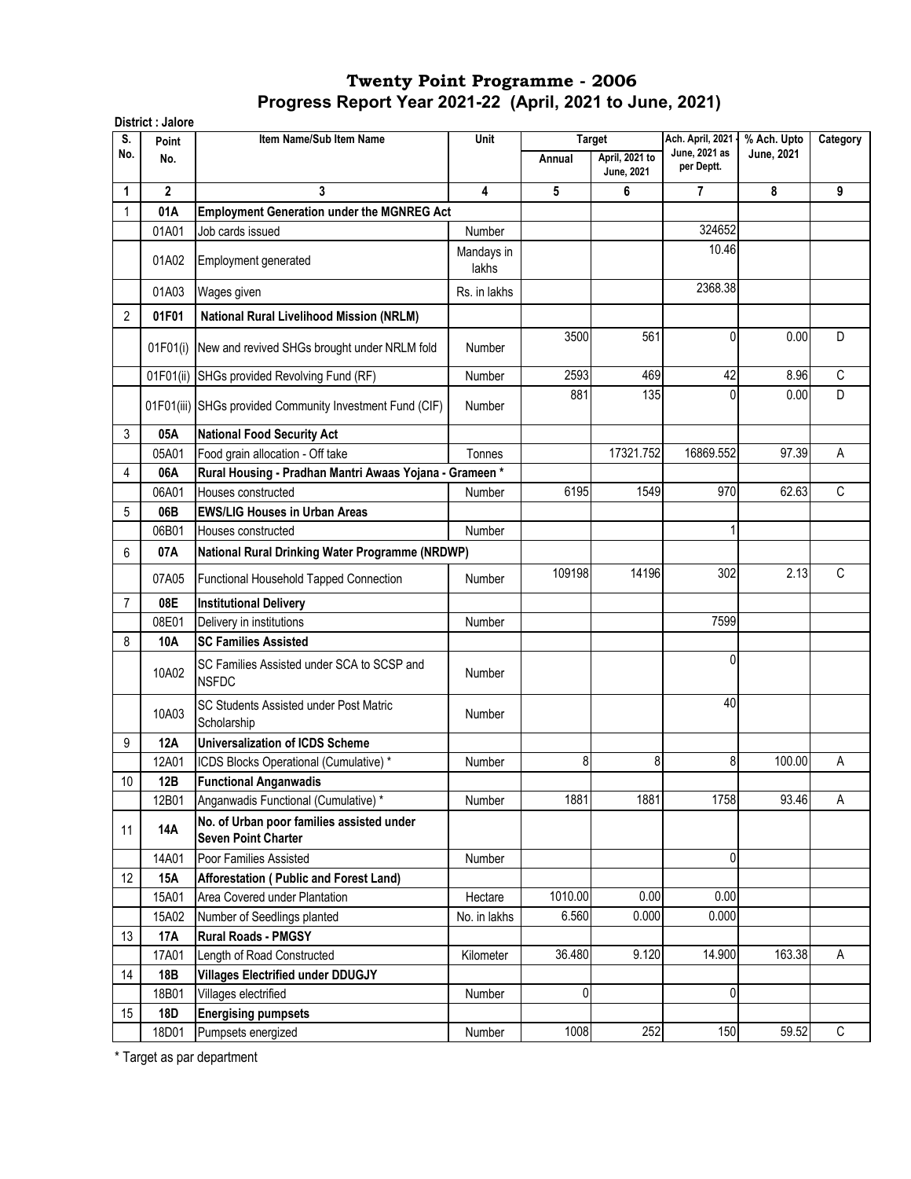# Twenty Point Programme - 2006

## Progress Report Year 2021-22 (April, 2021 to June, 2021)

**District : Jalore**

| S. No. | Point No. | Item Name/Sub Item Name | Unit | Target | | Ach. April, 2021 - June, 2021 as per Deptt. | % Ach. Upto June, 2021 | Category |
|---|---|---|---|---|---|---|---|---|
| | | | | Annual | April, 2021 to June, 2021 | | | |
| 1 | 2 | 3 | 4 | 5 | 6 | 7 | 8 | 9 |
| 1 | **01A** | **Employment Generation under the MGNREG Act** | | | | | | |
| | 01A01 | Job cards issued | Number | | | 324652 | | |
| | 01A02 | Employment generated | Mandays in lakhs | | | 10.46 | | |
| | 01A03 | Wages given | Rs. in lakhs | | | 2368.38 | | |
| 2 | **01F01** | **National Rural Livelihood Mission (NRLM)** | | | | | | |
| | 01F01(i) | New and revived SHGs brought under NRLM fold | Number | 3500 | 561 | 0 | 0.00 | D |
| | 01F01(ii) | SHGs provided Revolving Fund (RF) | Number | 2593 | 469 | 42 | 8.96 | C |
| | 01F01(iii) | SHGs provided Community Investment Fund (CIF) | Number | 881 | 135 | 0 | 0.00 | D |
| 3 | **05A** | **National Food Security Act** | | | | | | |
| | 05A01 | Food grain allocation - Off take | Tonnes | | 17321.752 | 16869.552 | 97.39 | A |
| 4 | **06A** | **Rural Housing - Pradhan Mantri Awaas Yojana - Grameen *** | | | | | | |
| | 06A01 | Houses constructed | Number | 6195 | 1549 | 970 | 62.63 | C |
| 5 | **06B** | **EWS/LIG Houses in Urban Areas** | | | | | | |
| | 06B01 | Houses constructed | Number | | | 1 | | |
| 6 | **07A** | **National Rural Drinking Water Programme (NRDWP)** | | | | | | |
| | 07A05 | Functional Household Tapped Connection | Number | 109198 | 14196 | 302 | 2.13 | C |
| 7 | **08E** | **Institutional Delivery** | | | | | | |
| | 08E01 | Delivery in institutions | Number | | | 7599 | | |
| 8 | **10A** | **SC Families Assisted** | | | | | | |
| | 10A02 | SC Families Assisted under SCA to SCSP and NSFDC | Number | | | 0 | | |
| | 10A03 | SC Students Assisted under Post Matric Scholarship | Number | | | 40 | | |
| 9 | **12A** | **Universalization of ICDS Scheme** | | | | | | |
| | 12A01 | ICDS Blocks Operational (Cumulative) * | Number | 8 | 8 | 8 | 100.00 | A |
| 10 | **12B** | **Functional Anganwadis** | | | | | | |
| | 12B01 | Anganwadis Functional (Cumulative) * | Number | 1881 | 1881 | 1758 | 93.46 | A |
| 11 | **14A** | **No. of Urban poor families assisted under Seven Point Charter** | | | | | | |
| | 14A01 | Poor Families Assisted | Number | | | 0 | | |
| 12 | **15A** | **Afforestation ( Public and Forest Land)** | | | | | | |
| | 15A01 | Area Covered under Plantation | Hectare | 1010.00 | 0.00 | 0.00 | | |
| | 15A02 | Number of Seedlings planted | No. in lakhs | 6.560 | 0.000 | 0.000 | | |
| 13 | **17A** | **Rural Roads - PMGSY** | | | | | | |
| | 17A01 | Length of Road Constructed | Kilometer | 36.480 | 9.120 | 14.900 | 163.38 | A |
| 14 | **18B** | **Villages Electrified under DDUGJY** | | | | | | |
| | 18B01 | Villages electrified | Number | 0 | | 0 | | |
| 15 | **18D** | **Energising pumpsets** | | | | | | |
| | 18D01 | Pumpsets energized | Number | 1008 | 252 | 150 | 59.52 | C |

* Target as par department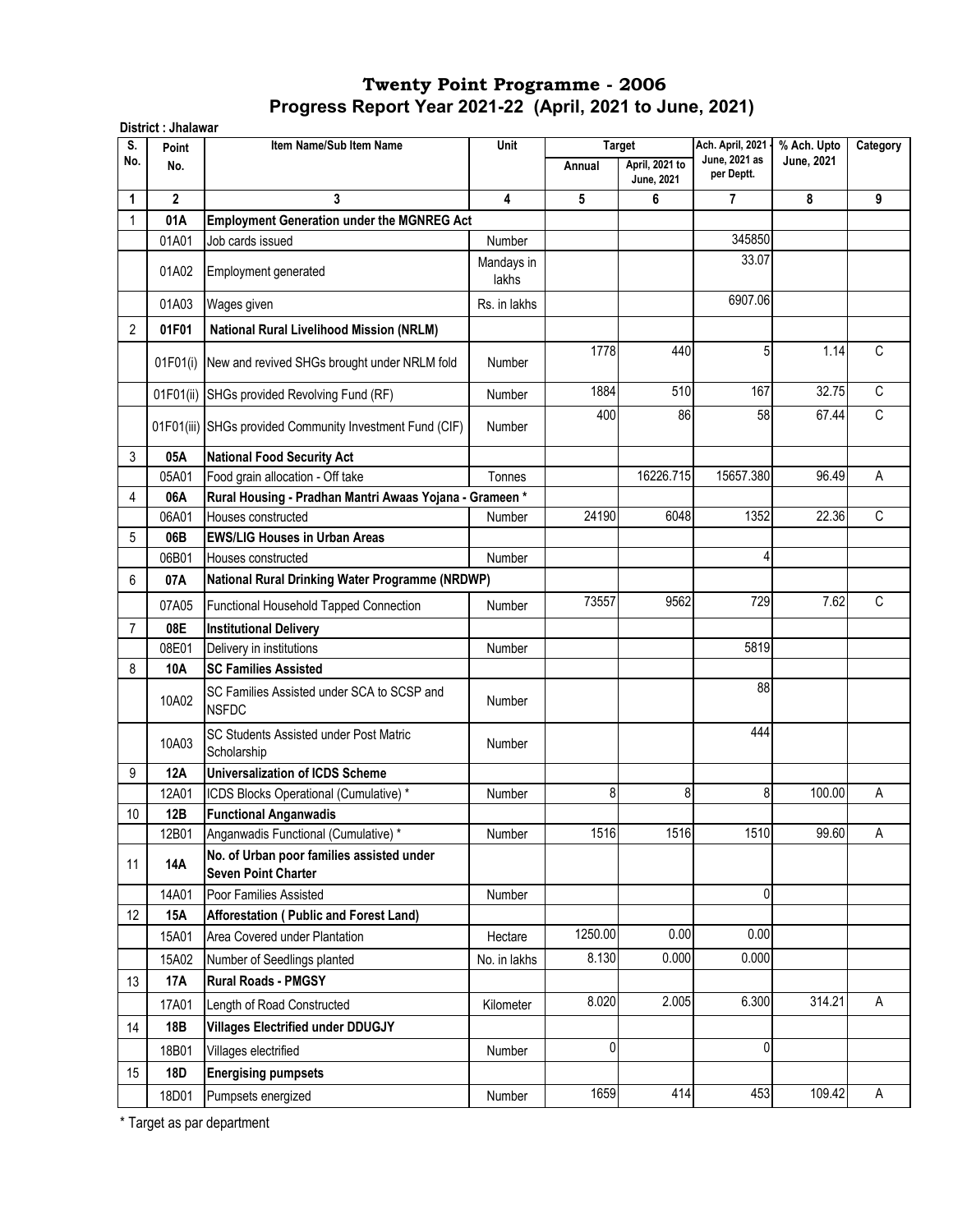# Twenty Point Programme - 2006

## Progress Report Year 2021-22 (April, 2021 to June, 2021)

**District : Jhalawar**

| S. No. | Point No. | Item Name/Sub Item Name | Unit | Target | | Ach. April, 2021 - June, 2021 as per Deptt. | % Ach. Upto June, 2021 | Category |
|---|---|---|---|---|---|---|---|---|
| | | | | Annual | April, 2021 to June, 2021 | | | |
| 1 | 2 | 3 | 4 | 5 | 6 | 7 | 8 | 9 |
| 1 | **01A** | **Employment Generation under the MGNREG Act** | | | | | | |
| | 01A01 | Job cards issued | Number | | | 345850 | | |
| | 01A02 | Employment generated | Mandays in lakhs | | | 33.07 | | |
| | 01A03 | Wages given | Rs. in lakhs | | | 6907.06 | | |
| 2 | **01F01** | **National Rural Livelihood Mission (NRLM)** | | | | | | |
| | 01F01(i) | New and revived SHGs brought under NRLM fold | Number | 1778 | 440 | 5 | 1.14 | C |
| | 01F01(ii) | SHGs provided Revolving Fund (RF) | Number | 1884 | 510 | 167 | 32.75 | C |
| | 01F01(iii) | SHGs provided Community Investment Fund (CIF) | Number | 400 | 86 | 58 | 67.44 | C |
| 3 | **05A** | **National Food Security Act** | | | | | | |
| | 05A01 | Food grain allocation - Off take | Tonnes | | 16226.715 | 15657.380 | 96.49 | A |
| 4 | **06A** | **Rural Housing - Pradhan Mantri Awaas Yojana - Grameen *** | | | | | | |
| | 06A01 | Houses constructed | Number | 24190 | 6048 | 1352 | 22.36 | C |
| 5 | **06B** | **EWS/LIG Houses in Urban Areas** | | | | | | |
| | 06B01 | Houses constructed | Number | | | 4 | | |
| 6 | **07A** | **National Rural Drinking Water Programme (NRDWP)** | | | | | | |
| | 07A05 | Functional Household Tapped Connection | Number | 73557 | 9562 | 729 | 7.62 | C |
| 7 | **08E** | **Institutional Delivery** | | | | | | |
| | 08E01 | Delivery in institutions | Number | | | 5819 | | |
| 8 | **10A** | **SC Families Assisted** | | | | | | |
| | 10A02 | SC Families Assisted under SCA to SCSP and NSFDC | Number | | | 88 | | |
| | 10A03 | SC Students Assisted under Post Matric Scholarship | Number | | | 444 | | |
| 9 | **12A** | **Universalization of ICDS Scheme** | | | | | | |
| | 12A01 | ICDS Blocks Operational (Cumulative) * | Number | 8 | 8 | 8 | 100.00 | A |
| 10 | **12B** | **Functional Anganwadis** | | | | | | |
| | 12B01 | Anganwadis Functional (Cumulative) * | Number | 1516 | 1516 | 1510 | 99.60 | A |
| 11 | **14A** | **No. of Urban poor families assisted under Seven Point Charter** | | | | | | |
| | 14A01 | Poor Families Assisted | Number | | | 0 | | |
| 12 | **15A** | **Afforestation ( Public and Forest Land)** | | | | | | |
| | 15A01 | Area Covered under Plantation | Hectare | 1250.00 | 0.00 | 0.00 | | |
| | 15A02 | Number of Seedlings planted | No. in lakhs | 8.130 | 0.000 | 0.000 | | |
| 13 | **17A** | **Rural Roads - PMGSY** | | | | | | |
| | 17A01 | Length of Road Constructed | Kilometer | 8.020 | 2.005 | 6.300 | 314.21 | A |
| 14 | **18B** | **Villages Electrified under DDUGJY** | | | | | | |
| | 18B01 | Villages electrified | Number | 0 | | 0 | | |
| 15 | **18D** | **Energising pumpsets** | | | | | | |
| | 18D01 | Pumpsets energized | Number | 1659 | 414 | 453 | 109.42 | A |

* Target as par department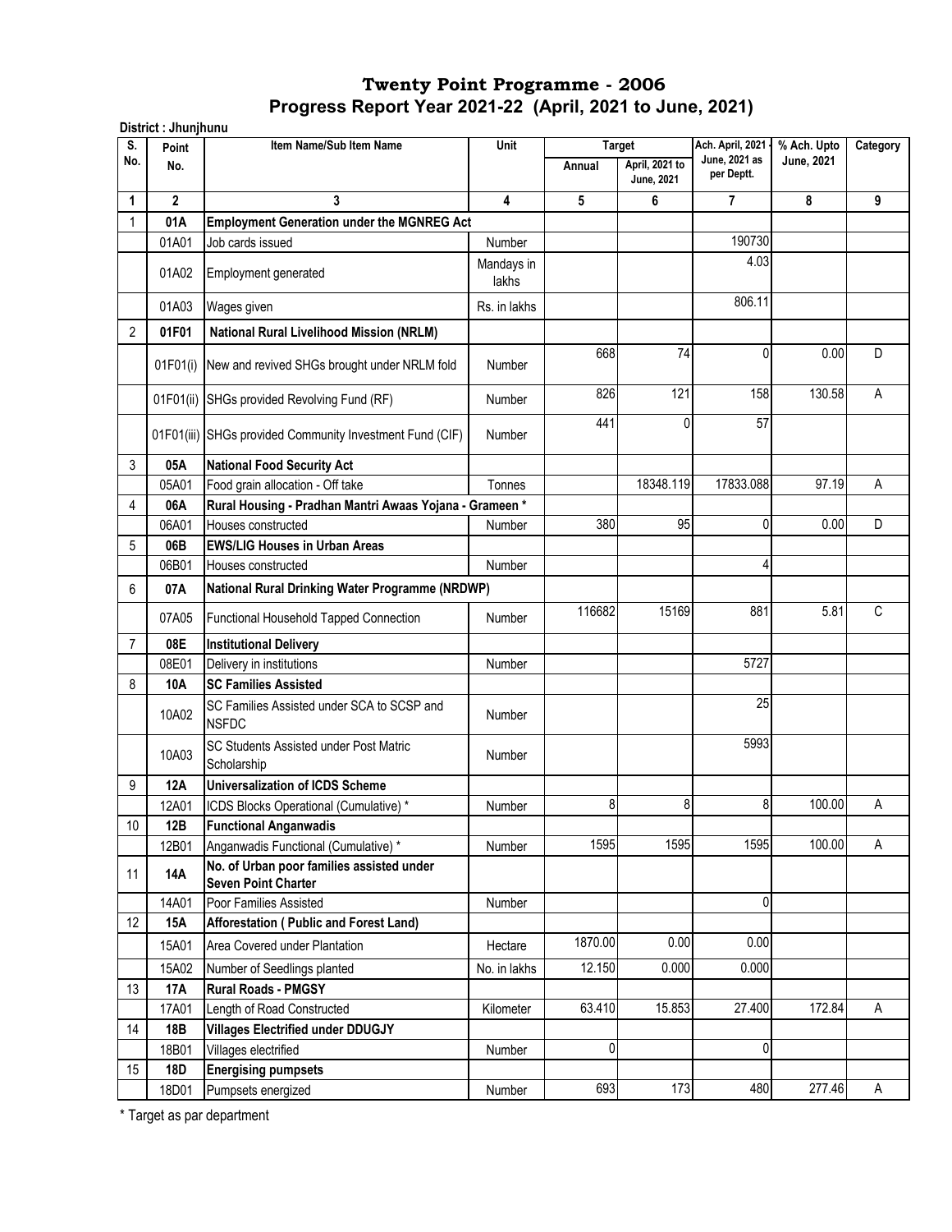# Twenty Point Programme - 2006

## Progress Report Year 2021-22 (April, 2021 to June, 2021)

**District : Jhunjhunu**

| S. No. | Point No. | Item Name/Sub Item Name | Unit | Target | | Ach. April, 2021 - June, 2021 as per Deptt. | % Ach. Upto June, 2021 | Category |
|---|---|---|---|---|---|---|---|---|
| | | | | Annual | April, 2021 to June, 2021 | | | |
| 1 | 2 | 3 | 4 | 5 | 6 | 7 | 8 | 9 |
| 1 | **01A** | **Employment Generation under the MGNREG Act** | | | | | | |
| | 01A01 | Job cards issued | Number | | | 190730 | | |
| | 01A02 | Employment generated | Mandays in lakhs | | | 4.03 | | |
| | 01A03 | Wages given | Rs. in lakhs | | | 806.11 | | |
| 2 | **01F01** | **National Rural Livelihood Mission (NRLM)** | | | | | | |
| | 01F01(i) | New and revived SHGs brought under NRLM fold | Number | 668 | 74 | 0 | 0.00 | D |
| | 01F01(ii) | SHGs provided Revolving Fund (RF) | Number | 826 | 121 | 158 | 130.58 | A |
| | 01F01(iii) | SHGs provided Community Investment Fund (CIF) | Number | 441 | 0 | 57 | | |
| 3 | **05A** | **National Food Security Act** | | | | | | |
| | 05A01 | Food grain allocation - Off take | Tonnes | | 18348.119 | 17833.088 | 97.19 | A |
| 4 | **06A** | **Rural Housing - Pradhan Mantri Awaas Yojana - Grameen *** | | | | | | |
| | 06A01 | Houses constructed | Number | 380 | 95 | 0 | 0.00 | D |
| 5 | **06B** | **EWS/LIG Houses in Urban Areas** | | | | | | |
| | 06B01 | Houses constructed | Number | | | 4 | | |
| 6 | **07A** | **National Rural Drinking Water Programme (NRDWP)** | | | | | | |
| | 07A05 | Functional Household Tapped Connection | Number | 116682 | 15169 | 881 | 5.81 | C |
| 7 | **08E** | **Institutional Delivery** | | | | | | |
| | 08E01 | Delivery in institutions | Number | | | 5727 | | |
| 8 | **10A** | **SC Families Assisted** | | | | | | |
| | 10A02 | SC Families Assisted under SCA to SCSP and NSFDC | Number | | | 25 | | |
| | 10A03 | SC Students Assisted under Post Matric Scholarship | Number | | | 5993 | | |
| 9 | **12A** | **Universalization of ICDS Scheme** | | | | | | |
| | 12A01 | ICDS Blocks Operational (Cumulative) * | Number | 8 | 8 | 8 | 100.00 | A |
| 10 | **12B** | **Functional Anganwadis** | | | | | | |
| | 12B01 | Anganwadis Functional (Cumulative) * | Number | 1595 | 1595 | 1595 | 100.00 | A |
| 11 | **14A** | **No. of Urban poor families assisted under Seven Point Charter** | | | | | | |
| | 14A01 | Poor Families Assisted | Number | | | 0 | | |
| 12 | **15A** | **Afforestation ( Public and Forest Land)** | | | | | | |
| | 15A01 | Area Covered under Plantation | Hectare | 1870.00 | 0.00 | 0.00 | | |
| | 15A02 | Number of Seedlings planted | No. in lakhs | 12.150 | 0.000 | 0.000 | | |
| 13 | **17A** | **Rural Roads - PMGSY** | | | | | | |
| | 17A01 | Length of Road Constructed | Kilometer | 63.410 | 15.853 | 27.400 | 172.84 | A |
| 14 | **18B** | **Villages Electrified under DDUGJY** | | | | | | |
| | 18B01 | Villages electrified | Number | 0 | | 0 | | |
| 15 | **18D** | **Energising pumpsets** | | | | | | |
| | 18D01 | Pumpsets energized | Number | 693 | 173 | 480 | 277.46 | A |

* Target as par department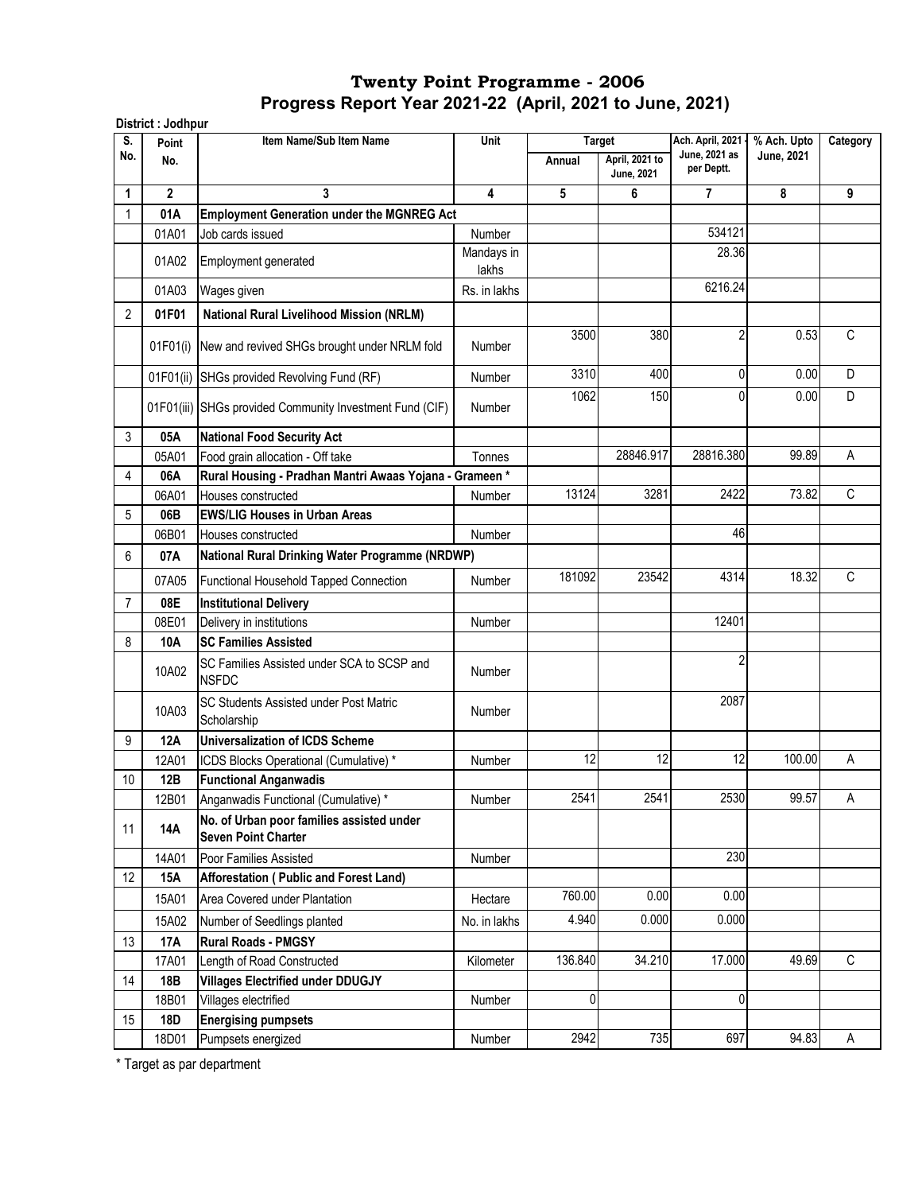# Twenty Point Programme - 2006

## Progress Report Year 2021-22 (April, 2021 to June, 2021)

**District : Jodhpur**

| S. No. | Point No. | Item Name/Sub Item Name | Unit | Target | | Ach. April, 2021 - June, 2021 as per Deptt. | % Ach. Upto June, 2021 | Category |
|---|---|---|---|---|---|---|---|---|
| | | | | Annual | April, 2021 to June, 2021 | | | |
| 1 | 2 | 3 | 4 | 5 | 6 | 7 | 8 | 9 |
| 1 | **01A** | **Employment Generation under the MGNREG Act** | | | | | | |
| | 01A01 | Job cards issued | Number | | | 534121 | | |
| | 01A02 | Employment generated | Mandays in lakhs | | | 28.36 | | |
| | 01A03 | Wages given | Rs. in lakhs | | | 6216.24 | | |
| 2 | **01F01** | **National Rural Livelihood Mission (NRLM)** | | | | | | |
| | 01F01(i) | New and revived SHGs brought under NRLM fold | Number | 3500 | 380 | 2 | 0.53 | C |
| | 01F01(ii) | SHGs provided Revolving Fund (RF) | Number | 3310 | 400 | 0 | 0.00 | D |
| | 01F01(iii) | SHGs provided Community Investment Fund (CIF) | Number | 1062 | 150 | 0 | 0.00 | D |
| 3 | **05A** | **National Food Security Act** | | | | | | |
| | 05A01 | Food grain allocation - Off take | Tonnes | | 28846.917 | 28816.380 | 99.89 | A |
| 4 | **06A** | **Rural Housing - Pradhan Mantri Awaas Yojana - Grameen *** | | | | | | |
| | 06A01 | Houses constructed | Number | 13124 | 3281 | 2422 | 73.82 | C |
| 5 | **06B** | **EWS/LIG Houses in Urban Areas** | | | | | | |
| | 06B01 | Houses constructed | Number | | | 46 | | |
| 6 | **07A** | **National Rural Drinking Water Programme (NRDWP)** | | | | | | |
| | 07A05 | Functional Household Tapped Connection | Number | 181092 | 23542 | 4314 | 18.32 | C |
| 7 | **08E** | **Institutional Delivery** | | | | | | |
| | 08E01 | Delivery in institutions | Number | | | 12401 | | |
| 8 | **10A** | **SC Families Assisted** | | | | | | |
| | 10A02 | SC Families Assisted under SCA to SCSP and NSFDC | Number | | | 2 | | |
| | 10A03 | SC Students Assisted under Post Matric Scholarship | Number | | | 2087 | | |
| 9 | **12A** | **Universalization of ICDS Scheme** | | | | | | |
| | 12A01 | ICDS Blocks Operational (Cumulative) * | Number | 12 | 12 | 12 | 100.00 | A |
| 10 | **12B** | **Functional Anganwadis** | | | | | | |
| | 12B01 | Anganwadis Functional (Cumulative) * | Number | 2541 | 2541 | 2530 | 99.57 | A |
| 11 | **14A** | **No. of Urban poor families assisted under Seven Point Charter** | | | | | | |
| | 14A01 | Poor Families Assisted | Number | | | 230 | | |
| 12 | **15A** | **Afforestation ( Public and Forest Land)** | | | | | | |
| | 15A01 | Area Covered under Plantation | Hectare | 760.00 | 0.00 | 0.00 | | |
| | 15A02 | Number of Seedlings planted | No. in lakhs | 4.940 | 0.000 | 0.000 | | |
| 13 | **17A** | **Rural Roads - PMGSY** | | | | | | |
| | 17A01 | Length of Road Constructed | Kilometer | 136.840 | 34.210 | 17.000 | 49.69 | C |
| 14 | **18B** | **Villages Electrified under DDUGJY** | | | | | | |
| | 18B01 | Villages electrified | Number | 0 | | 0 | | |
| 15 | **18D** | **Energising pumpsets** | | | | | | |
| | 18D01 | Pumpsets energized | Number | 2942 | 735 | 697 | 94.83 | A |

* Target as par department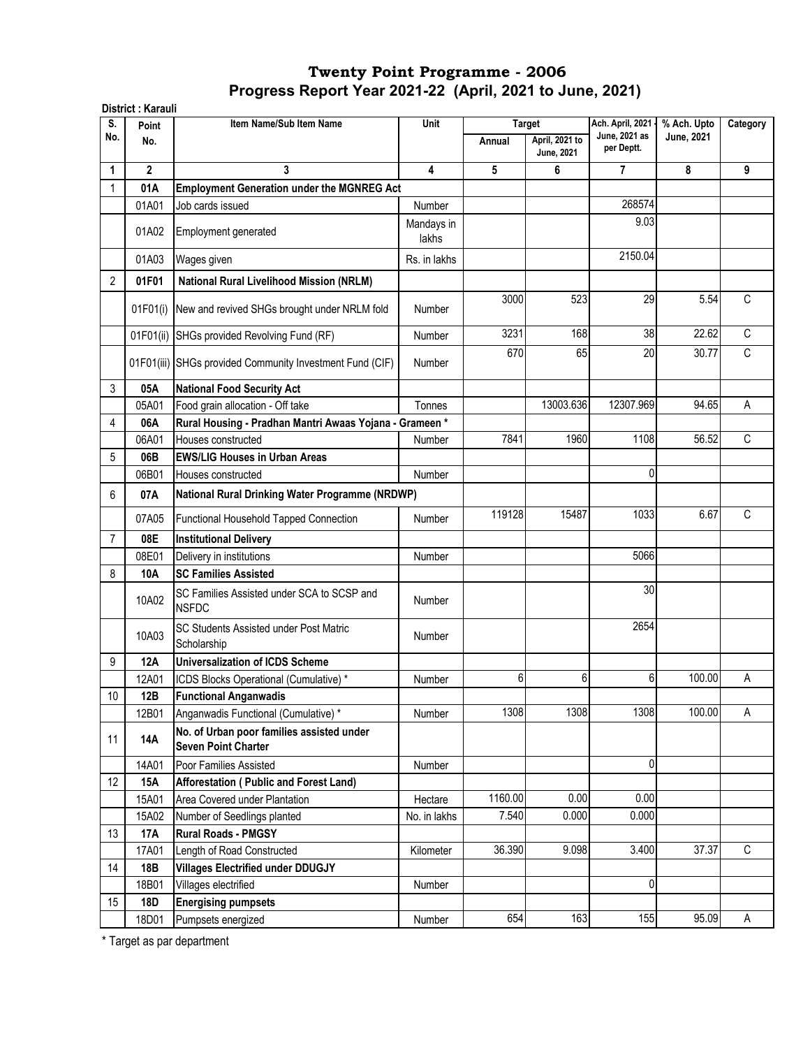# Twenty Point Programme - 2006
## Progress Report Year 2021-22 (April, 2021 to June, 2021)

**District : Karauli**

| S. No. | Point No. | Item Name/Sub Item Name | Unit | Target | | Ach. April, 2021 - June, 2021 as per Deptt. | % Ach. Upto June, 2021 | Category |
|---|---|---|---|---|---|---|---|---|
| | | | | Annual | April, 2021 to June, 2021 | | | |
| 1 | 2 | 3 | 4 | 5 | 6 | 7 | 8 | 9 |
| 1 | **01A** | **Employment Generation under the MGNREG Act** | | | | | | |
| | 01A01 | Job cards issued | Number | | | 268574 | | |
| | 01A02 | Employment generated | Mandays in lakhs | | | 9.03 | | |
| | 01A03 | Wages given | Rs. in lakhs | | | 2150.04 | | |
| 2 | **01F01** | **National Rural Livelihood Mission (NRLM)** | | | | | | |
| | 01F01(i) | New and revived SHGs brought under NRLM fold | Number | 3000 | 523 | 29 | 5.54 | C |
| | 01F01(ii) | SHGs provided Revolving Fund (RF) | Number | 3231 | 168 | 38 | 22.62 | C |
| | 01F01(iii) | SHGs provided Community Investment Fund (CIF) | Number | 670 | 65 | 20 | 30.77 | C |
| 3 | **05A** | **National Food Security Act** | | | | | | |
| | 05A01 | Food grain allocation - Off take | Tonnes | | 13003.636 | 12307.969 | 94.65 | A |
| 4 | **06A** | **Rural Housing - Pradhan Mantri Awaas Yojana - Grameen \*** | | | | | | |
| | 06A01 | Houses constructed | Number | 7841 | 1960 | 1108 | 56.52 | C |
| 5 | **06B** | **EWS/LIG Houses in Urban Areas** | | | | | | |
| | 06B01 | Houses constructed | Number | | | 0 | | |
| 6 | **07A** | **National Rural Drinking Water Programme (NRDWP)** | | | | | | |
| | 07A05 | Functional Household Tapped Connection | Number | 119128 | 15487 | 1033 | 6.67 | C |
| 7 | **08E** | **Institutional Delivery** | | | | | | |
| | 08E01 | Delivery in institutions | Number | | | 5066 | | |
| 8 | **10A** | **SC Families Assisted** | | | | | | |
| | 10A02 | SC Families Assisted under SCA to SCSP and NSFDC | Number | | | 30 | | |
| | 10A03 | SC Students Assisted under Post Matric Scholarship | Number | | | 2654 | | |
| 9 | **12A** | **Universalization of ICDS Scheme** | | | | | | |
| | 12A01 | ICDS Blocks Operational (Cumulative) \* | Number | 6 | 6 | 6 | 100.00 | A |
| 10 | **12B** | **Functional Anganwadis** | | | | | | |
| | 12B01 | Anganwadis Functional (Cumulative) \* | Number | 1308 | 1308 | 1308 | 100.00 | A |
| 11 | **14A** | **No. of Urban poor families assisted under Seven Point Charter** | | | | | | |
| | 14A01 | Poor Families Assisted | Number | | | 0 | | |
| 12 | **15A** | **Afforestation ( Public and Forest Land)** | | | | | | |
| | 15A01 | Area Covered under Plantation | Hectare | 1160.00 | 0.00 | 0.00 | | |
| | 15A02 | Number of Seedlings planted | No. in lakhs | 7.540 | 0.000 | 0.000 | | |
| 13 | **17A** | **Rural Roads - PMGSY** | | | | | | |
| | 17A01 | Length of Road Constructed | Kilometer | 36.390 | 9.098 | 3.400 | 37.37 | C |
| 14 | **18B** | **Villages Electrified under DDUGJY** | | | | | | |
| | 18B01 | Villages electrified | Number | | | 0 | | |
| 15 | **18D** | **Energising pumpsets** | | | | | | |
| | 18D01 | Pumpsets energized | Number | 654 | 163 | 155 | 95.09 | A |

\* Target as par department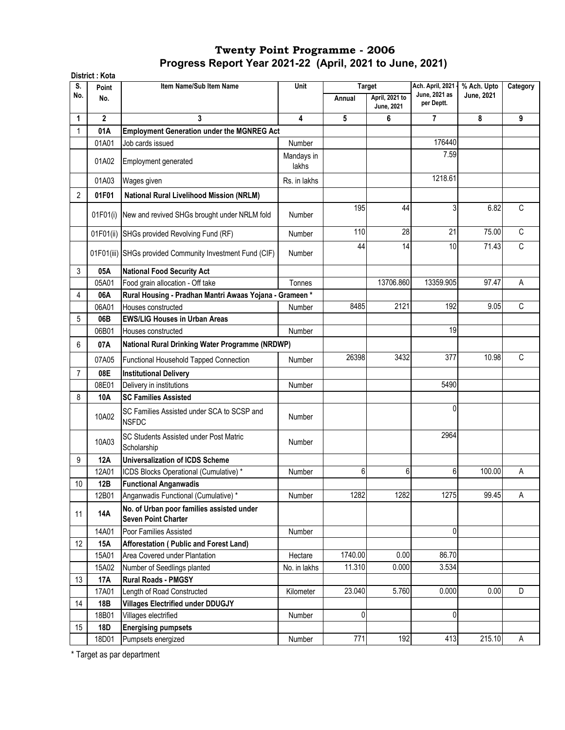# Twenty Point Programme - 2006

## Progress Report Year 2021-22 (April, 2021 to June, 2021)

**District : Kota**

| S. No. | Point No. | Item Name/Sub Item Name | Unit | Target | | Ach. April, 2021 - June, 2021 as per Deptt. | % Ach. Upto June, 2021 | Category |
|---|---|---|---|---|---|---|---|---|
| | | | | Annual | April, 2021 to June, 2021 | | | |
| 1 | 2 | 3 | 4 | 5 | 6 | 7 | 8 | 9 |
| 1 | **01A** | **Employment Generation under the MGNREG Act** | | | | | | |
| | 01A01 | Job cards issued | Number | | | 176440 | | |
| | 01A02 | Employment generated | Mandays in lakhs | | | 7.59 | | |
| | 01A03 | Wages given | Rs. in lakhs | | | 1218.61 | | |
| 2 | **01F01** | **National Rural Livelihood Mission (NRLM)** | | | | | | |
| | 01F01(i) | New and revived SHGs brought under NRLM fold | Number | 195 | 44 | 3 | 6.82 | C |
| | 01F01(ii) | SHGs provided Revolving Fund (RF) | Number | 110 | 28 | 21 | 75.00 | C |
| | 01F01(iii) | SHGs provided Community Investment Fund (CIF) | Number | 44 | 14 | 10 | 71.43 | C |
| 3 | **05A** | **National Food Security Act** | | | | | | |
| | 05A01 | Food grain allocation - Off take | Tonnes | | 13706.860 | 13359.905 | 97.47 | A |
| 4 | **06A** | **Rural Housing - Pradhan Mantri Awaas Yojana - Grameen *** | | | | | | |
| | 06A01 | Houses constructed | Number | 8485 | 2121 | 192 | 9.05 | C |
| 5 | **06B** | **EWS/LIG Houses in Urban Areas** | | | | | | |
| | 06B01 | Houses constructed | Number | | | 19 | | |
| 6 | **07A** | **National Rural Drinking Water Programme (NRDWP)** | | | | | | |
| | 07A05 | Functional Household Tapped Connection | Number | 26398 | 3432 | 377 | 10.98 | C |
| 7 | **08E** | **Institutional Delivery** | | | | | | |
| | 08E01 | Delivery in institutions | Number | | | 5490 | | |
| 8 | **10A** | **SC Families Assisted** | | | | | | |
| | 10A02 | SC Families Assisted under SCA to SCSP and NSFDC | Number | | | 0 | | |
| | 10A03 | SC Students Assisted under Post Matric Scholarship | Number | | | 2964 | | |
| 9 | **12A** | **Universalization of ICDS Scheme** | | | | | | |
| | 12A01 | ICDS Blocks Operational (Cumulative) * | Number | 6 | 6 | 6 | 100.00 | A |
| 10 | **12B** | **Functional Anganwadis** | | | | | | |
| | 12B01 | Anganwadis Functional (Cumulative) * | Number | 1282 | 1282 | 1275 | 99.45 | A |
| 11 | **14A** | **No. of Urban poor families assisted under Seven Point Charter** | | | | | | |
| | 14A01 | Poor Families Assisted | Number | | | 0 | | |
| 12 | **15A** | **Afforestation ( Public and Forest Land)** | | | | | | |
| | 15A01 | Area Covered under Plantation | Hectare | 1740.00 | 0.00 | 86.70 | | |
| | 15A02 | Number of Seedlings planted | No. in lakhs | 11.310 | 0.000 | 3.534 | | |
| 13 | **17A** | **Rural Roads - PMGSY** | | | | | | |
| | 17A01 | Length of Road Constructed | Kilometer | 23.040 | 5.760 | 0.000 | 0.00 | D |
| 14 | **18B** | **Villages Electrified under DDUGJY** | | | | | | |
| | 18B01 | Villages electrified | Number | 0 | | 0 | | |
| 15 | **18D** | **Energising pumpsets** | | | | | | |
| | 18D01 | Pumpsets energized | Number | 771 | 192 | 413 | 215.10 | A |

* Target as par department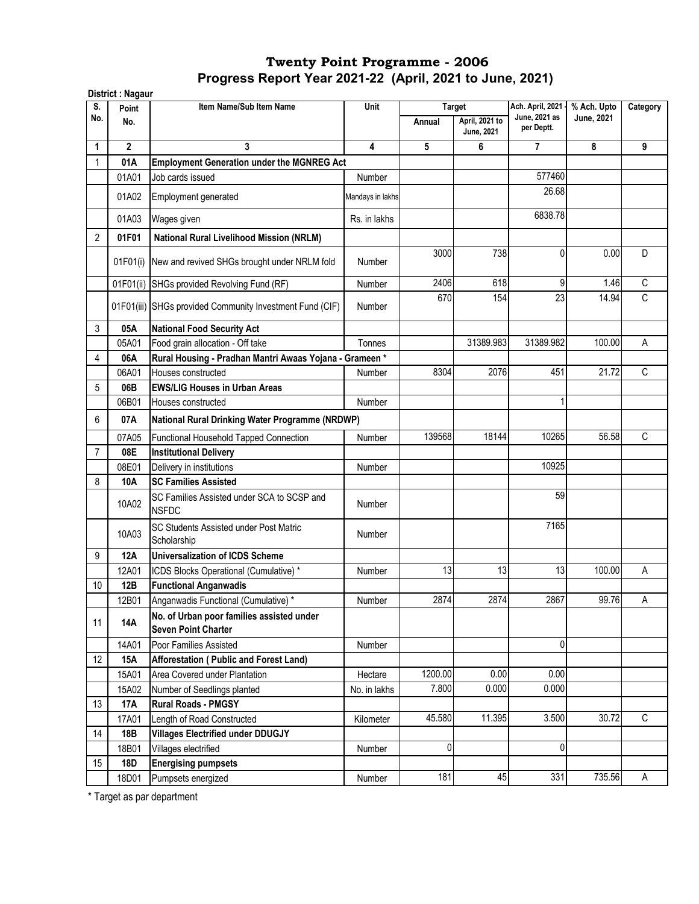# Twenty Point Programme - 2006

## Progress Report Year 2021-22 (April, 2021 to June, 2021)

**District : Nagaur**

| S. No. | Point No. | Item Name/Sub Item Name | Unit | Target Annual | Target April, 2021 to June, 2021 | Ach. April, 2021 - June, 2021 as per Deptt. | % Ach. Upto June, 2021 | Category |
|---|---|---|---|---|---|---|---|---|
| 1 | 2 | 3 | 4 | 5 | 6 | 7 | 8 | 9 |
| 1 | **01A** | **Employment Generation under the MGNREG Act** | | | | | | |
| | 01A01 | Job cards issued | Number | | | 577460 | | |
| | 01A02 | Employment generated | Mandays in lakhs | | | 26.68 | | |
| | 01A03 | Wages given | Rs. in lakhs | | | 6838.78 | | |
| 2 | **01F01** | **National Rural Livelihood Mission (NRLM)** | | | | | | |
| | 01F01(i) | New and revived SHGs brought under NRLM fold | Number | 3000 | 738 | 0 | 0.00 | D |
| | 01F01(ii) | SHGs provided Revolving Fund (RF) | Number | 2406 | 618 | 9 | 1.46 | C |
| | 01F01(iii) | SHGs provided Community Investment Fund (CIF) | Number | 670 | 154 | 23 | 14.94 | C |
| 3 | **05A** | **National Food Security Act** | | | | | | |
| | 05A01 | Food grain allocation - Off take | Tonnes | | 31389.983 | 31389.982 | 100.00 | A |
| 4 | **06A** | **Rural Housing - Pradhan Mantri Awaas Yojana - Grameen *** | | | | | | |
| | 06A01 | Houses constructed | Number | 8304 | 2076 | 451 | 21.72 | C |
| 5 | **06B** | **EWS/LIG Houses in Urban Areas** | | | | | | |
| | 06B01 | Houses constructed | Number | | | 1 | | |
| 6 | **07A** | **National Rural Drinking Water Programme (NRDWP)** | | | | | | |
| | 07A05 | Functional Household Tapped Connection | Number | 139568 | 18144 | 10265 | 56.58 | C |
| 7 | **08E** | **Institutional Delivery** | | | | | | |
| | 08E01 | Delivery in institutions | Number | | | 10925 | | |
| 8 | **10A** | **SC Families Assisted** | | | | | | |
| | 10A02 | SC Families Assisted under SCA to SCSP and NSFDC | Number | | | 59 | | |
| | 10A03 | SC Students Assisted under Post Matric Scholarship | Number | | | 7165 | | |
| 9 | **12A** | **Universalization of ICDS Scheme** | | | | | | |
| | 12A01 | ICDS Blocks Operational (Cumulative) * | Number | 13 | 13 | 13 | 100.00 | A |
| 10 | **12B** | **Functional Anganwadis** | | | | | | |
| | 12B01 | Anganwadis Functional (Cumulative) * | Number | 2874 | 2874 | 2867 | 99.76 | A |
| 11 | **14A** | **No. of Urban poor families assisted under Seven Point Charter** | | | | | | |
| | 14A01 | Poor Families Assisted | Number | | | 0 | | |
| 12 | **15A** | **Afforestation ( Public and Forest Land)** | | | | | | |
| | 15A01 | Area Covered under Plantation | Hectare | 1200.00 | 0.00 | 0.00 | | |
| | 15A02 | Number of Seedlings planted | No. in lakhs | 7.800 | 0.000 | 0.000 | | |
| 13 | **17A** | **Rural Roads - PMGSY** | | | | | | |
| | 17A01 | Length of Road Constructed | Kilometer | 45.580 | 11.395 | 3.500 | 30.72 | C |
| 14 | **18B** | **Villages Electrified under DDUGJY** | | | | | | |
| | 18B01 | Villages electrified | Number | 0 | | 0 | | |
| 15 | **18D** | **Energising pumpsets** | | | | | | |
| | 18D01 | Pumpsets energized | Number | 181 | 45 | 331 | 735.56 | A |

* Target as par department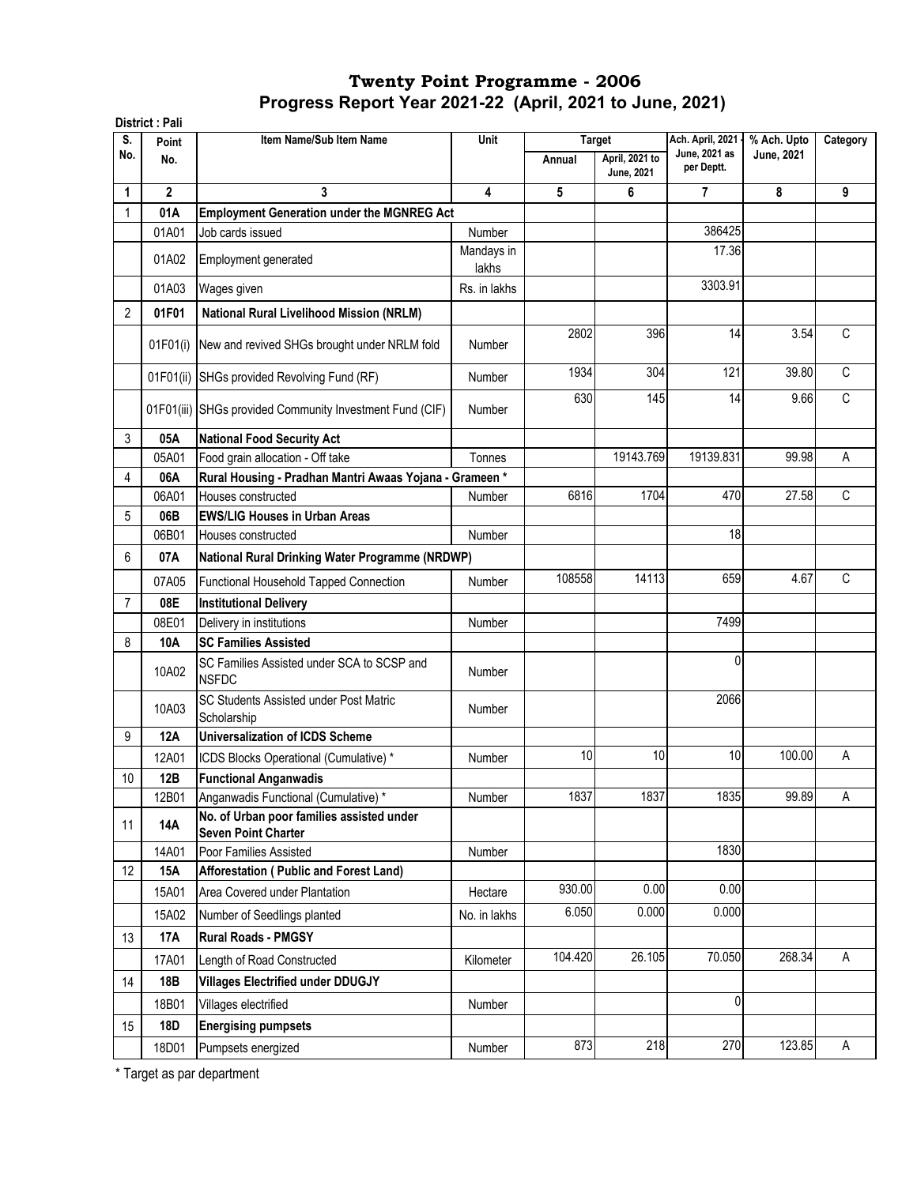# Twenty Point Programme - 2006

## Progress Report Year 2021-22 (April, 2021 to June, 2021)

**District : Pali**

| S. No. | Point No. | Item Name/Sub Item Name | Unit | Target | | Ach. April, 2021 - June, 2021 as per Deptt. | % Ach. Upto June, 2021 | Category |
|---|---|---|---|---|---|---|---|---|
| | | | | Annual | April, 2021 to June, 2021 | | | |
| 1 | 2 | 3 | 4 | 5 | 6 | 7 | 8 | 9 |
| 1 | **01A** | **Employment Generation under the MGNREG Act** | | | | | | |
| | 01A01 | Job cards issued | Number | | | 386425 | | |
| | 01A02 | Employment generated | Mandays in lakhs | | | 17.36 | | |
| | 01A03 | Wages given | Rs. in lakhs | | | 3303.91 | | |
| 2 | **01F01** | **National Rural Livelihood Mission (NRLM)** | | | | | | |
| | 01F01(i) | New and revived SHGs brought under NRLM fold | Number | 2802 | 396 | 14 | 3.54 | C |
| | 01F01(ii) | SHGs provided Revolving Fund (RF) | Number | 1934 | 304 | 121 | 39.80 | C |
| | 01F01(iii) | SHGs provided Community Investment Fund (CIF) | Number | 630 | 145 | 14 | 9.66 | C |
| 3 | **05A** | **National Food Security Act** | | | | | | |
| | 05A01 | Food grain allocation - Off take | Tonnes | | 19143.769 | 19139.831 | 99.98 | A |
| 4 | **06A** | **Rural Housing - Pradhan Mantri Awaas Yojana - Grameen *** | | | | | | |
| | 06A01 | Houses constructed | Number | 6816 | 1704 | 470 | 27.58 | C |
| 5 | **06B** | **EWS/LIG Houses in Urban Areas** | | | | | | |
| | 06B01 | Houses constructed | Number | | | 18 | | |
| 6 | **07A** | **National Rural Drinking Water Programme (NRDWP)** | | | | | | |
| | 07A05 | Functional Household Tapped Connection | Number | 108558 | 14113 | 659 | 4.67 | C |
| 7 | **08E** | **Institutional Delivery** | | | | | | |
| | 08E01 | Delivery in institutions | Number | | | 7499 | | |
| 8 | **10A** | **SC Families Assisted** | | | | | | |
| | 10A02 | SC Families Assisted under SCA to SCSP and NSFDC | Number | | | 0 | | |
| | 10A03 | SC Students Assisted under Post Matric Scholarship | Number | | | 2066 | | |
| 9 | **12A** | **Universalization of ICDS Scheme** | | | | | | |
| | 12A01 | ICDS Blocks Operational (Cumulative) * | Number | 10 | 10 | 10 | 100.00 | A |
| 10 | **12B** | **Functional Anganwadis** | | | | | | |
| | 12B01 | Anganwadis Functional (Cumulative) * | Number | 1837 | 1837 | 1835 | 99.89 | A |
| 11 | **14A** | **No. of Urban poor families assisted under Seven Point Charter** | | | | | | |
| | 14A01 | Poor Families Assisted | Number | | | 1830 | | |
| 12 | **15A** | **Afforestation ( Public and Forest Land)** | | | | | | |
| | 15A01 | Area Covered under Plantation | Hectare | 930.00 | 0.00 | 0.00 | | |
| | 15A02 | Number of Seedlings planted | No. in lakhs | 6.050 | 0.000 | 0.000 | | |
| 13 | **17A** | **Rural Roads - PMGSY** | | | | | | |
| | 17A01 | Length of Road Constructed | Kilometer | 104.420 | 26.105 | 70.050 | 268.34 | A |
| 14 | **18B** | **Villages Electrified under DDUGJY** | | | | | | |
| | 18B01 | Villages electrified | Number | | | 0 | | |
| 15 | **18D** | **Energising pumpsets** | | | | | | |
| | 18D01 | Pumpsets energized | Number | 873 | 218 | 270 | 123.85 | A |

* Target as par department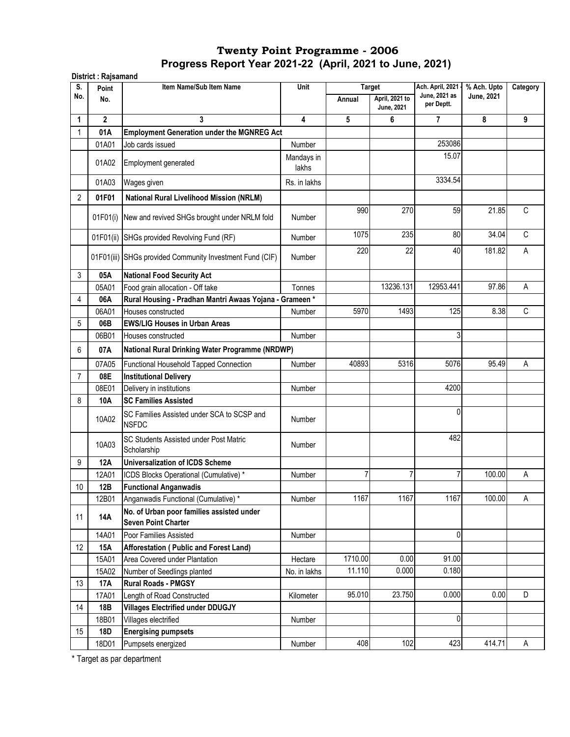# Twenty Point Programme - 2006
## Progress Report Year 2021-22 (April, 2021 to June, 2021)

**District : Rajsamand**

| S. No. | Point No. | Item Name/Sub Item Name | Unit | Target | | Ach. April, 2021 - June, 2021 as per Deptt. | % Ach. Upto June, 2021 | Category |
|---|---|---|---|---|---|---|---|---|
| | | | | Annual | April, 2021 to June, 2021 | | | |
| 1 | 2 | 3 | 4 | 5 | 6 | 7 | 8 | 9 |
| 1 | **01A** | **Employment Generation under the MGNREG Act** | | | | | | |
| | 01A01 | Job cards issued | Number | | | 253086 | | |
| | 01A02 | Employment generated | Mandays in lakhs | | | 15.07 | | |
| | 01A03 | Wages given | Rs. in lakhs | | | 3334.54 | | |
| 2 | **01F01** | **National Rural Livelihood Mission (NRLM)** | | | | | | |
| | 01F01(i) | New and revived SHGs brought under NRLM fold | Number | 990 | 270 | 59 | 21.85 | C |
| | 01F01(ii) | SHGs provided Revolving Fund (RF) | Number | 1075 | 235 | 80 | 34.04 | C |
| | 01F01(iii) | SHGs provided Community Investment Fund (CIF) | Number | 220 | 22 | 40 | 181.82 | A |
| 3 | **05A** | **National Food Security Act** | | | | | | |
| | 05A01 | Food grain allocation - Off take | Tonnes | | 13236.131 | 12953.441 | 97.86 | A |
| 4 | **06A** | **Rural Housing - Pradhan Mantri Awaas Yojana - Grameen *** | | | | | | |
| | 06A01 | Houses constructed | Number | 5970 | 1493 | 125 | 8.38 | C |
| 5 | **06B** | **EWS/LIG Houses in Urban Areas** | | | | | | |
| | 06B01 | Houses constructed | Number | | | 3 | | |
| 6 | **07A** | **National Rural Drinking Water Programme (NRDWP)** | | | | | | |
| | 07A05 | Functional Household Tapped Connection | Number | 40893 | 5316 | 5076 | 95.49 | A |
| 7 | **08E** | **Institutional Delivery** | | | | | | |
| | 08E01 | Delivery in institutions | Number | | | 4200 | | |
| 8 | **10A** | **SC Families Assisted** | | | | | | |
| | 10A02 | SC Families Assisted under SCA to SCSP and NSFDC | Number | | | 0 | | |
| | 10A03 | SC Students Assisted under Post Matric Scholarship | Number | | | 482 | | |
| 9 | **12A** | **Universalization of ICDS Scheme** | | | | | | |
| | 12A01 | ICDS Blocks Operational (Cumulative) * | Number | 7 | 7 | 7 | 100.00 | A |
| 10 | **12B** | **Functional Anganwadis** | | | | | | |
| | 12B01 | Anganwadis Functional (Cumulative) * | Number | 1167 | 1167 | 1167 | 100.00 | A |
| 11 | **14A** | **No. of Urban poor families assisted under Seven Point Charter** | | | | | | |
| | 14A01 | Poor Families Assisted | Number | | | 0 | | |
| 12 | **15A** | **Afforestation ( Public and Forest Land)** | | | | | | |
| | 15A01 | Area Covered under Plantation | Hectare | 1710.00 | 0.00 | 91.00 | | |
| | 15A02 | Number of Seedlings planted | No. in lakhs | 11.110 | 0.000 | 0.180 | | |
| 13 | **17A** | **Rural Roads - PMGSY** | | | | | | |
| | 17A01 | Length of Road Constructed | Kilometer | 95.010 | 23.750 | 0.000 | 0.00 | D |
| 14 | **18B** | **Villages Electrified under DDUGJY** | | | | | | |
| | 18B01 | Villages electrified | Number | | | 0 | | |
| 15 | **18D** | **Energising pumpsets** | | | | | | |
| | 18D01 | Pumpsets energized | Number | 408 | 102 | 423 | 414.71 | A |

\* Target as par department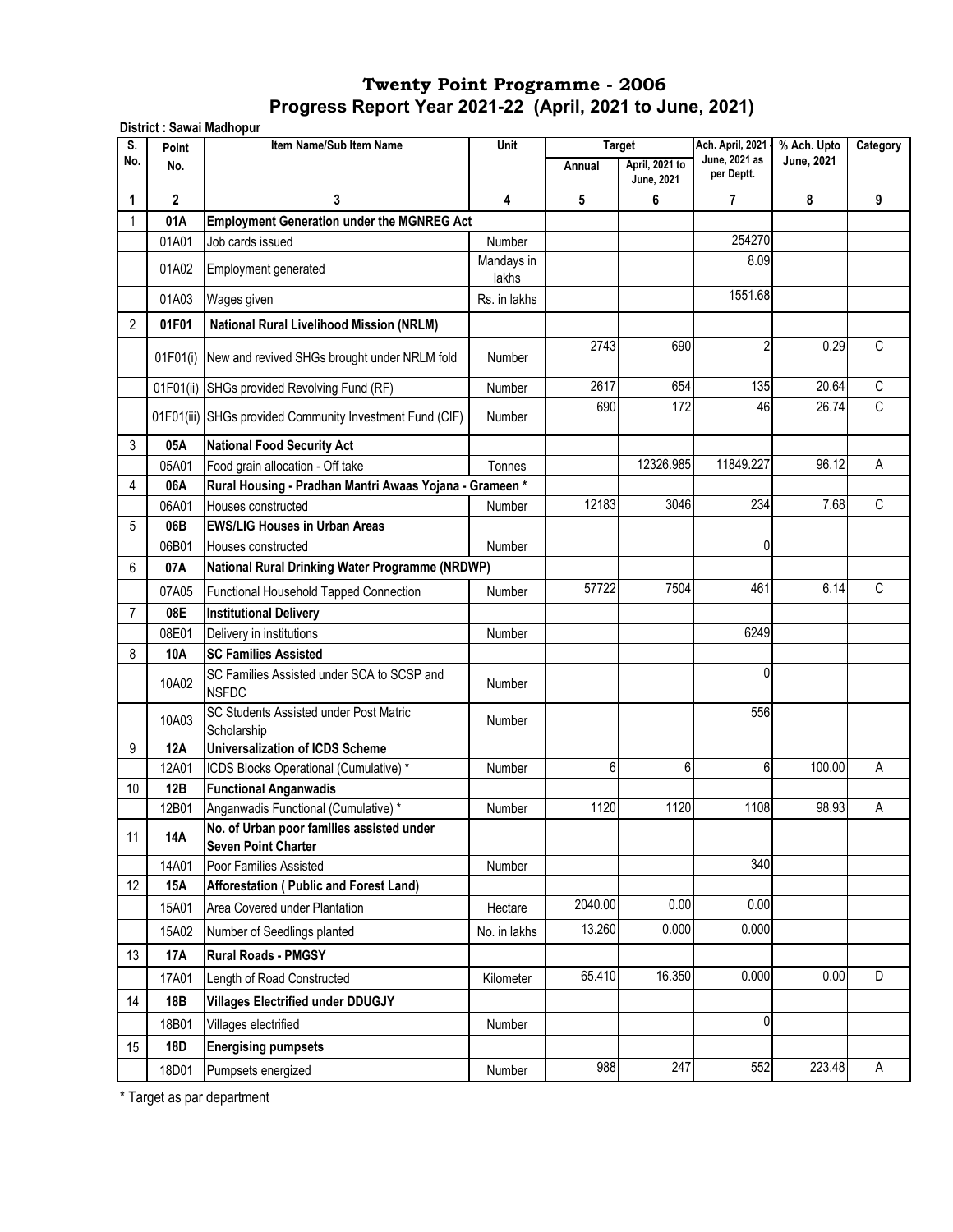# Twenty Point Programme - 2006

## Progress Report Year 2021-22 (April, 2021 to June, 2021)

**District : Sawai Madhopur**

| S. No. | Point No. | Item Name/Sub Item Name | Unit | Target | | Ach. April, 2021 - June, 2021 as per Deptt. | % Ach. Upto June, 2021 | Category |
|---|---|---|---|---|---|---|---|---|
| | | | | Annual | April, 2021 to June, 2021 | | | |
| 1 | 2 | 3 | 4 | 5 | 6 | 7 | 8 | 9 |
| 1 | **01A** | **Employment Generation under the MGNREG Act** | | | | | | |
| | 01A01 | Job cards issued | Number | | | 254270 | | |
| | 01A02 | Employment generated | Mandays in lakhs | | | 8.09 | | |
| | 01A03 | Wages given | Rs. in lakhs | | | 1551.68 | | |
| 2 | **01F01** | **National Rural Livelihood Mission (NRLM)** | | | | | | |
| | 01F01(i) | New and revived SHGs brought under NRLM fold | Number | 2743 | 690 | 2 | 0.29 | C |
| | 01F01(ii) | SHGs provided Revolving Fund (RF) | Number | 2617 | 654 | 135 | 20.64 | C |
| | 01F01(iii) | SHGs provided Community Investment Fund (CIF) | Number | 690 | 172 | 46 | 26.74 | C |
| 3 | **05A** | **National Food Security Act** | | | | | | |
| | 05A01 | Food grain allocation - Off take | Tonnes | | 12326.985 | 11849.227 | 96.12 | A |
| 4 | **06A** | **Rural Housing - Pradhan Mantri Awaas Yojana - Grameen *** | | | | | | |
| | 06A01 | Houses constructed | Number | 12183 | 3046 | 234 | 7.68 | C |
| 5 | **06B** | **EWS/LIG Houses in Urban Areas** | | | | | | |
| | 06B01 | Houses constructed | Number | | | 0 | | |
| 6 | **07A** | **National Rural Drinking Water Programme (NRDWP)** | | | | | | |
| | 07A05 | Functional Household Tapped Connection | Number | 57722 | 7504 | 461 | 6.14 | C |
| 7 | **08E** | **Institutional Delivery** | | | | | | |
| | 08E01 | Delivery in institutions | Number | | | 6249 | | |
| 8 | **10A** | **SC Families Assisted** | | | | | | |
| | 10A02 | SC Families Assisted under SCA to SCSP and NSFDC | Number | | | 0 | | |
| | 10A03 | SC Students Assisted under Post Matric Scholarship | Number | | | 556 | | |
| 9 | **12A** | **Universalization of ICDS Scheme** | | | | | | |
| | 12A01 | ICDS Blocks Operational (Cumulative) * | Number | 6 | 6 | 6 | 100.00 | A |
| 10 | **12B** | **Functional Anganwadis** | | | | | | |
| | 12B01 | Anganwadis Functional (Cumulative) * | Number | 1120 | 1120 | 1108 | 98.93 | A |
| 11 | **14A** | **No. of Urban poor families assisted under Seven Point Charter** | | | | | | |
| | 14A01 | Poor Families Assisted | Number | | | 340 | | |
| 12 | **15A** | **Afforestation ( Public and Forest Land)** | | | | | | |
| | 15A01 | Area Covered under Plantation | Hectare | 2040.00 | 0.00 | 0.00 | | |
| | 15A02 | Number of Seedlings planted | No. in lakhs | 13.260 | 0.000 | 0.000 | | |
| 13 | **17A** | **Rural Roads - PMGSY** | | | | | | |
| | 17A01 | Length of Road Constructed | Kilometer | 65.410 | 16.350 | 0.000 | 0.00 | D |
| 14 | **18B** | **Villages Electrified under DDUGJY** | | | | | | |
| | 18B01 | Villages electrified | Number | | | 0 | | |
| 15 | **18D** | **Energising pumpsets** | | | | | | |
| | 18D01 | Pumpsets energized | Number | 988 | 247 | 552 | 223.48 | A |

* Target as par department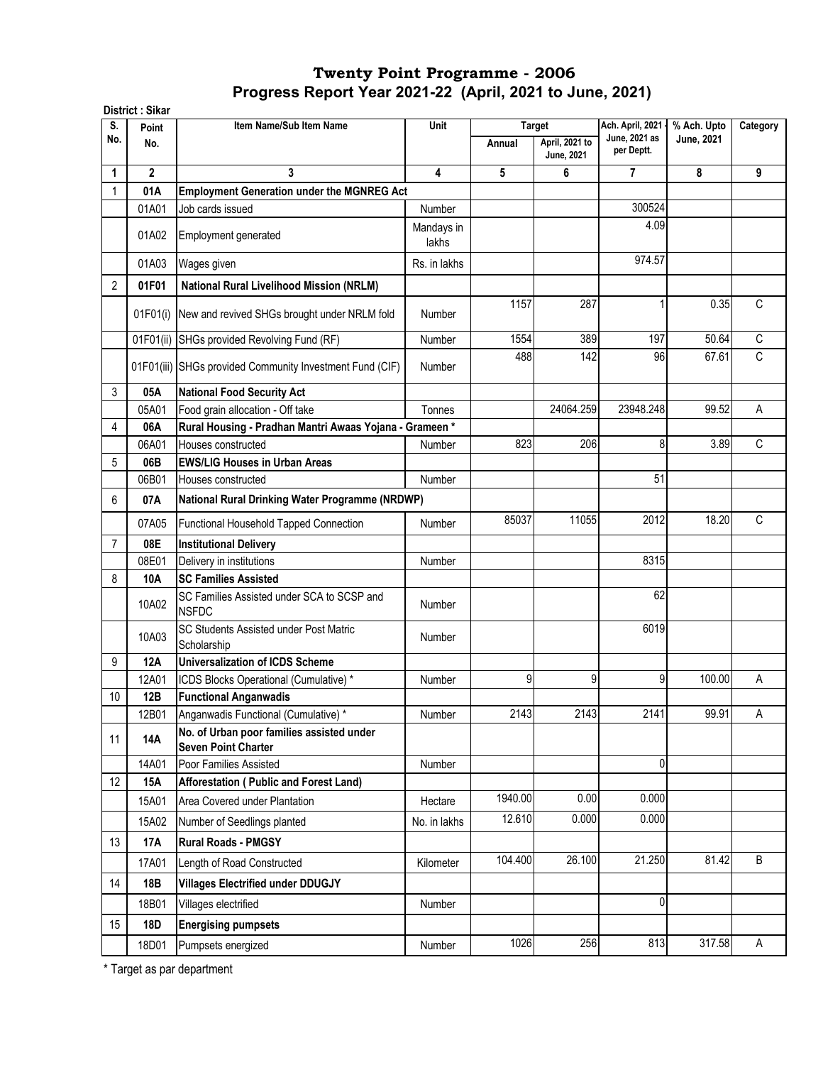# Twenty Point Programme - 2006

## Progress Report Year 2021-22 (April, 2021 to June, 2021)

**District : Sikar**

| S. No. | Point No. | Item Name/Sub Item Name | Unit | Target | | Ach. April, 2021 - June, 2021 as per Deptt. | % Ach. Upto June, 2021 | Category |
|---|---|---|---|---|---|---|---|---|
| | | | | Annual | April, 2021 to June, 2021 | | | |
| 1 | 2 | 3 | 4 | 5 | 6 | 7 | 8 | 9 |
| 1 | 01A | **Employment Generation under the MGNREG Act** | | | | | | |
| | 01A01 | Job cards issued | Number | | | 300524 | | |
| | 01A02 | Employment generated | Mandays in lakhs | | | 4.09 | | |
| | 01A03 | Wages given | Rs. in lakhs | | | 974.57 | | |
| 2 | 01F01 | **National Rural Livelihood Mission (NRLM)** | | | | | | |
| | 01F01(i) | New and revived SHGs brought under NRLM fold | Number | 1157 | 287 | 1 | 0.35 | C |
| | 01F01(ii) | SHGs provided Revolving Fund (RF) | Number | 1554 | 389 | 197 | 50.64 | C |
| | 01F01(iii) | SHGs provided Community Investment Fund (CIF) | Number | 488 | 142 | 96 | 67.61 | C |
| 3 | 05A | **National Food Security Act** | | | | | | |
| | 05A01 | Food grain allocation - Off take | Tonnes | | 24064.259 | 23948.248 | 99.52 | A |
| 4 | 06A | **Rural Housing - Pradhan Mantri Awaas Yojana - Grameen *** | | | | | | |
| | 06A01 | Houses constructed | Number | 823 | 206 | 8 | 3.89 | C |
| 5 | 06B | **EWS/LIG Houses in Urban Areas** | | | | | | |
| | 06B01 | Houses constructed | Number | | | 51 | | |
| 6 | 07A | **National Rural Drinking Water Programme (NRDWP)** | | | | | | |
| | 07A05 | Functional Household Tapped Connection | Number | 85037 | 11055 | 2012 | 18.20 | C |
| 7 | 08E | **Institutional Delivery** | | | | | | |
| | 08E01 | Delivery in institutions | Number | | | 8315 | | |
| 8 | 10A | **SC Families Assisted** | | | | | | |
| | 10A02 | SC Families Assisted under SCA to SCSP and NSFDC | Number | | | 62 | | |
| | 10A03 | SC Students Assisted under Post Matric Scholarship | Number | | | 6019 | | |
| 9 | 12A | **Universalization of ICDS Scheme** | | | | | | |
| | 12A01 | ICDS Blocks Operational (Cumulative) * | Number | 9 | 9 | 9 | 100.00 | A |
| 10 | 12B | **Functional Anganwadis** | | | | | | |
| | 12B01 | Anganwadis Functional (Cumulative) * | Number | 2143 | 2143 | 2141 | 99.91 | A |
| 11 | 14A | **No. of Urban poor families assisted under Seven Point Charter** | | | | | | |
| | 14A01 | Poor Families Assisted | Number | | | 0 | | |
| 12 | 15A | **Afforestation ( Public and Forest Land)** | | | | | | |
| | 15A01 | Area Covered under Plantation | Hectare | 1940.00 | 0.00 | 0.000 | | |
| | 15A02 | Number of Seedlings planted | No. in lakhs | 12.610 | 0.000 | 0.000 | | |
| 13 | 17A | **Rural Roads - PMGSY** | | | | | | |
| | 17A01 | Length of Road Constructed | Kilometer | 104.400 | 26.100 | 21.250 | 81.42 | B |
| 14 | 18B | **Villages Electrified under DDUGJY** | | | | | | |
| | 18B01 | Villages electrified | Number | | | 0 | | |
| 15 | 18D | **Energising pumpsets** | | | | | | |
| | 18D01 | Pumpsets energized | Number | 1026 | 256 | 813 | 317.58 | A |

\* Target as par department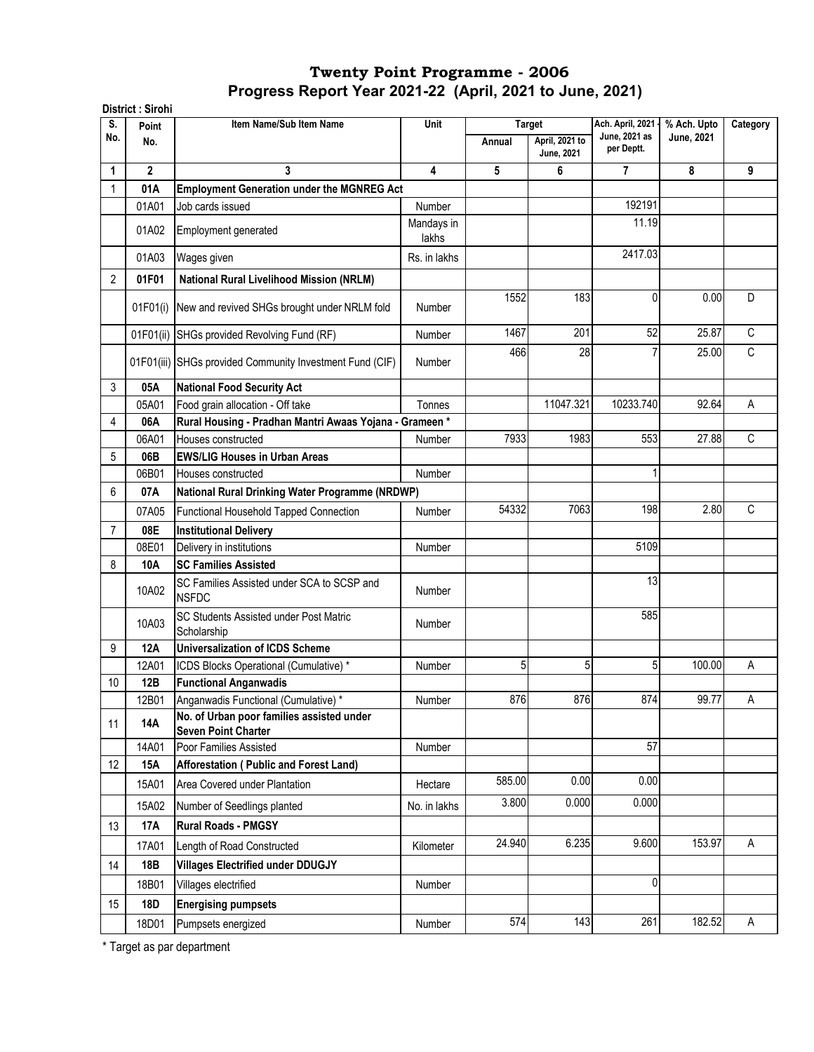# Twenty Point Programme - 2006

## Progress Report Year 2021-22 (April, 2021 to June, 2021)

**District : Sirohi**

| S. No. | Point No. | Item Name/Sub Item Name | Unit | Target | | Ach. April, 2021 - June, 2021 as per Deptt. | % Ach. Upto June, 2021 | Category |
|---|---|---|---|---|---|---|---|---|
| | | | | Annual | April, 2021 to June, 2021 | | | |
| 1 | 2 | 3 | 4 | 5 | 6 | 7 | 8 | 9 |
| 1 | **01A** | **Employment Generation under the MGNREG Act** | | | | | | |
| | 01A01 | Job cards issued | Number | | | 192191 | | |
| | 01A02 | Employment generated | Mandays in lakhs | | | 11.19 | | |
| | 01A03 | Wages given | Rs. in lakhs | | | 2417.03 | | |
| 2 | **01F01** | **National Rural Livelihood Mission (NRLM)** | | | | | | |
| | 01F01(i) | New and revived SHGs brought under NRLM fold | Number | 1552 | 183 | 0 | 0.00 | D |
| | 01F01(ii) | SHGs provided Revolving Fund (RF) | Number | 1467 | 201 | 52 | 25.87 | C |
| | 01F01(iii) | SHGs provided Community Investment Fund (CIF) | Number | 466 | 28 | 7 | 25.00 | C |
| 3 | **05A** | **National Food Security Act** | | | | | | |
| | 05A01 | Food grain allocation - Off take | Tonnes | | 11047.321 | 10233.740 | 92.64 | A |
| 4 | **06A** | **Rural Housing - Pradhan Mantri Awaas Yojana - Grameen *** | | | | | | |
| | 06A01 | Houses constructed | Number | 7933 | 1983 | 553 | 27.88 | C |
| 5 | **06B** | **EWS/LIG Houses in Urban Areas** | | | | | | |
| | 06B01 | Houses constructed | Number | | | 1 | | |
| 6 | **07A** | **National Rural Drinking Water Programme (NRDWP)** | | | | | | |
| | 07A05 | Functional Household Tapped Connection | Number | 54332 | 7063 | 198 | 2.80 | C |
| 7 | **08E** | **Institutional Delivery** | | | | | | |
| | 08E01 | Delivery in institutions | Number | | | 5109 | | |
| 8 | **10A** | **SC Families Assisted** | | | | | | |
| | 10A02 | SC Families Assisted under SCA to SCSP and NSFDC | Number | | | 13 | | |
| | 10A03 | SC Students Assisted under Post Matric Scholarship | Number | | | 585 | | |
| 9 | **12A** | **Universalization of ICDS Scheme** | | | | | | |
| | 12A01 | ICDS Blocks Operational (Cumulative) * | Number | 5 | 5 | 5 | 100.00 | A |
| 10 | **12B** | **Functional Anganwadis** | | | | | | |
| | 12B01 | Anganwadis Functional (Cumulative) * | Number | 876 | 876 | 874 | 99.77 | A |
| 11 | **14A** | **No. of Urban poor families assisted under Seven Point Charter** | | | | | | |
| | 14A01 | Poor Families Assisted | Number | | | 57 | | |
| 12 | **15A** | **Afforestation ( Public and Forest Land)** | | | | | | |
| | 15A01 | Area Covered under Plantation | Hectare | 585.00 | 0.00 | 0.00 | | |
| | 15A02 | Number of Seedlings planted | No. in lakhs | 3.800 | 0.000 | 0.000 | | |
| 13 | **17A** | **Rural Roads - PMGSY** | | | | | | |
| | 17A01 | Length of Road Constructed | Kilometer | 24.940 | 6.235 | 9.600 | 153.97 | A |
| 14 | **18B** | **Villages Electrified under DDUGJY** | | | | | | |
| | 18B01 | Villages electrified | Number | | | 0 | | |
| 15 | **18D** | **Energising pumpsets** | | | | | | |
| | 18D01 | Pumpsets energized | Number | 574 | 143 | 261 | 182.52 | A |

\* Target as par department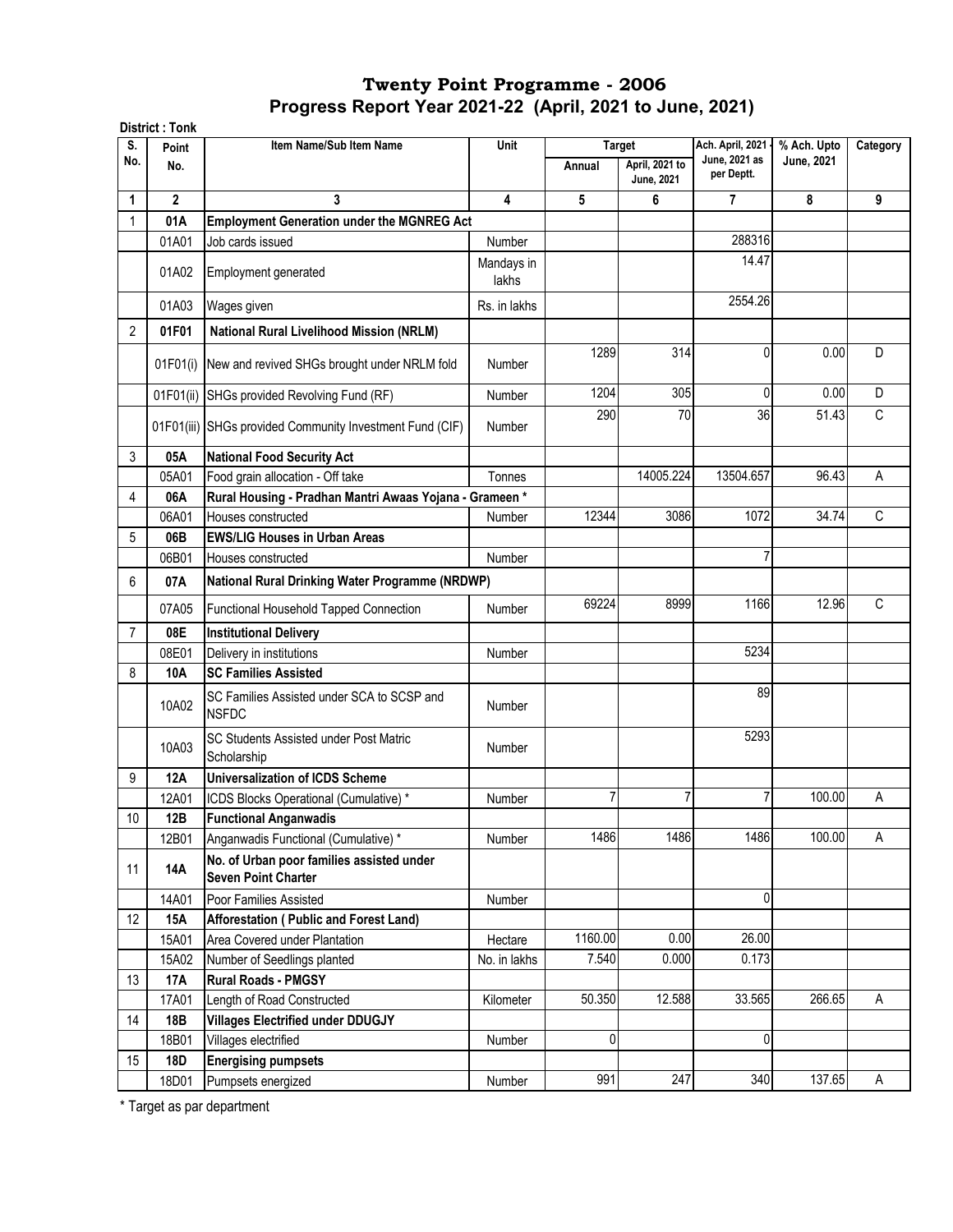# Twenty Point Programme - 2006

## Progress Report Year 2021-22 (April, 2021 to June, 2021)

**District : Tonk**

| S. No. | Point No. | Item Name/Sub Item Name | Unit | Target | | Ach. April, 2021 - June, 2021 as per Deptt. | % Ach. Upto June, 2021 | Category |
|---|---|---|---|---|---|---|---|---|
| | | | | Annual | April, 2021 to June, 2021 | | | |
| 1 | 2 | 3 | 4 | 5 | 6 | 7 | 8 | 9 |
| 1 | **01A** | **Employment Generation under the MGNREG Act** | | | | | | |
| | 01A01 | Job cards issued | Number | | | 288316 | | |
| | 01A02 | Employment generated | Mandays in lakhs | | | 14.47 | | |
| | 01A03 | Wages given | Rs. in lakhs | | | 2554.26 | | |
| 2 | **01F01** | **National Rural Livelihood Mission (NRLM)** | | | | | | |
| | 01F01(i) | New and revived SHGs brought under NRLM fold | Number | 1289 | 314 | 0 | 0.00 | D |
| | 01F01(ii) | SHGs provided Revolving Fund (RF) | Number | 1204 | 305 | 0 | 0.00 | D |
| | 01F01(iii) | SHGs provided Community Investment Fund (CIF) | Number | 290 | 70 | 36 | 51.43 | C |
| 3 | **05A** | **National Food Security Act** | | | | | | |
| | 05A01 | Food grain allocation - Off take | Tonnes | | 14005.224 | 13504.657 | 96.43 | A |
| 4 | **06A** | **Rural Housing - Pradhan Mantri Awaas Yojana - Grameen *** | | | | | | |
| | 06A01 | Houses constructed | Number | 12344 | 3086 | 1072 | 34.74 | C |
| 5 | **06B** | **EWS/LIG Houses in Urban Areas** | | | | | | |
| | 06B01 | Houses constructed | Number | | | 7 | | |
| 6 | **07A** | **National Rural Drinking Water Programme (NRDWP)** | | | | | | |
| | 07A05 | Functional Household Tapped Connection | Number | 69224 | 8999 | 1166 | 12.96 | C |
| 7 | **08E** | **Institutional Delivery** | | | | | | |
| | 08E01 | Delivery in institutions | Number | | | 5234 | | |
| 8 | **10A** | **SC Families Assisted** | | | | | | |
| | 10A02 | SC Families Assisted under SCA to SCSP and NSFDC | Number | | | 89 | | |
| | 10A03 | SC Students Assisted under Post Matric Scholarship | Number | | | 5293 | | |
| 9 | **12A** | **Universalization of ICDS Scheme** | | | | | | |
| | 12A01 | ICDS Blocks Operational (Cumulative) * | Number | 7 | 7 | 7 | 100.00 | A |
| 10 | **12B** | **Functional Anganwadis** | | | | | | |
| | 12B01 | Anganwadis Functional (Cumulative) * | Number | 1486 | 1486 | 1486 | 100.00 | A |
| 11 | **14A** | **No. of Urban poor families assisted under Seven Point Charter** | | | | | | |
| | 14A01 | Poor Families Assisted | Number | | | 0 | | |
| 12 | **15A** | **Afforestation ( Public and Forest Land)** | | | | | | |
| | 15A01 | Area Covered under Plantation | Hectare | 1160.00 | 0.00 | 26.00 | | |
| | 15A02 | Number of Seedlings planted | No. in lakhs | 7.540 | 0.000 | 0.173 | | |
| 13 | **17A** | **Rural Roads - PMGSY** | | | | | | |
| | 17A01 | Length of Road Constructed | Kilometer | 50.350 | 12.588 | 33.565 | 266.65 | A |
| 14 | **18B** | **Villages Electrified under DDUGJY** | | | | | | |
| | 18B01 | Villages electrified | Number | 0 | | 0 | | |
| 15 | **18D** | **Energising pumpsets** | | | | | | |
| | 18D01 | Pumpsets energized | Number | 991 | 247 | 340 | 137.65 | A |

* Target as par department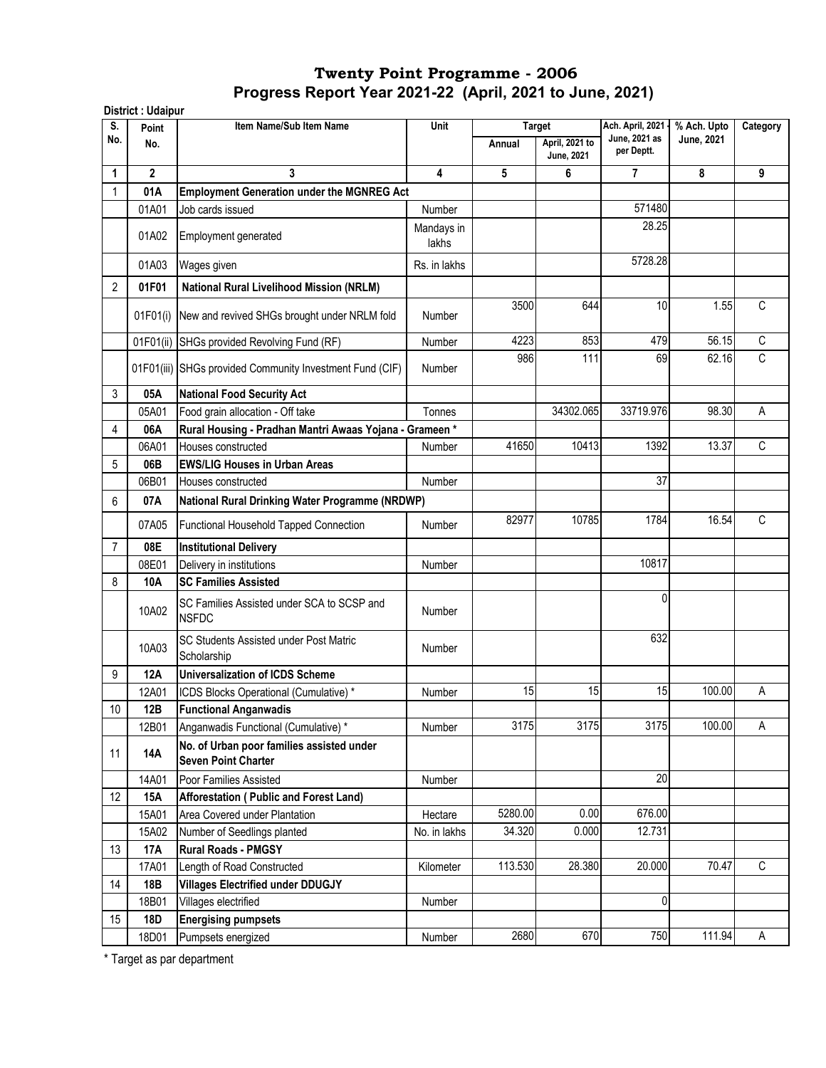# Twenty Point Programme - 2006

## Progress Report Year 2021-22 (April, 2021 to June, 2021)

**District : Udaipur**

| S. No. | Point No. | Item Name/Sub Item Name | Unit | Target | | Ach. April, 2021 - June, 2021 as per Deptt. | % Ach. Upto June, 2021 | Category |
|---|---|---|---|---|---|---|---|---|
| | | | | Annual | April, 2021 to June, 2021 | | | |
| 1 | 2 | 3 | 4 | 5 | 6 | 7 | 8 | 9 |
| 1 | **01A** | **Employment Generation under the MGNREG Act** | | | | | | |
| | 01A01 | Job cards issued | Number | | | 571480 | | |
| | 01A02 | Employment generated | Mandays in lakhs | | | 28.25 | | |
| | 01A03 | Wages given | Rs. in lakhs | | | 5728.28 | | |
| 2 | **01F01** | **National Rural Livelihood Mission (NRLM)** | | | | | | |
| | 01F01(i) | New and revived SHGs brought under NRLM fold | Number | 3500 | 644 | 10 | 1.55 | C |
| | 01F01(ii) | SHGs provided Revolving Fund (RF) | Number | 4223 | 853 | 479 | 56.15 | C |
| | 01F01(iii) | SHGs provided Community Investment Fund (CIF) | Number | 986 | 111 | 69 | 62.16 | C |
| 3 | **05A** | **National Food Security Act** | | | | | | |
| | 05A01 | Food grain allocation - Off take | Tonnes | | 34302.065 | 33719.976 | 98.30 | A |
| 4 | **06A** | **Rural Housing - Pradhan Mantri Awaas Yojana - Grameen *** | | | | | | |
| | 06A01 | Houses constructed | Number | 41650 | 10413 | 1392 | 13.37 | C |
| 5 | **06B** | **EWS/LIG Houses in Urban Areas** | | | | | | |
| | 06B01 | Houses constructed | Number | | | 37 | | |
| 6 | **07A** | **National Rural Drinking Water Programme (NRDWP)** | | | | | | |
| | 07A05 | Functional Household Tapped Connection | Number | 82977 | 10785 | 1784 | 16.54 | C |
| 7 | **08E** | **Institutional Delivery** | | | | | | |
| | 08E01 | Delivery in institutions | Number | | | 10817 | | |
| 8 | **10A** | **SC Families Assisted** | | | | | | |
| | 10A02 | SC Families Assisted under SCA to SCSP and NSFDC | Number | | | 0 | | |
| | 10A03 | SC Students Assisted under Post Matric Scholarship | Number | | | 632 | | |
| 9 | **12A** | **Universalization of ICDS Scheme** | | | | | | |
| | 12A01 | ICDS Blocks Operational (Cumulative) * | Number | 15 | 15 | 15 | 100.00 | A |
| 10 | **12B** | **Functional Anganwadis** | | | | | | |
| | 12B01 | Anganwadis Functional (Cumulative) * | Number | 3175 | 3175 | 3175 | 100.00 | A |
| 11 | **14A** | **No. of Urban poor families assisted under Seven Point Charter** | | | | | | |
| | 14A01 | Poor Families Assisted | Number | | | 20 | | |
| 12 | **15A** | **Afforestation ( Public and Forest Land)** | | | | | | |
| | 15A01 | Area Covered under Plantation | Hectare | 5280.00 | 0.00 | 676.00 | | |
| | 15A02 | Number of Seedlings planted | No. in lakhs | 34.320 | 0.000 | 12.731 | | |
| 13 | **17A** | **Rural Roads - PMGSY** | | | | | | |
| | 17A01 | Length of Road Constructed | Kilometer | 113.530 | 28.380 | 20.000 | 70.47 | C |
| 14 | **18B** | **Villages Electrified under DDUGJY** | | | | | | |
| | 18B01 | Villages electrified | Number | | | 0 | | |
| 15 | **18D** | **Energising pumpsets** | | | | | | |
| | 18D01 | Pumpsets energized | Number | 2680 | 670 | 750 | 111.94 | A |

* Target as par department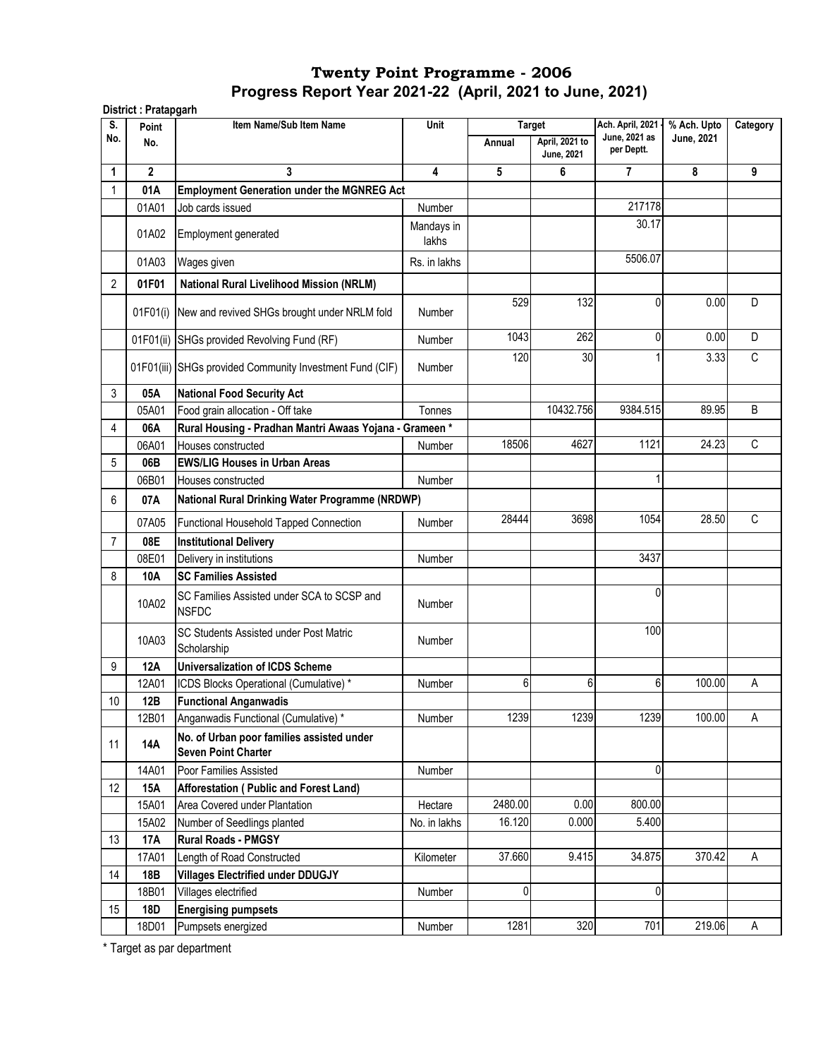# Twenty Point Programme - 2006

## Progress Report Year 2021-22 (April, 2021 to June, 2021)

**District : Pratapgarh**

| S. No. | Point No. | Item Name/Sub Item Name | Unit | Target | | Ach. April, 2021 - June, 2021 as per Deptt. | % Ach. Upto June, 2021 | Category |
|---|---|---|---|---|---|---|---|---|
| | | | | Annual | April, 2021 to June, 2021 | | | |
| 1 | 2 | 3 | 4 | 5 | 6 | 7 | 8 | 9 |
| 1 | **01A** | **Employment Generation under the MGNREG Act** | | | | | | |
| | 01A01 | Job cards issued | Number | | | 217178 | | |
| | 01A02 | Employment generated | Mandays in lakhs | | | 30.17 | | |
| | 01A03 | Wages given | Rs. in lakhs | | | 5506.07 | | |
| 2 | **01F01** | **National Rural Livelihood Mission (NRLM)** | | | | | | |
| | 01F01(i) | New and revived SHGs brought under NRLM fold | Number | 529 | 132 | 0 | 0.00 | D |
| | 01F01(ii) | SHGs provided Revolving Fund (RF) | Number | 1043 | 262 | 0 | 0.00 | D |
| | 01F01(iii) | SHGs provided Community Investment Fund (CIF) | Number | 120 | 30 | 1 | 3.33 | C |
| 3 | **05A** | **National Food Security Act** | | | | | | |
| | 05A01 | Food grain allocation - Off take | Tonnes | | 10432.756 | 9384.515 | 89.95 | B |
| 4 | **06A** | **Rural Housing - Pradhan Mantri Awaas Yojana - Grameen *** | | | | | | |
| | 06A01 | Houses constructed | Number | 18506 | 4627 | 1121 | 24.23 | C |
| 5 | **06B** | **EWS/LIG Houses in Urban Areas** | | | | | | |
| | 06B01 | Houses constructed | Number | | | 1 | | |
| 6 | **07A** | **National Rural Drinking Water Programme (NRDWP)** | | | | | | |
| | 07A05 | Functional Household Tapped Connection | Number | 28444 | 3698 | 1054 | 28.50 | C |
| 7 | **08E** | **Institutional Delivery** | | | | | | |
| | 08E01 | Delivery in institutions | Number | | | 3437 | | |
| 8 | **10A** | **SC Families Assisted** | | | | | | |
| | 10A02 | SC Families Assisted under SCA to SCSP and NSFDC | Number | | | 0 | | |
| | 10A03 | SC Students Assisted under Post Matric Scholarship | Number | | | 100 | | |
| 9 | **12A** | **Universalization of ICDS Scheme** | | | | | | |
| | 12A01 | ICDS Blocks Operational (Cumulative) * | Number | 6 | 6 | 6 | 100.00 | A |
| 10 | **12B** | **Functional Anganwadis** | | | | | | |
| | 12B01 | Anganwadis Functional (Cumulative) * | Number | 1239 | 1239 | 1239 | 100.00 | A |
| 11 | **14A** | **No. of Urban poor families assisted under Seven Point Charter** | | | | | | |
| | 14A01 | Poor Families Assisted | Number | | | 0 | | |
| 12 | **15A** | **Afforestation ( Public and Forest Land)** | | | | | | |
| | 15A01 | Area Covered under Plantation | Hectare | 2480.00 | 0.00 | 800.00 | | |
| | 15A02 | Number of Seedlings planted | No. in lakhs | 16.120 | 0.000 | 5.400 | | |
| 13 | **17A** | **Rural Roads - PMGSY** | | | | | | |
| | 17A01 | Length of Road Constructed | Kilometer | 37.660 | 9.415 | 34.875 | 370.42 | A |
| 14 | **18B** | **Villages Electrified under DDUGJY** | | | | | | |
| | 18B01 | Villages electrified | Number | 0 | | 0 | | |
| 15 | **18D** | **Energising pumpsets** | | | | | | |
| | 18D01 | Pumpsets energized | Number | 1281 | 320 | 701 | 219.06 | A |

\* Target as par department